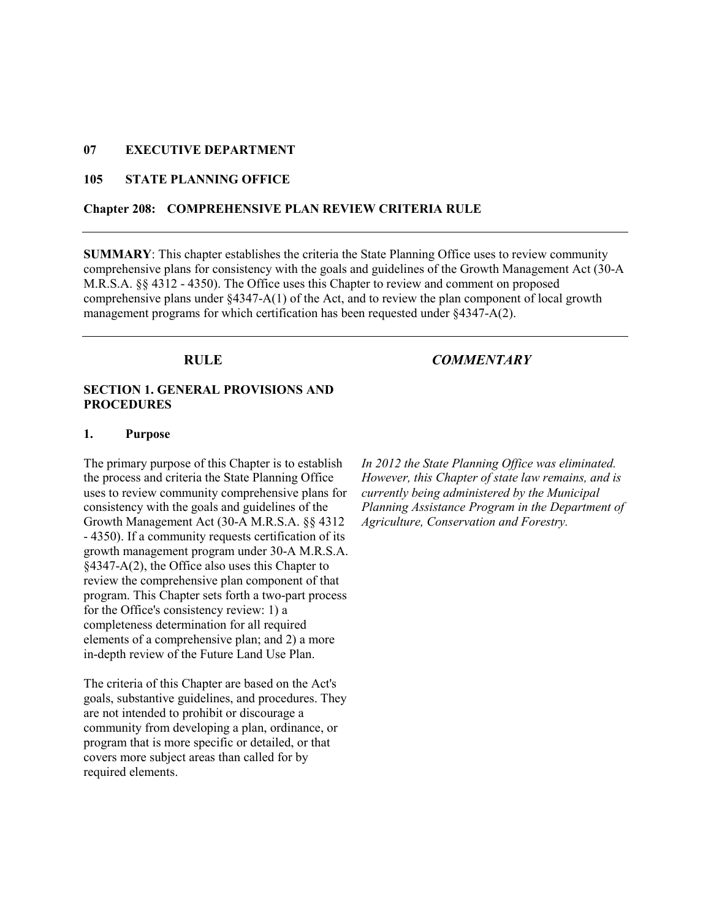**07 EXECUTIVE DEPARTMENT**

**105 STATE PLANNING OFFICE**

**Chapter 208: COMPREHENSIVE PLAN REVIEW CRITERIA RULE**

---

**SUMMARY**: This chapter establishes the criteria the State Planning Office uses to review community comprehensive plans for consistency with the goals and guidelines of the Growth Management Act (30-A M.R.S.A. §§ 4312 - 4350). The Office uses this Chapter to review and comment on proposed comprehensive plans under §4347-A(1) of the Act, and to review the plan component of local growth management programs for which certification has been requested under §4347-A(2).

---

**RULE**

*COMMENTARY*

## SECTION 1. GENERAL PROVISIONS AND PROCEDURES

### 1. Purpose

The primary purpose of this Chapter is to establish the process and criteria the State Planning Office uses to review community comprehensive plans for consistency with the goals and guidelines of the Growth Management Act (30-A M.R.S.A. §§ 4312 - 4350). If a community requests certification of its growth management program under 30-A M.R.S.A. §4347-A(2), the Office also uses this Chapter to review the comprehensive plan component of that program. This Chapter sets forth a two-part process for the Office's consistency review: 1) a completeness determination for all required elements of a comprehensive plan; and 2) a more in-depth review of the Future Land Use Plan.

*In 2012 the State Planning Office was eliminated. However, this Chapter of state law remains, and is currently being administered by the Municipal Planning Assistance Program in the Department of Agriculture, Conservation and Forestry.*

The criteria of this Chapter are based on the Act's goals, substantive guidelines, and procedures. They are not intended to prohibit or discourage a community from developing a plan, ordinance, or program that is more specific or detailed, or that covers more subject areas than called for by required elements.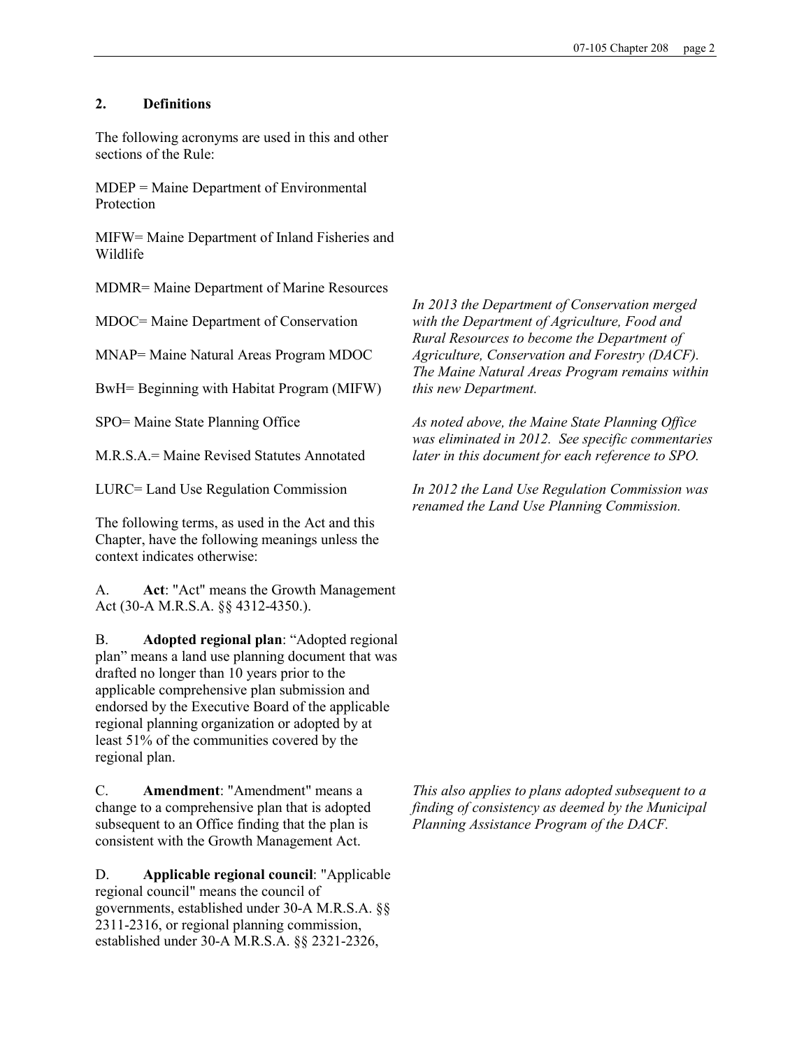## 2. Definitions

The following acronyms are used in this and other sections of the Rule:

MDEP = Maine Department of Environmental Protection

MIFW= Maine Department of Inland Fisheries and Wildlife

MDMR= Maine Department of Marine Resources

MDOC= Maine Department of Conservation

MNAP= Maine Natural Areas Program MDOC

BwH= Beginning with Habitat Program (MIFW)

*In 2013 the Department of Conservation merged with the Department of Agriculture, Food and Rural Resources to become the Department of Agriculture, Conservation and Forestry (DACF). The Maine Natural Areas Program remains within this new Department.*

SPO= Maine State Planning Office

M.R.S.A.= Maine Revised Statutes Annotated

*As noted above, the Maine State Planning Office was eliminated in 2012. See specific commentaries later in this document for each reference to SPO.*

LURC= Land Use Regulation Commission

*In 2012 the Land Use Regulation Commission was renamed the Land Use Planning Commission.*

The following terms, as used in the Act and this Chapter, have the following meanings unless the context indicates otherwise:

A. **Act**: "Act" means the Growth Management Act (30-A M.R.S.A. §§ 4312-4350.).

B. **Adopted regional plan**: "Adopted regional plan" means a land use planning document that was drafted no longer than 10 years prior to the applicable comprehensive plan submission and endorsed by the Executive Board of the applicable regional planning organization or adopted by at least 51% of the communities covered by the regional plan.

C. **Amendment**: "Amendment" means a change to a comprehensive plan that is adopted subsequent to an Office finding that the plan is consistent with the Growth Management Act.

*This also applies to plans adopted subsequent to a finding of consistency as deemed by the Municipal Planning Assistance Program of the DACF.*

D. **Applicable regional council**: "Applicable regional council" means the council of governments, established under 30-A M.R.S.A. §§ 2311-2316, or regional planning commission, established under 30-A M.R.S.A. §§ 2321-2326,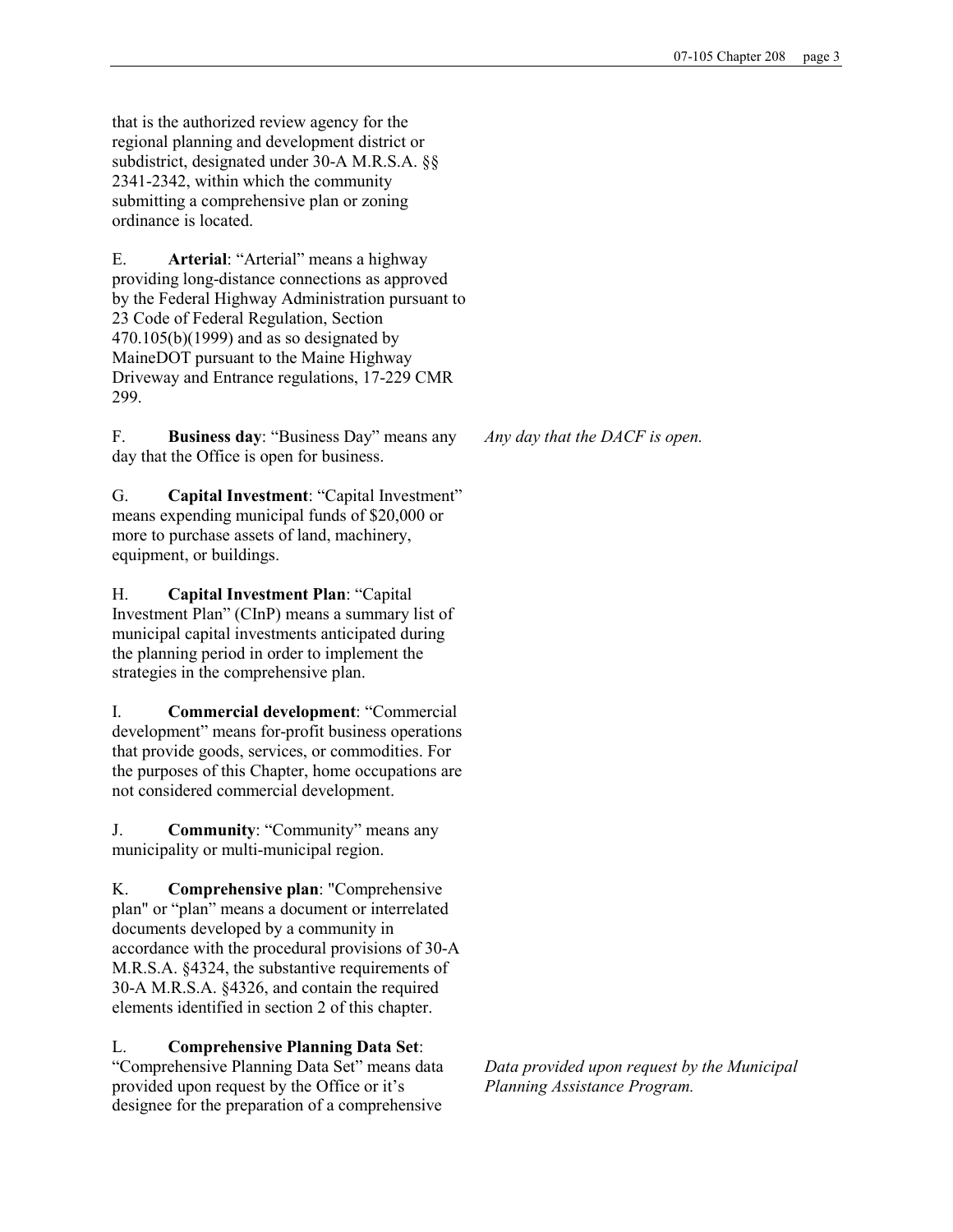that is the authorized review agency for the regional planning and development district or subdistrict, designated under 30-A M.R.S.A. §§ 2341-2342, within which the community submitting a comprehensive plan or zoning ordinance is located.

E. **Arterial**: "Arterial" means a highway providing long-distance connections as approved by the Federal Highway Administration pursuant to 23 Code of Federal Regulation, Section 470.105(b)(1999) and as so designated by MaineDOT pursuant to the Maine Highway Driveway and Entrance regulations, 17-229 CMR 299.

F. **Business day**: "Business Day" means any day that the Office is open for business.

*Any day that the DACF is open.*

G. **Capital Investment**: "Capital Investment" means expending municipal funds of $20,000 or more to purchase assets of land, machinery, equipment, or buildings.

H. **Capital Investment Plan**: "Capital Investment Plan" (CInP) means a summary list of municipal capital investments anticipated during the planning period in order to implement the strategies in the comprehensive plan.

I. **Commercial development**: "Commercial development" means for-profit business operations that provide goods, services, or commodities. For the purposes of this Chapter, home occupations are not considered commercial development.

J. **Community**: "Community" means any municipality or multi-municipal region.

K. **Comprehensive plan**: "Comprehensive plan" or "plan" means a document or interrelated documents developed by a community in accordance with the procedural provisions of 30-A M.R.S.A. §4324, the substantive requirements of 30-A M.R.S.A. §4326, and contain the required elements identified in section 2 of this chapter.

L. **Comprehensive Planning Data Set**: "Comprehensive Planning Data Set" means data provided upon request by the Office or it's designee for the preparation of a comprehensive

*Data provided upon request by the Municipal Planning Assistance Program.*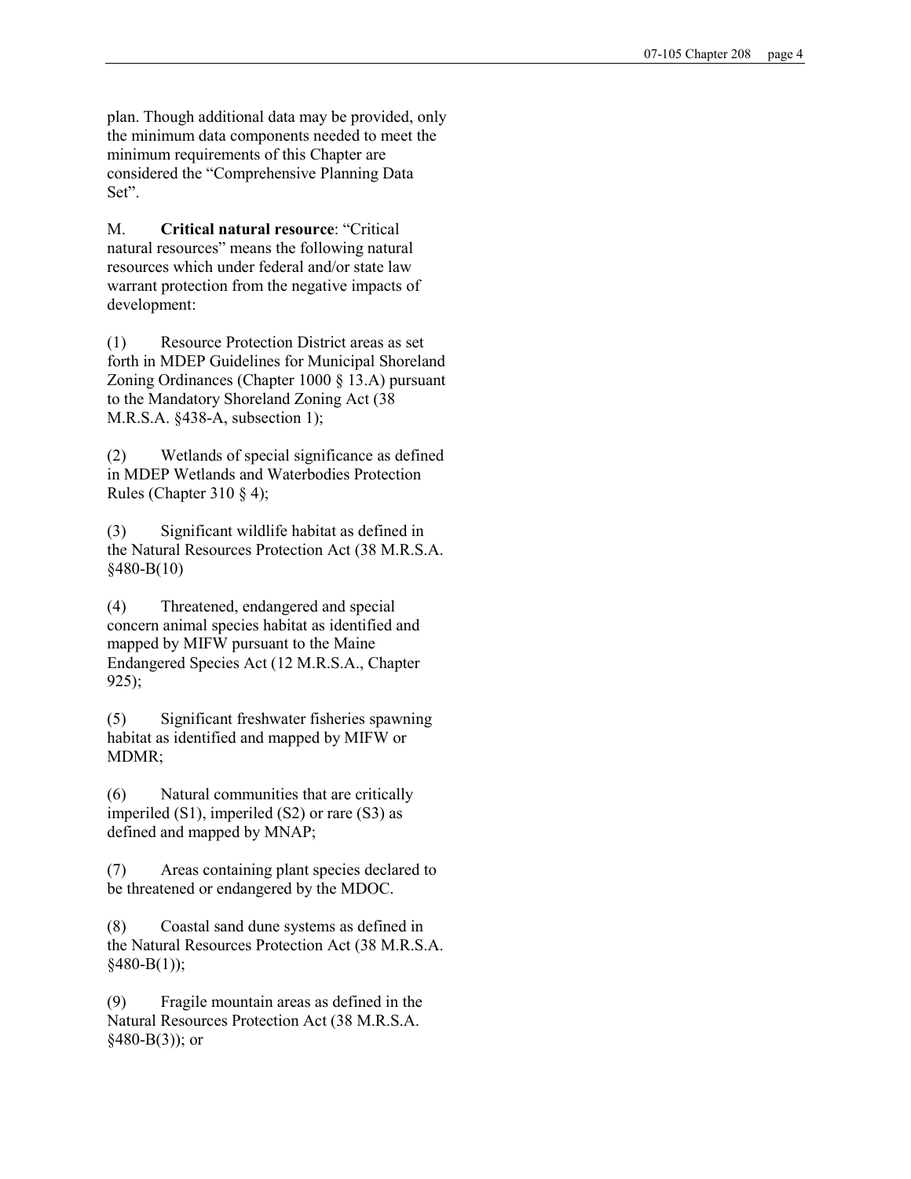plan. Though additional data may be provided, only the minimum data components needed to meet the minimum requirements of this Chapter are considered the "Comprehensive Planning Data Set".

M. **Critical natural resource**: "Critical natural resources" means the following natural resources which under federal and/or state law warrant protection from the negative impacts of development:

(1) Resource Protection District areas as set forth in MDEP Guidelines for Municipal Shoreland Zoning Ordinances (Chapter 1000 § 13.A) pursuant to the Mandatory Shoreland Zoning Act (38 M.R.S.A. §438-A, subsection 1);

(2) Wetlands of special significance as defined in MDEP Wetlands and Waterbodies Protection Rules (Chapter 310 § 4);

(3) Significant wildlife habitat as defined in the Natural Resources Protection Act (38 M.R.S.A. §480-B(10)

(4) Threatened, endangered and special concern animal species habitat as identified and mapped by MIFW pursuant to the Maine Endangered Species Act (12 M.R.S.A., Chapter 925);

(5) Significant freshwater fisheries spawning habitat as identified and mapped by MIFW or MDMR;

(6) Natural communities that are critically imperiled (S1), imperiled (S2) or rare (S3) as defined and mapped by MNAP;

(7) Areas containing plant species declared to be threatened or endangered by the MDOC.

(8) Coastal sand dune systems as defined in the Natural Resources Protection Act (38 M.R.S.A. §480-B(1));

(9) Fragile mountain areas as defined in the Natural Resources Protection Act (38 M.R.S.A. §480-B(3)); or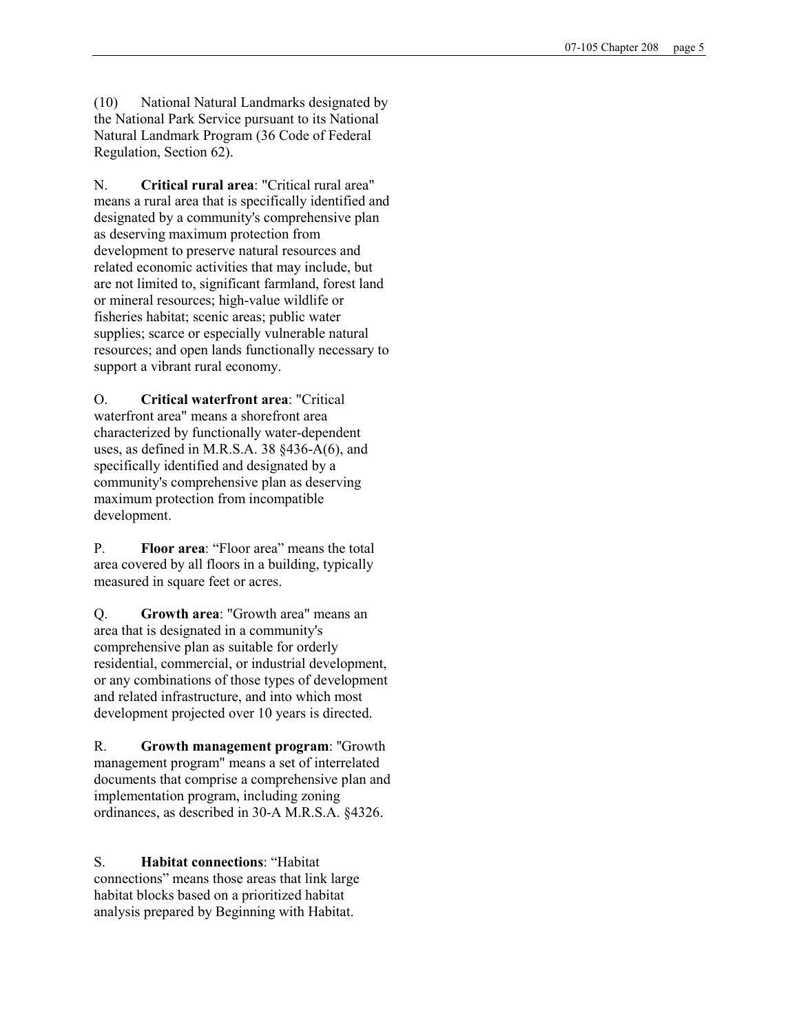(10) National Natural Landmarks designated by the National Park Service pursuant to its National Natural Landmark Program (36 Code of Federal Regulation, Section 62).

N. **Critical rural area**: "Critical rural area" means a rural area that is specifically identified and designated by a community's comprehensive plan as deserving maximum protection from development to preserve natural resources and related economic activities that may include, but are not limited to, significant farmland, forest land or mineral resources; high-value wildlife or fisheries habitat; scenic areas; public water supplies; scarce or especially vulnerable natural resources; and open lands functionally necessary to support a vibrant rural economy.

O. **Critical waterfront area**: "Critical waterfront area" means a shorefront area characterized by functionally water-dependent uses, as defined in M.R.S.A. 38 §436-A(6), and specifically identified and designated by a community's comprehensive plan as deserving maximum protection from incompatible development.

P. **Floor area**: "Floor area" means the total area covered by all floors in a building, typically measured in square feet or acres.

Q. **Growth area**: "Growth area" means an area that is designated in a community's comprehensive plan as suitable for orderly residential, commercial, or industrial development, or any combinations of those types of development and related infrastructure, and into which most development projected over 10 years is directed.

R. **Growth management program**: "Growth management program" means a set of interrelated documents that comprise a comprehensive plan and implementation program, including zoning ordinances, as described in 30-A M.R.S.A. §4326.

S. **Habitat connections**: "Habitat connections" means those areas that link large habitat blocks based on a prioritized habitat analysis prepared by Beginning with Habitat.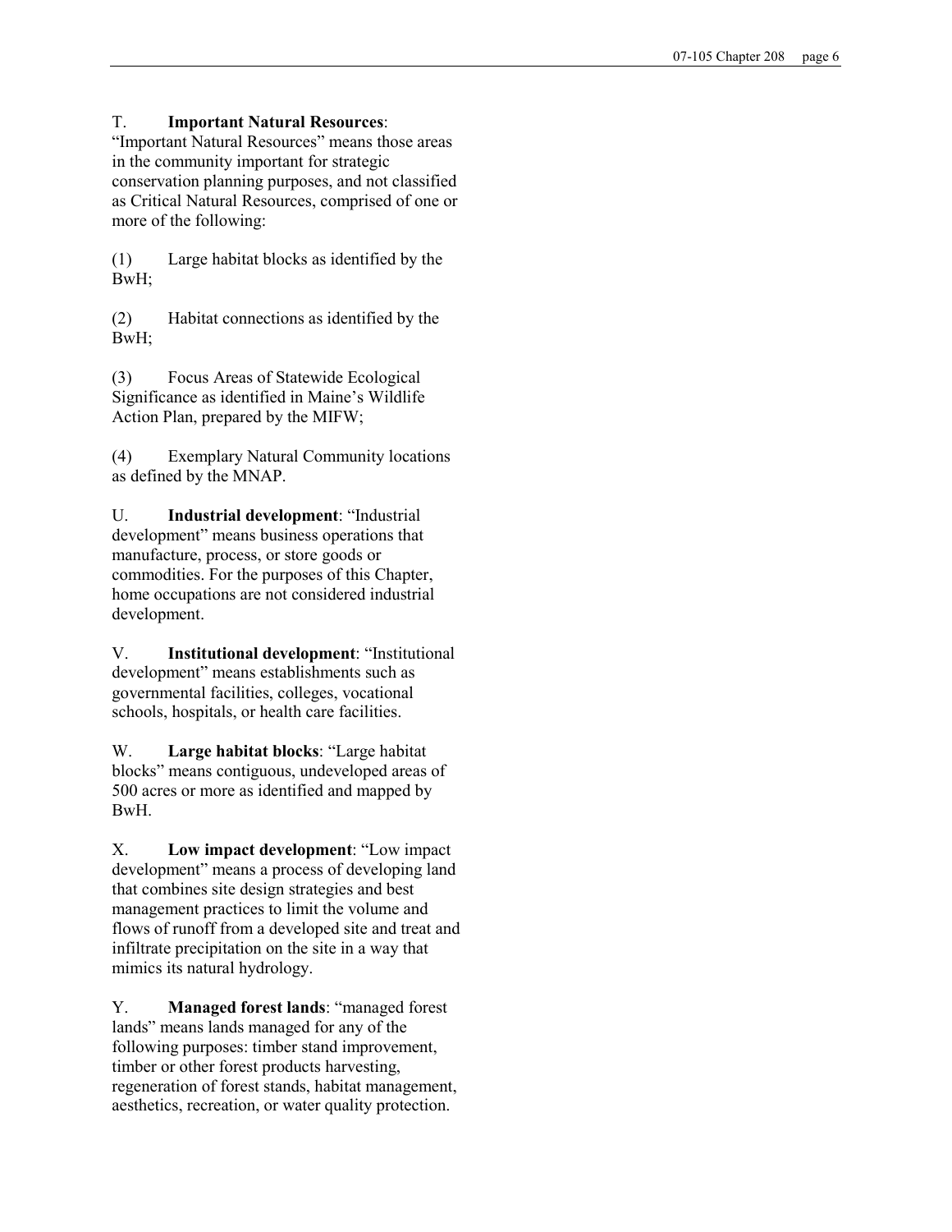T. **Important Natural Resources**: "Important Natural Resources" means those areas in the community important for strategic conservation planning purposes, and not classified as Critical Natural Resources, comprised of one or more of the following:

(1) Large habitat blocks as identified by the BwH;

(2) Habitat connections as identified by the BwH;

(3) Focus Areas of Statewide Ecological Significance as identified in Maine's Wildlife Action Plan, prepared by the MIFW;

(4) Exemplary Natural Community locations as defined by the MNAP.

U. **Industrial development**: "Industrial development" means business operations that manufacture, process, or store goods or commodities. For the purposes of this Chapter, home occupations are not considered industrial development.

V. **Institutional development**: "Institutional development" means establishments such as governmental facilities, colleges, vocational schools, hospitals, or health care facilities.

W. **Large habitat blocks**: "Large habitat blocks" means contiguous, undeveloped areas of 500 acres or more as identified and mapped by BwH.

X. **Low impact development**: "Low impact development" means a process of developing land that combines site design strategies and best management practices to limit the volume and flows of runoff from a developed site and treat and infiltrate precipitation on the site in a way that mimics its natural hydrology.

Y. **Managed forest lands**: "managed forest lands" means lands managed for any of the following purposes: timber stand improvement, timber or other forest products harvesting, regeneration of forest stands, habitat management, aesthetics, recreation, or water quality protection.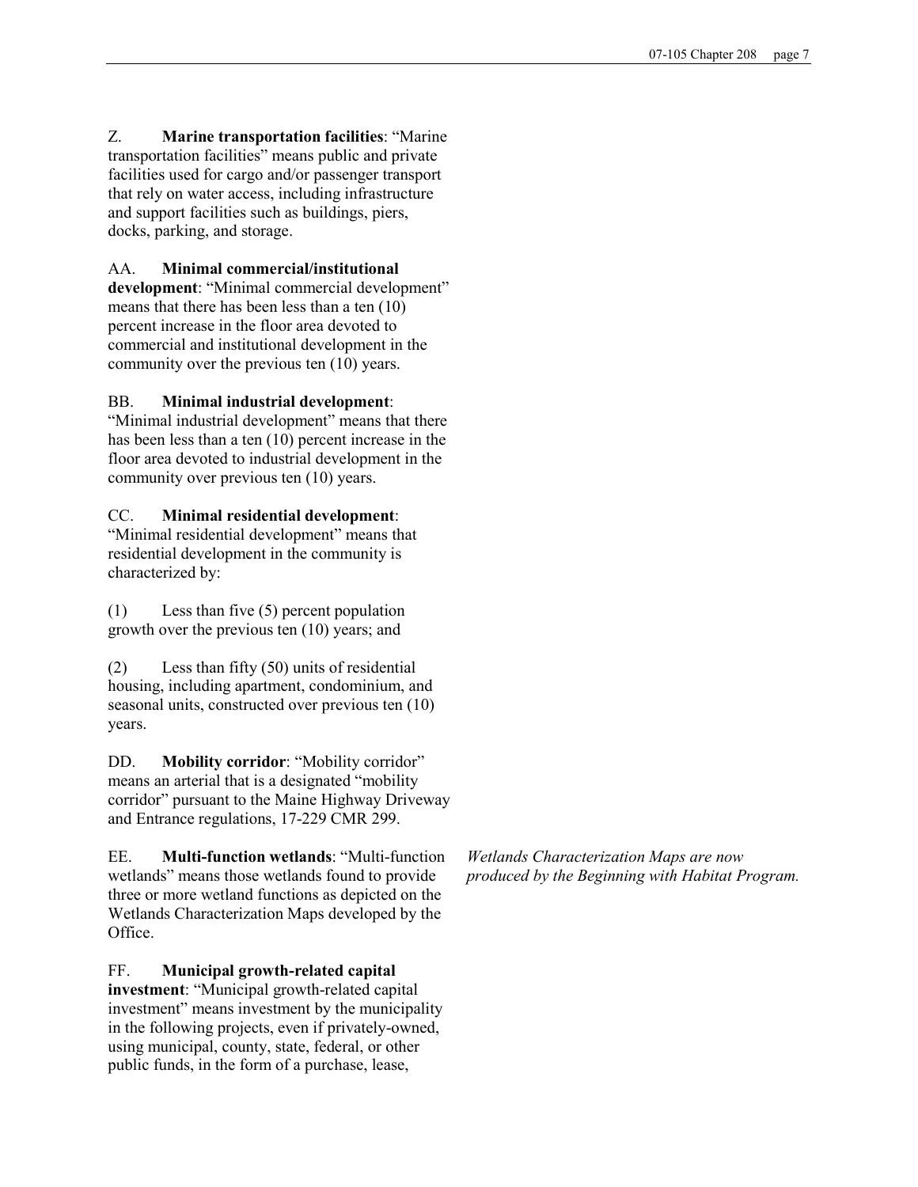Z. **Marine transportation facilities**: "Marine transportation facilities" means public and private facilities used for cargo and/or passenger transport that rely on water access, including infrastructure and support facilities such as buildings, piers, docks, parking, and storage.

AA. **Minimal commercial/institutional development**: "Minimal commercial development" means that there has been less than a ten (10) percent increase in the floor area devoted to commercial and institutional development in the community over the previous ten (10) years.

BB. **Minimal industrial development**: "Minimal industrial development" means that there has been less than a ten (10) percent increase in the floor area devoted to industrial development in the community over previous ten (10) years.

CC. **Minimal residential development**: "Minimal residential development" means that residential development in the community is characterized by:

(1) Less than five (5) percent population growth over the previous ten (10) years; and

(2) Less than fifty (50) units of residential housing, including apartment, condominium, and seasonal units, constructed over previous ten (10) years.

DD. **Mobility corridor**: "Mobility corridor" means an arterial that is a designated "mobility corridor" pursuant to the Maine Highway Driveway and Entrance regulations, 17-229 CMR 299.

EE. **Multi-function wetlands**: "Multi-function wetlands" means those wetlands found to provide three or more wetland functions as depicted on the Wetlands Characterization Maps developed by the Office.

*Wetlands Characterization Maps are now produced by the Beginning with Habitat Program.*

FF. **Municipal growth-related capital investment**: "Municipal growth-related capital investment" means investment by the municipality in the following projects, even if privately-owned, using municipal, county, state, federal, or other public funds, in the form of a purchase, lease,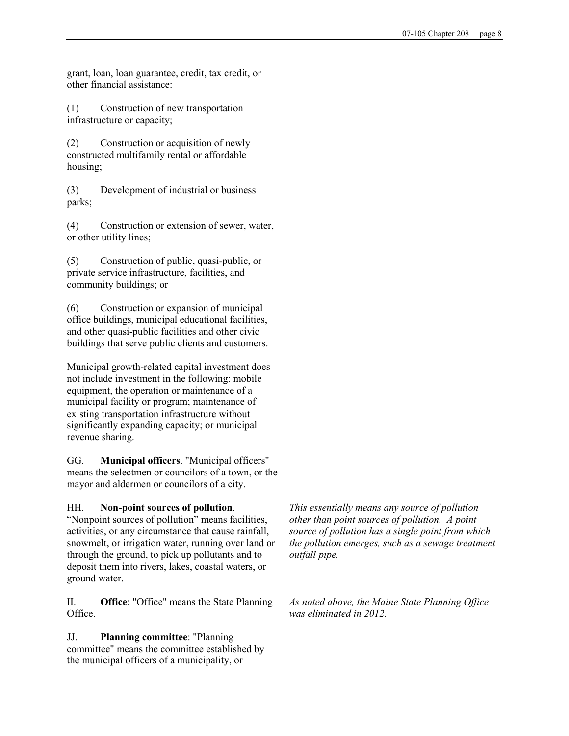grant, loan, loan guarantee, credit, tax credit, or other financial assistance:

(1) Construction of new transportation infrastructure or capacity;

(2) Construction or acquisition of newly constructed multifamily rental or affordable housing;

(3) Development of industrial or business parks;

(4) Construction or extension of sewer, water, or other utility lines;

(5) Construction of public, quasi-public, or private service infrastructure, facilities, and community buildings; or

(6) Construction or expansion of municipal office buildings, municipal educational facilities, and other quasi-public facilities and other civic buildings that serve public clients and customers.

Municipal growth-related capital investment does not include investment in the following: mobile equipment, the operation or maintenance of a municipal facility or program; maintenance of existing transportation infrastructure without significantly expanding capacity; or municipal revenue sharing.

GG. **Municipal officers**. "Municipal officers" means the selectmen or councilors of a town, or the mayor and aldermen or councilors of a city.

HH. **Non-point sources of pollution**. "Nonpoint sources of pollution" means facilities, activities, or any circumstance that cause rainfall, snowmelt, or irrigation water, running over land or through the ground, to pick up pollutants and to deposit them into rivers, lakes, coastal waters, or ground water.

*This essentially means any source of pollution other than point sources of pollution. A point source of pollution has a single point from which the pollution emerges, such as a sewage treatment outfall pipe.*

II. **Office**: "Office" means the State Planning Office.

*As noted above, the Maine State Planning Office was eliminated in 2012.*

JJ. **Planning committee**: "Planning committee" means the committee established by the municipal officers of a municipality, or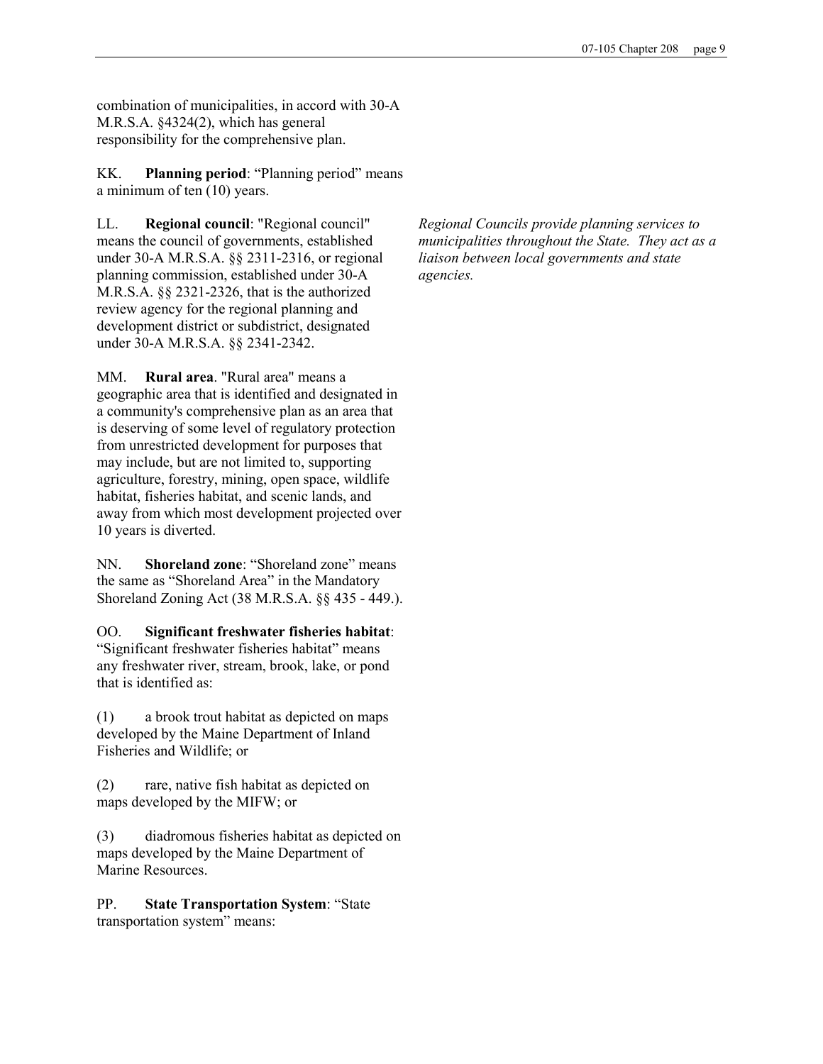combination of municipalities, in accord with 30-A M.R.S.A. §4324(2), which has general responsibility for the comprehensive plan.

KK. **Planning period**: "Planning period" means a minimum of ten (10) years.

LL. **Regional council**: "Regional council" means the council of governments, established under 30-A M.R.S.A. §§ 2311-2316, or regional planning commission, established under 30-A M.R.S.A. §§ 2321-2326, that is the authorized review agency for the regional planning and development district or subdistrict, designated under 30-A M.R.S.A. §§ 2341-2342.

*Regional Councils provide planning services to municipalities throughout the State. They act as a liaison between local governments and state agencies.*

MM. **Rural area**. "Rural area" means a geographic area that is identified and designated in a community's comprehensive plan as an area that is deserving of some level of regulatory protection from unrestricted development for purposes that may include, but are not limited to, supporting agriculture, forestry, mining, open space, wildlife habitat, fisheries habitat, and scenic lands, and away from which most development projected over 10 years is diverted.

NN. **Shoreland zone**: "Shoreland zone" means the same as "Shoreland Area" in the Mandatory Shoreland Zoning Act (38 M.R.S.A. §§ 435 - 449.).

OO. **Significant freshwater fisheries habitat**: "Significant freshwater fisheries habitat" means any freshwater river, stream, brook, lake, or pond that is identified as:

(1) a brook trout habitat as depicted on maps developed by the Maine Department of Inland Fisheries and Wildlife; or

(2) rare, native fish habitat as depicted on maps developed by the MIFW; or

(3) diadromous fisheries habitat as depicted on maps developed by the Maine Department of Marine Resources.

PP. **State Transportation System**: "State transportation system" means: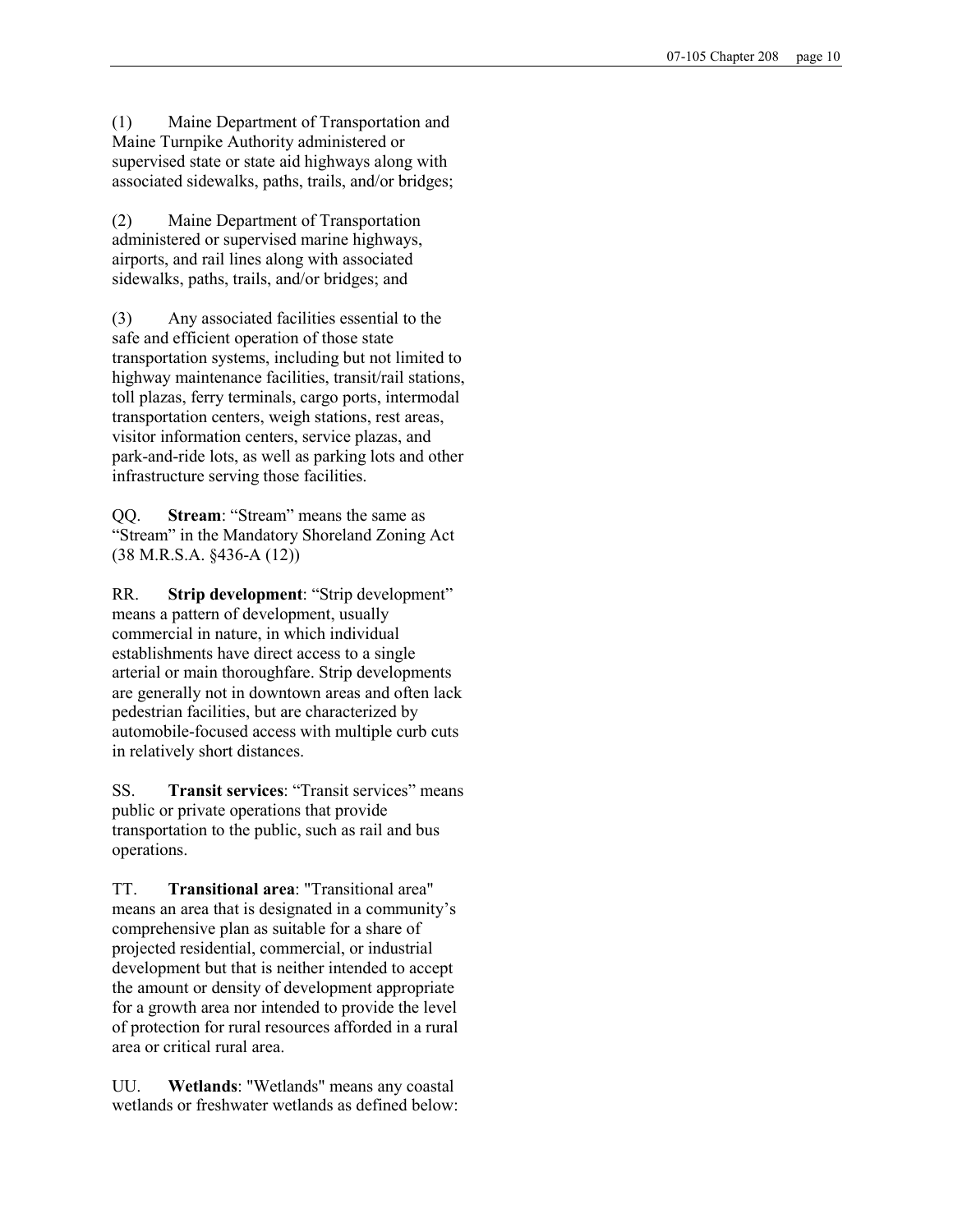(1) Maine Department of Transportation and Maine Turnpike Authority administered or supervised state or state aid highways along with associated sidewalks, paths, trails, and/or bridges;

(2) Maine Department of Transportation administered or supervised marine highways, airports, and rail lines along with associated sidewalks, paths, trails, and/or bridges; and

(3) Any associated facilities essential to the safe and efficient operation of those state transportation systems, including but not limited to highway maintenance facilities, transit/rail stations, toll plazas, ferry terminals, cargo ports, intermodal transportation centers, weigh stations, rest areas, visitor information centers, service plazas, and park-and-ride lots, as well as parking lots and other infrastructure serving those facilities.

QQ. **Stream**: “Stream” means the same as “Stream” in the Mandatory Shoreland Zoning Act (38 M.R.S.A. §436-A (12))

RR. **Strip development**: “Strip development” means a pattern of development, usually commercial in nature, in which individual establishments have direct access to a single arterial or main thoroughfare. Strip developments are generally not in downtown areas and often lack pedestrian facilities, but are characterized by automobile-focused access with multiple curb cuts in relatively short distances.

SS. **Transit services**: “Transit services” means public or private operations that provide transportation to the public, such as rail and bus operations.

TT. **Transitional area**: "Transitional area" means an area that is designated in a community’s comprehensive plan as suitable for a share of projected residential, commercial, or industrial development but that is neither intended to accept the amount or density of development appropriate for a growth area nor intended to provide the level of protection for rural resources afforded in a rural area or critical rural area.

UU. **Wetlands**: "Wetlands" means any coastal wetlands or freshwater wetlands as defined below: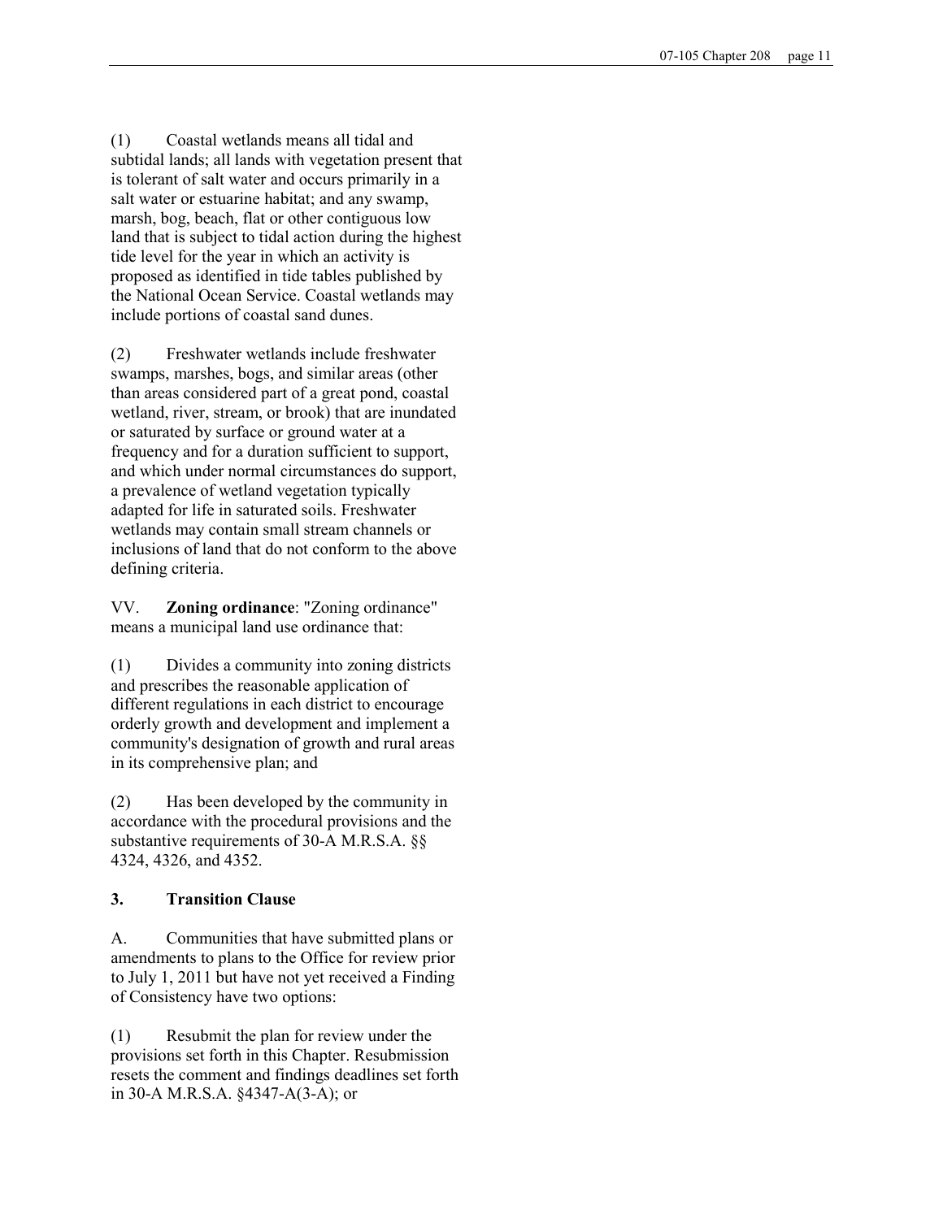(1) Coastal wetlands means all tidal and subtidal lands; all lands with vegetation present that is tolerant of salt water and occurs primarily in a salt water or estuarine habitat; and any swamp, marsh, bog, beach, flat or other contiguous low land that is subject to tidal action during the highest tide level for the year in which an activity is proposed as identified in tide tables published by the National Ocean Service. Coastal wetlands may include portions of coastal sand dunes.

(2) Freshwater wetlands include freshwater swamps, marshes, bogs, and similar areas (other than areas considered part of a great pond, coastal wetland, river, stream, or brook) that are inundated or saturated by surface or ground water at a frequency and for a duration sufficient to support, and which under normal circumstances do support, a prevalence of wetland vegetation typically adapted for life in saturated soils. Freshwater wetlands may contain small stream channels or inclusions of land that do not conform to the above defining criteria.

VV. **Zoning ordinance**: "Zoning ordinance" means a municipal land use ordinance that:

(1) Divides a community into zoning districts and prescribes the reasonable application of different regulations in each district to encourage orderly growth and development and implement a community's designation of growth and rural areas in its comprehensive plan; and

(2) Has been developed by the community in accordance with the procedural provisions and the substantive requirements of 30-A M.R.S.A. §§ 4324, 4326, and 4352.

### 3. Transition Clause

A. Communities that have submitted plans or amendments to plans to the Office for review prior to July 1, 2011 but have not yet received a Finding of Consistency have two options:

(1) Resubmit the plan for review under the provisions set forth in this Chapter. Resubmission resets the comment and findings deadlines set forth in 30-A M.R.S.A. §4347-A(3-A); or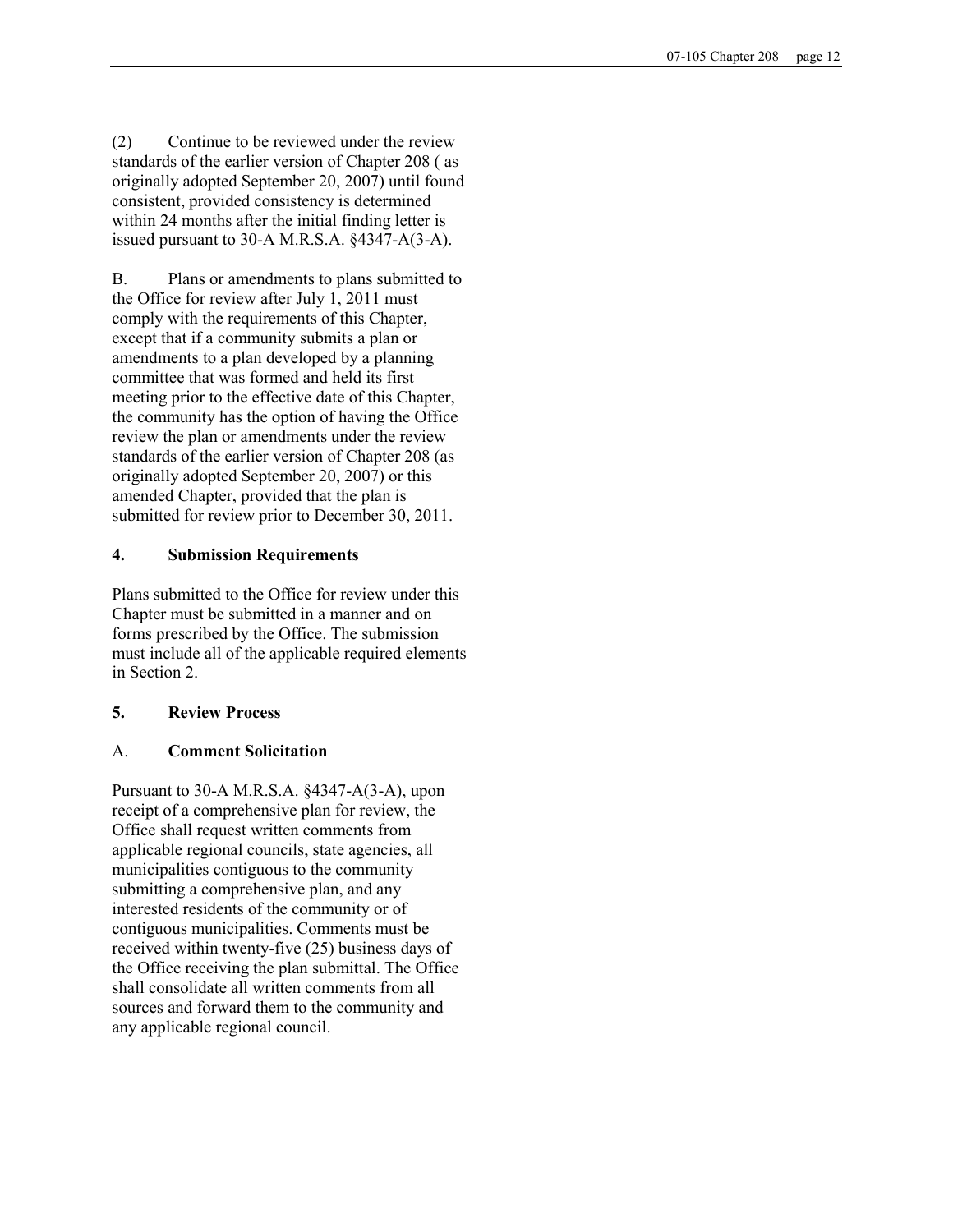(2) Continue to be reviewed under the review standards of the earlier version of Chapter 208 ( as originally adopted September 20, 2007) until found consistent, provided consistency is determined within 24 months after the initial finding letter is issued pursuant to 30-A M.R.S.A. §4347-A(3-A).

B. Plans or amendments to plans submitted to the Office for review after July 1, 2011 must comply with the requirements of this Chapter, except that if a community submits a plan or amendments to a plan developed by a planning committee that was formed and held its first meeting prior to the effective date of this Chapter, the community has the option of having the Office review the plan or amendments under the review standards of the earlier version of Chapter 208 (as originally adopted September 20, 2007) or this amended Chapter, provided that the plan is submitted for review prior to December 30, 2011.

### 4. Submission Requirements

Plans submitted to the Office for review under this Chapter must be submitted in a manner and on forms prescribed by the Office. The submission must include all of the applicable required elements in Section 2.

### 5. Review Process

#### A. Comment Solicitation

Pursuant to 30-A M.R.S.A. §4347-A(3-A), upon receipt of a comprehensive plan for review, the Office shall request written comments from applicable regional councils, state agencies, all municipalities contiguous to the community submitting a comprehensive plan, and any interested residents of the community or of contiguous municipalities. Comments must be received within twenty-five (25) business days of the Office receiving the plan submittal. The Office shall consolidate all written comments from all sources and forward them to the community and any applicable regional council.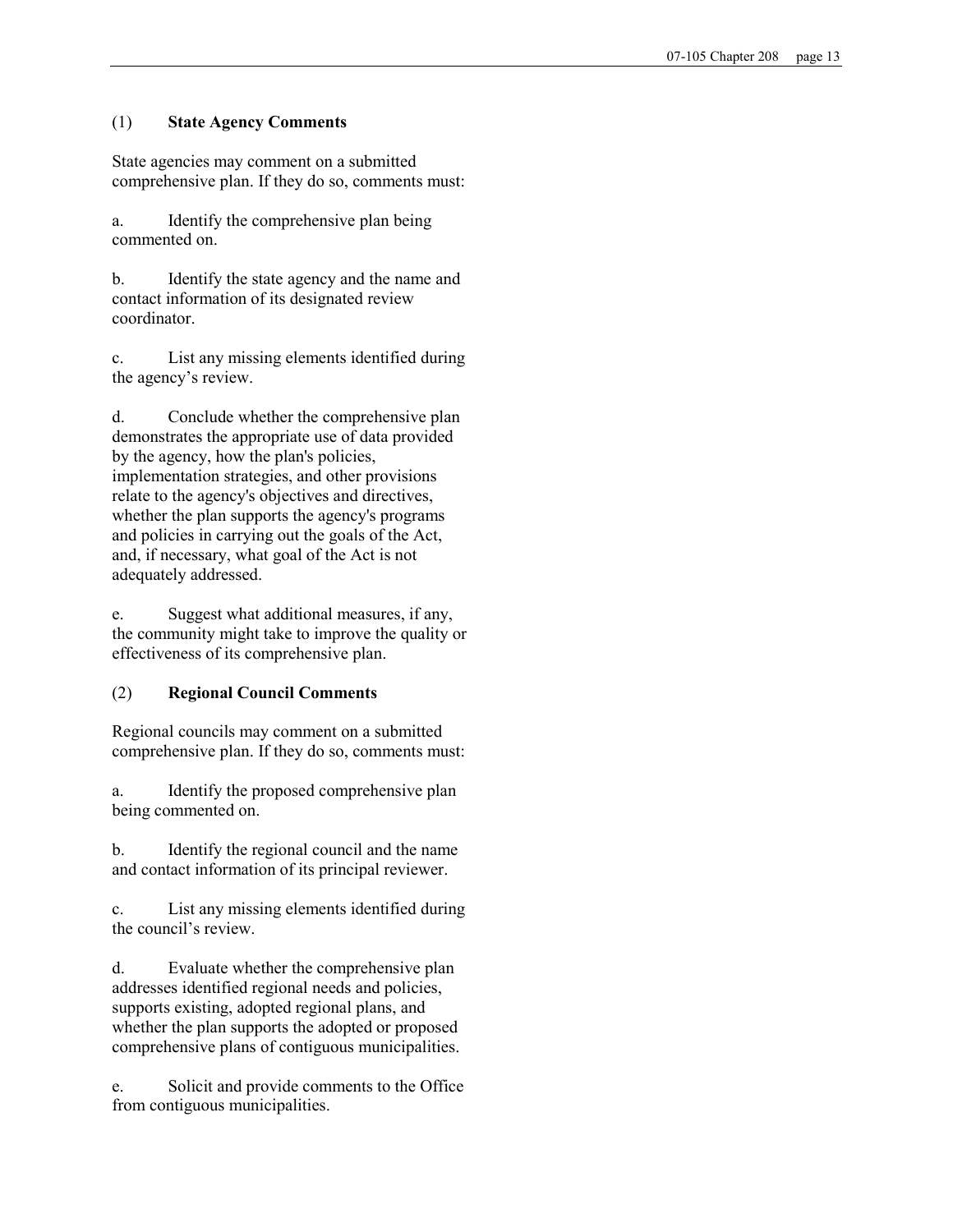### (1) **State Agency Comments**

State agencies may comment on a submitted comprehensive plan. If they do so, comments must:

a. Identify the comprehensive plan being commented on.

b. Identify the state agency and the name and contact information of its designated review coordinator.

c. List any missing elements identified during the agency's review.

d. Conclude whether the comprehensive plan demonstrates the appropriate use of data provided by the agency, how the plan's policies, implementation strategies, and other provisions relate to the agency's objectives and directives, whether the plan supports the agency's programs and policies in carrying out the goals of the Act, and, if necessary, what goal of the Act is not adequately addressed.

e. Suggest what additional measures, if any, the community might take to improve the quality or effectiveness of its comprehensive plan.

### (2) **Regional Council Comments**

Regional councils may comment on a submitted comprehensive plan. If they do so, comments must:

a. Identify the proposed comprehensive plan being commented on.

b. Identify the regional council and the name and contact information of its principal reviewer.

c. List any missing elements identified during the council's review.

d. Evaluate whether the comprehensive plan addresses identified regional needs and policies, supports existing, adopted regional plans, and whether the plan supports the adopted or proposed comprehensive plans of contiguous municipalities.

e. Solicit and provide comments to the Office from contiguous municipalities.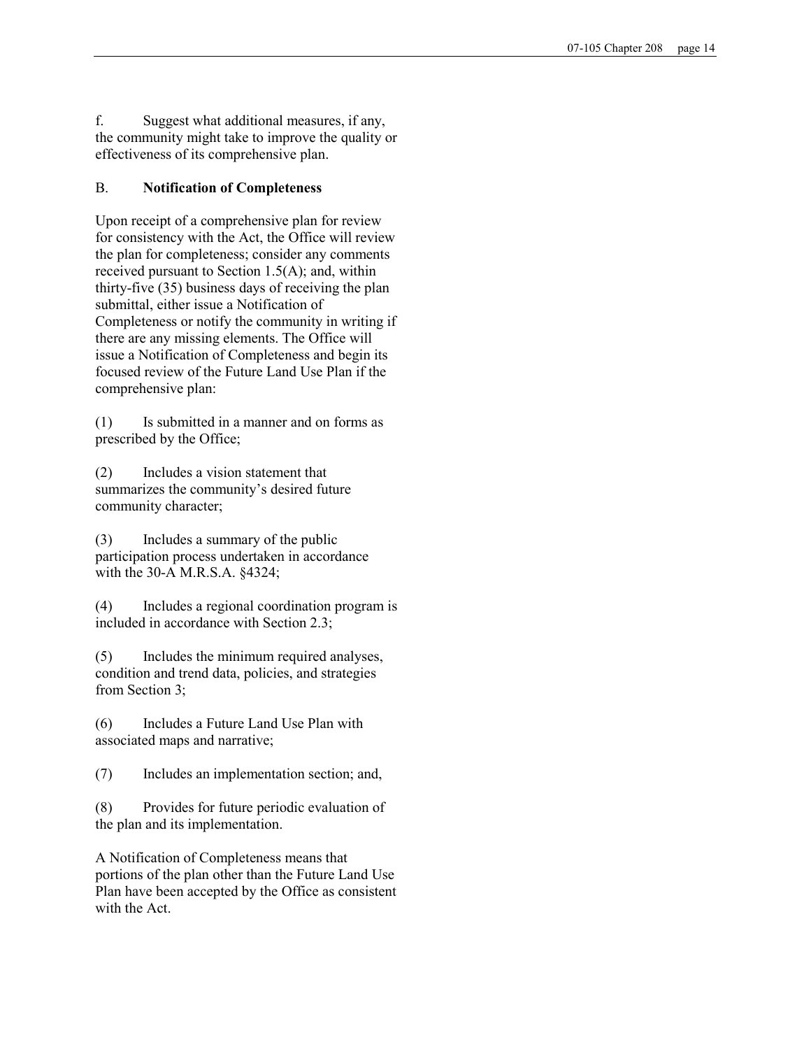f. Suggest what additional measures, if any, the community might take to improve the quality or effectiveness of its comprehensive plan.

B. **Notification of Completeness**

Upon receipt of a comprehensive plan for review for consistency with the Act, the Office will review the plan for completeness; consider any comments received pursuant to Section 1.5(A); and, within thirty-five (35) business days of receiving the plan submittal, either issue a Notification of Completeness or notify the community in writing if there are any missing elements. The Office will issue a Notification of Completeness and begin its focused review of the Future Land Use Plan if the comprehensive plan:

(1) Is submitted in a manner and on forms as prescribed by the Office;

(2) Includes a vision statement that summarizes the community's desired future community character;

(3) Includes a summary of the public participation process undertaken in accordance with the 30-A M.R.S.A. §4324;

(4) Includes a regional coordination program is included in accordance with Section 2.3;

(5) Includes the minimum required analyses, condition and trend data, policies, and strategies from Section 3;

(6) Includes a Future Land Use Plan with associated maps and narrative;

(7) Includes an implementation section; and,

(8) Provides for future periodic evaluation of the plan and its implementation.

A Notification of Completeness means that portions of the plan other than the Future Land Use Plan have been accepted by the Office as consistent with the Act.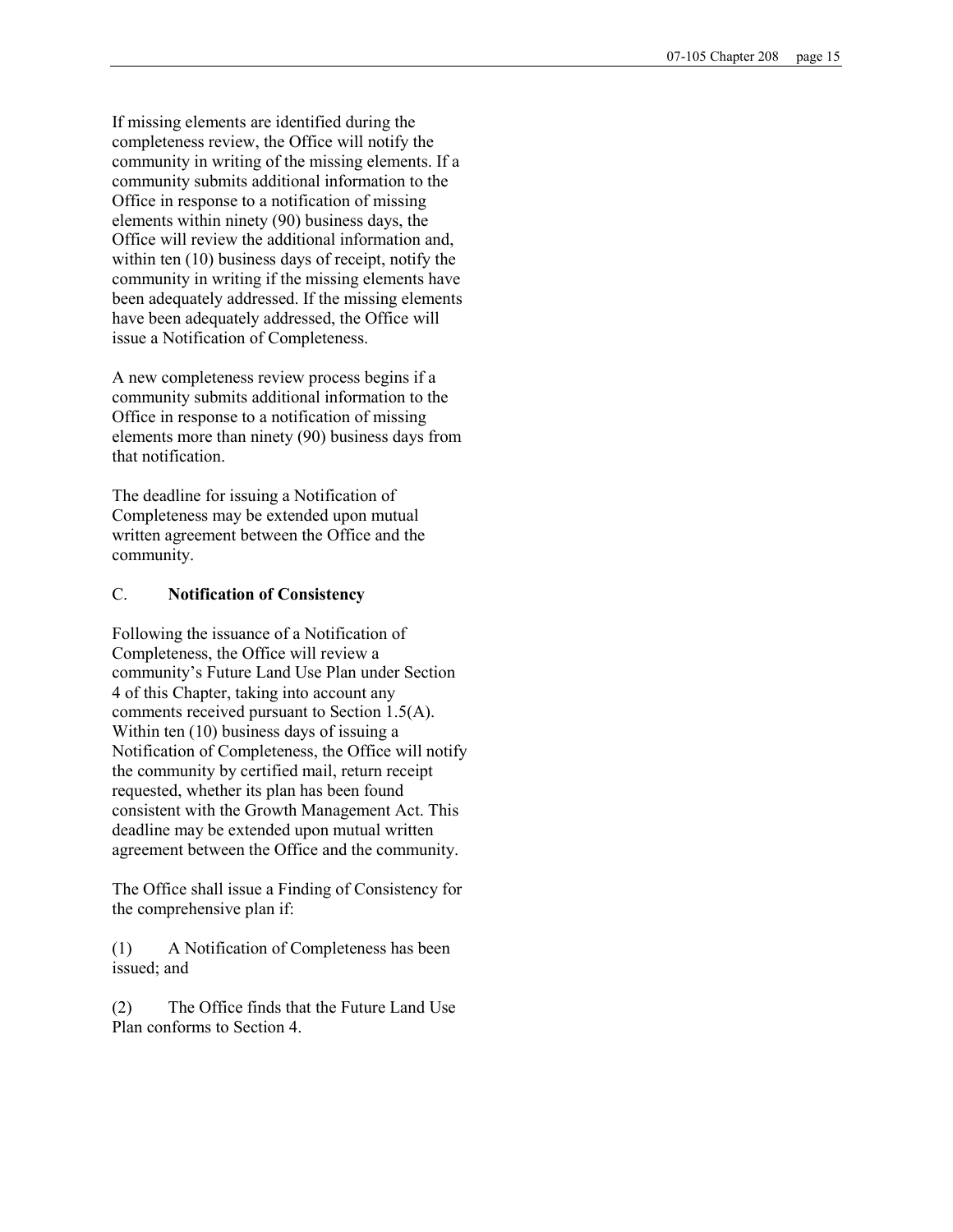If missing elements are identified during the completeness review, the Office will notify the community in writing of the missing elements. If a community submits additional information to the Office in response to a notification of missing elements within ninety (90) business days, the Office will review the additional information and, within ten (10) business days of receipt, notify the community in writing if the missing elements have been adequately addressed. If the missing elements have been adequately addressed, the Office will issue a Notification of Completeness.

A new completeness review process begins if a community submits additional information to the Office in response to a notification of missing elements more than ninety (90) business days from that notification.

The deadline for issuing a Notification of Completeness may be extended upon mutual written agreement between the Office and the community.

C. **Notification of Consistency**

Following the issuance of a Notification of Completeness, the Office will review a community's Future Land Use Plan under Section 4 of this Chapter, taking into account any comments received pursuant to Section 1.5(A). Within ten (10) business days of issuing a Notification of Completeness, the Office will notify the community by certified mail, return receipt requested, whether its plan has been found consistent with the Growth Management Act. This deadline may be extended upon mutual written agreement between the Office and the community.

The Office shall issue a Finding of Consistency for the comprehensive plan if:

(1) A Notification of Completeness has been issued; and

(2) The Office finds that the Future Land Use Plan conforms to Section 4.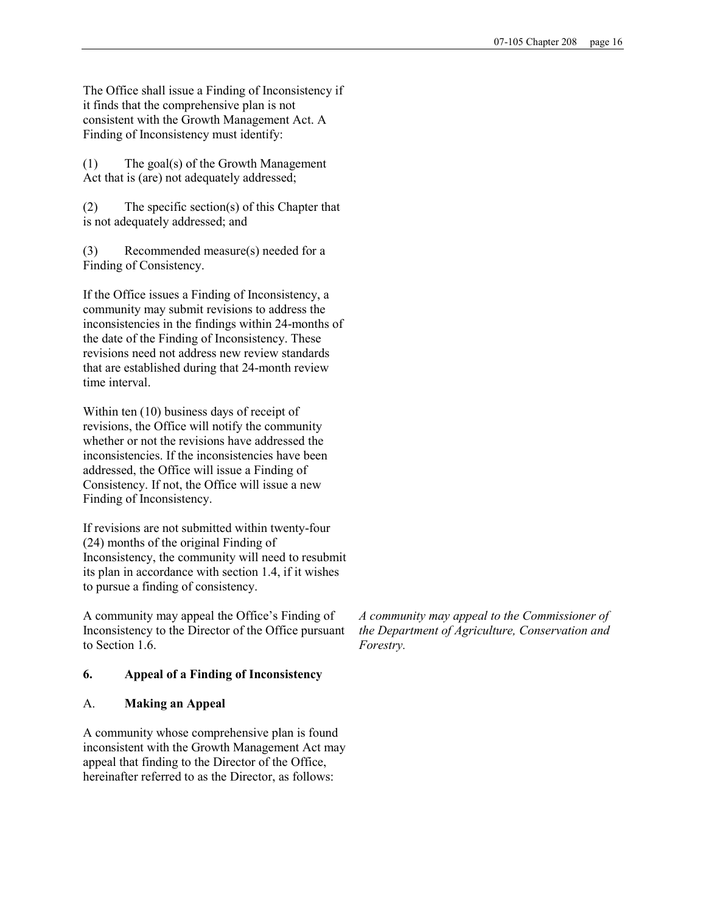The Office shall issue a Finding of Inconsistency if it finds that the comprehensive plan is not consistent with the Growth Management Act. A Finding of Inconsistency must identify:

(1) The goal(s) of the Growth Management Act that is (are) not adequately addressed;

(2) The specific section(s) of this Chapter that is not adequately addressed; and

(3) Recommended measure(s) needed for a Finding of Consistency.

If the Office issues a Finding of Inconsistency, a community may submit revisions to address the inconsistencies in the findings within 24-months of the date of the Finding of Inconsistency. These revisions need not address new review standards that are established during that 24-month review time interval.

Within ten (10) business days of receipt of revisions, the Office will notify the community whether or not the revisions have addressed the inconsistencies. If the inconsistencies have been addressed, the Office will issue a Finding of Consistency. If not, the Office will issue a new Finding of Inconsistency.

If revisions are not submitted within twenty-four (24) months of the original Finding of Inconsistency, the community will need to resubmit its plan in accordance with section 1.4, if it wishes to pursue a finding of consistency.

A community may appeal the Office's Finding of Inconsistency to the Director of the Office pursuant to Section 1.6.

*A community may appeal to the Commissioner of the Department of Agriculture, Conservation and Forestry.*

## 6. Appeal of a Finding of Inconsistency

### A. **Making an Appeal**

A community whose comprehensive plan is found inconsistent with the Growth Management Act may appeal that finding to the Director of the Office, hereinafter referred to as the Director, as follows: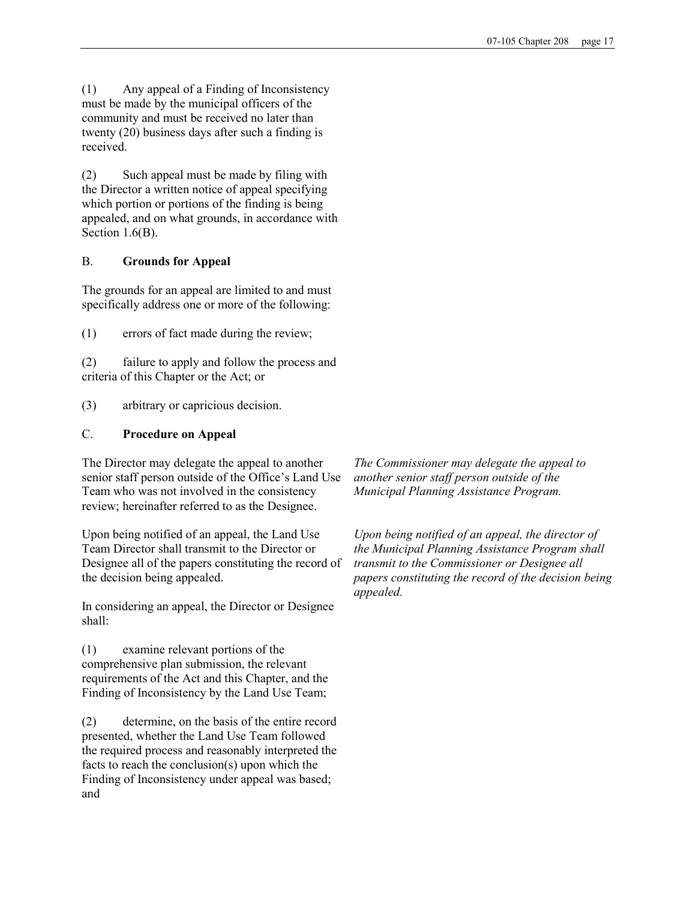(1) Any appeal of a Finding of Inconsistency must be made by the municipal officers of the community and must be received no later than twenty (20) business days after such a finding is received.

(2) Such appeal must be made by filing with the Director a written notice of appeal specifying which portion or portions of the finding is being appealed, and on what grounds, in accordance with Section 1.6(B).

B. **Grounds for Appeal**

The grounds for an appeal are limited to and must specifically address one or more of the following:

(1) errors of fact made during the review;

(2) failure to apply and follow the process and criteria of this Chapter or the Act; or

(3) arbitrary or capricious decision.

C. **Procedure on Appeal**

The Director may delegate the appeal to another senior staff person outside of the Office's Land Use Team who was not involved in the consistency review; hereinafter referred to as the Designee.

*The Commissioner may delegate the appeal to another senior staff person outside of the Municipal Planning Assistance Program.*

Upon being notified of an appeal, the Land Use Team Director shall transmit to the Director or Designee all of the papers constituting the record of the decision being appealed.

*Upon being notified of an appeal, the director of the Municipal Planning Assistance Program shall transmit to the Commissioner or Designee all papers constituting the record of the decision being appealed.*

In considering an appeal, the Director or Designee shall:

(1) examine relevant portions of the comprehensive plan submission, the relevant requirements of the Act and this Chapter, and the Finding of Inconsistency by the Land Use Team;

(2) determine, on the basis of the entire record presented, whether the Land Use Team followed the required process and reasonably interpreted the facts to reach the conclusion(s) upon which the Finding of Inconsistency under appeal was based; and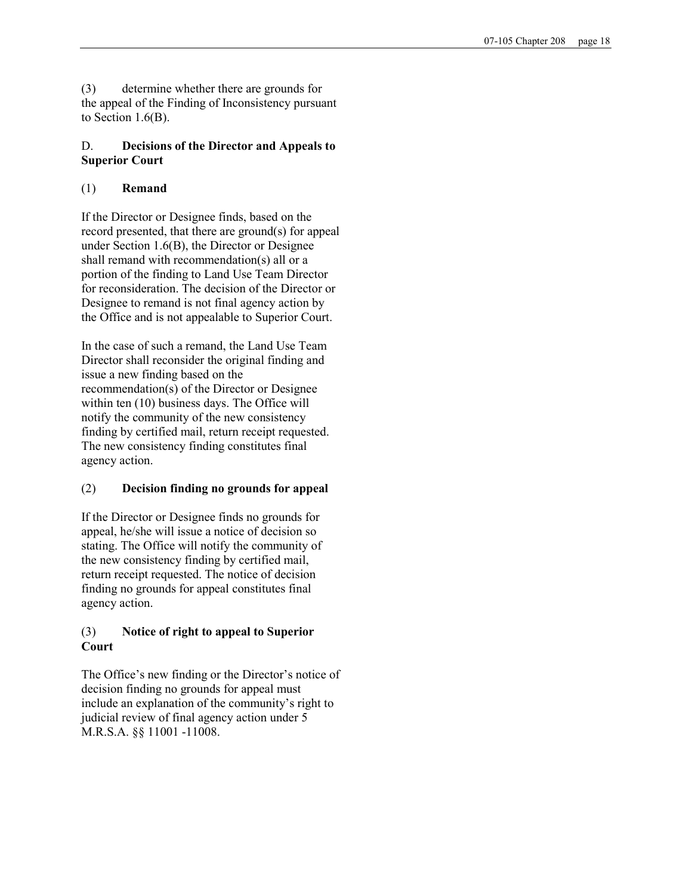(3) determine whether there are grounds for the appeal of the Finding of Inconsistency pursuant to Section 1.6(B).

### D. Decisions of the Director and Appeals to Superior Court

#### (1) Remand

If the Director or Designee finds, based on the record presented, that there are ground(s) for appeal under Section 1.6(B), the Director or Designee shall remand with recommendation(s) all or a portion of the finding to Land Use Team Director for reconsideration. The decision of the Director or Designee to remand is not final agency action by the Office and is not appealable to Superior Court.

In the case of such a remand, the Land Use Team Director shall reconsider the original finding and issue a new finding based on the recommendation(s) of the Director or Designee within ten (10) business days. The Office will notify the community of the new consistency finding by certified mail, return receipt requested. The new consistency finding constitutes final agency action.

#### (2) Decision finding no grounds for appeal

If the Director or Designee finds no grounds for appeal, he/she will issue a notice of decision so stating. The Office will notify the community of the new consistency finding by certified mail, return receipt requested. The notice of decision finding no grounds for appeal constitutes final agency action.

#### (3) Notice of right to appeal to Superior Court

The Office's new finding or the Director's notice of decision finding no grounds for appeal must include an explanation of the community's right to judicial review of final agency action under 5 M.R.S.A. §§ 11001 -11008.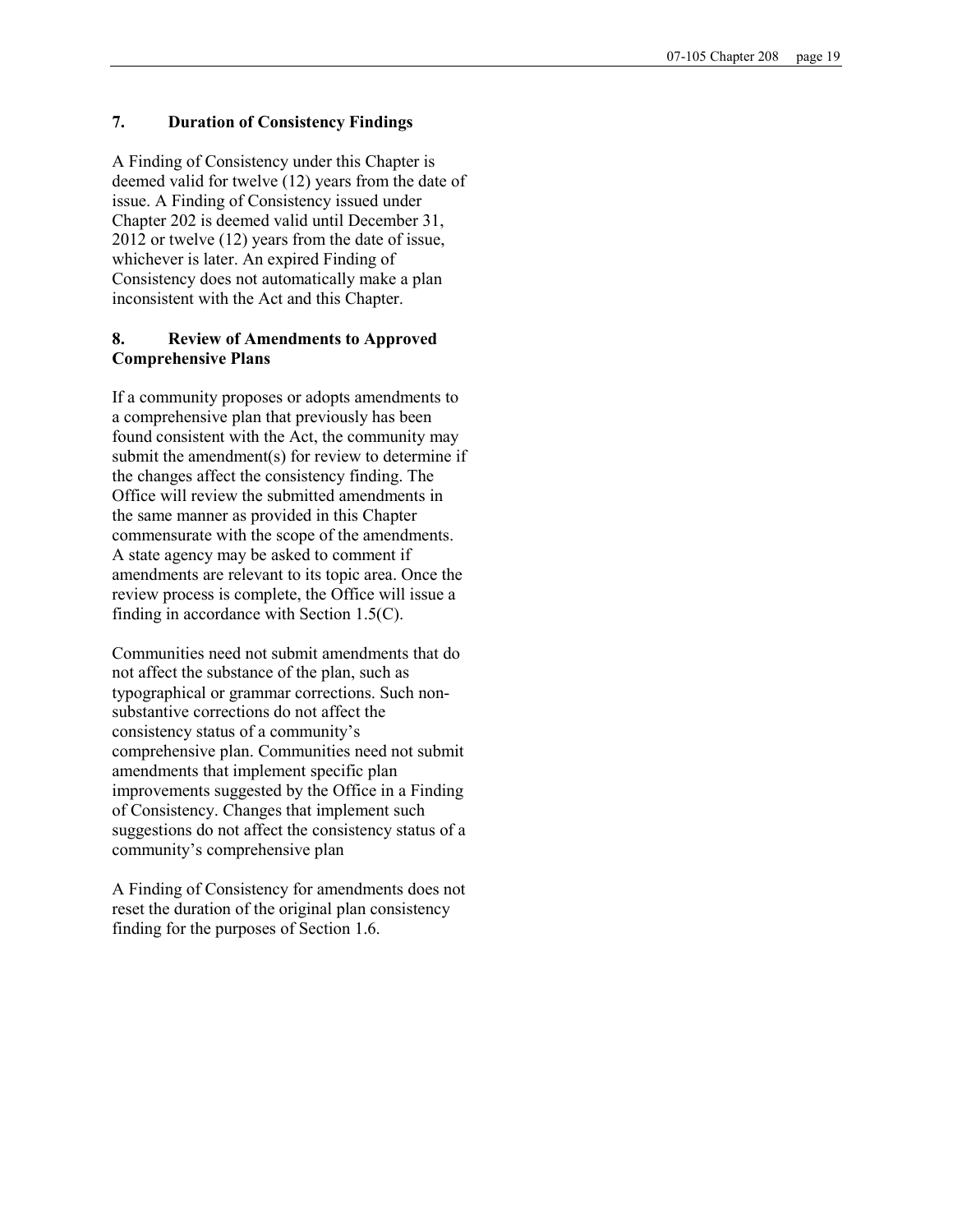### 7. Duration of Consistency Findings

A Finding of Consistency under this Chapter is deemed valid for twelve (12) years from the date of issue. A Finding of Consistency issued under Chapter 202 is deemed valid until December 31, 2012 or twelve (12) years from the date of issue, whichever is later. An expired Finding of Consistency does not automatically make a plan inconsistent with the Act and this Chapter.

### 8. Review of Amendments to Approved Comprehensive Plans

If a community proposes or adopts amendments to a comprehensive plan that previously has been found consistent with the Act, the community may submit the amendment(s) for review to determine if the changes affect the consistency finding. The Office will review the submitted amendments in the same manner as provided in this Chapter commensurate with the scope of the amendments. A state agency may be asked to comment if amendments are relevant to its topic area. Once the review process is complete, the Office will issue a finding in accordance with Section 1.5(C).

Communities need not submit amendments that do not affect the substance of the plan, such as typographical or grammar corrections. Such non-substantive corrections do not affect the consistency status of a community's comprehensive plan. Communities need not submit amendments that implement specific plan improvements suggested by the Office in a Finding of Consistency. Changes that implement such suggestions do not affect the consistency status of a community's comprehensive plan

A Finding of Consistency for amendments does not reset the duration of the original plan consistency finding for the purposes of Section 1.6.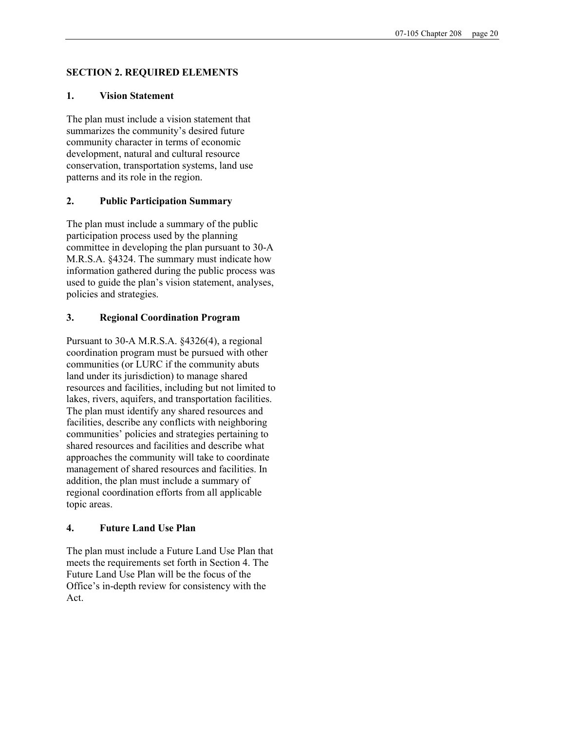## SECTION 2. REQUIRED ELEMENTS

### 1. Vision Statement

The plan must include a vision statement that summarizes the community's desired future community character in terms of economic development, natural and cultural resource conservation, transportation systems, land use patterns and its role in the region.

### 2. Public Participation Summary

The plan must include a summary of the public participation process used by the planning committee in developing the plan pursuant to 30-A M.R.S.A. §4324. The summary must indicate how information gathered during the public process was used to guide the plan's vision statement, analyses, policies and strategies.

### 3. Regional Coordination Program

Pursuant to 30-A M.R.S.A. §4326(4), a regional coordination program must be pursued with other communities (or LURC if the community abuts land under its jurisdiction) to manage shared resources and facilities, including but not limited to lakes, rivers, aquifers, and transportation facilities. The plan must identify any shared resources and facilities, describe any conflicts with neighboring communities' policies and strategies pertaining to shared resources and facilities and describe what approaches the community will take to coordinate management of shared resources and facilities. In addition, the plan must include a summary of regional coordination efforts from all applicable topic areas.

### 4. Future Land Use Plan

The plan must include a Future Land Use Plan that meets the requirements set forth in Section 4. The Future Land Use Plan will be the focus of the Office's in-depth review for consistency with the Act.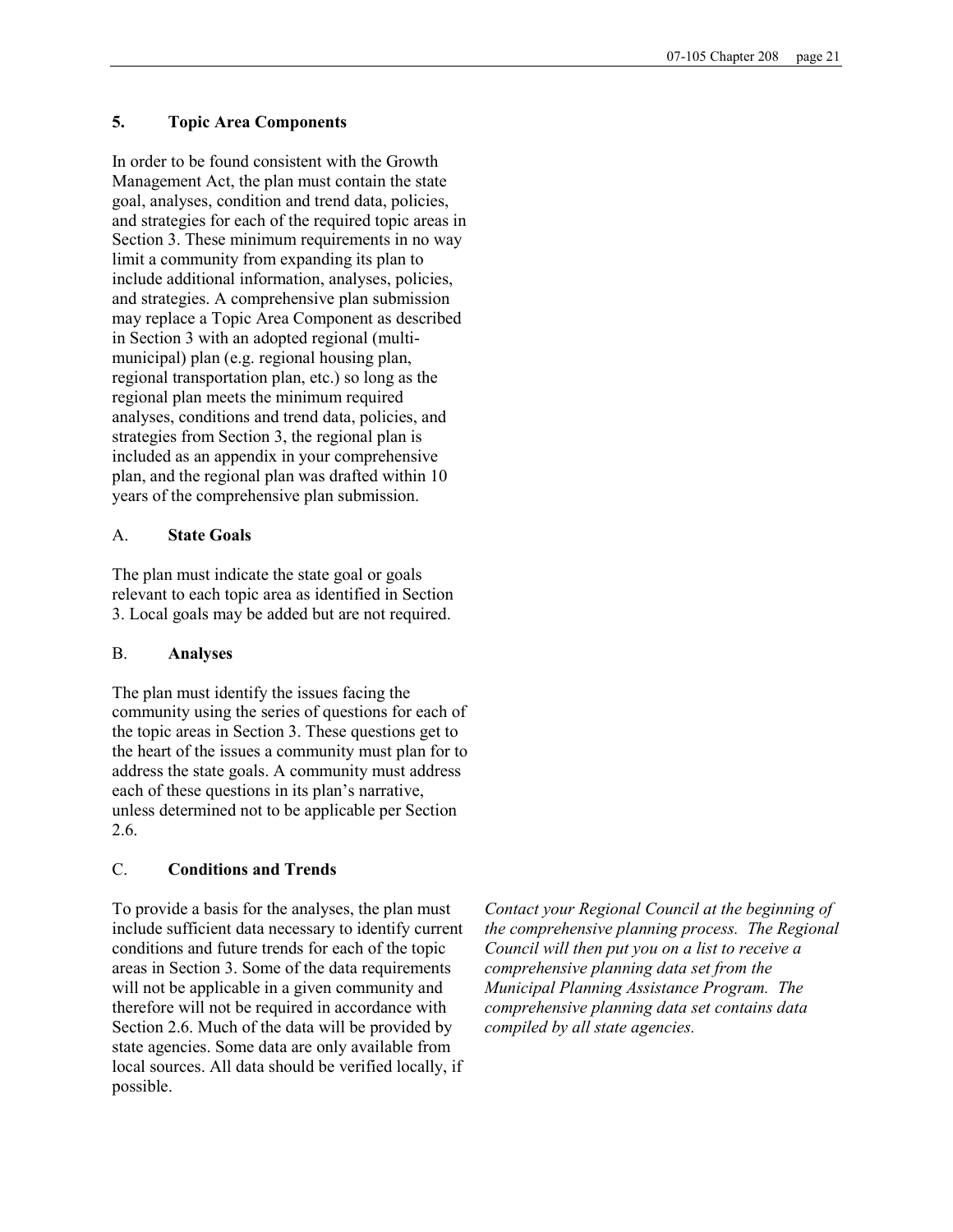## 5. Topic Area Components

In order to be found consistent with the Growth Management Act, the plan must contain the state goal, analyses, condition and trend data, policies, and strategies for each of the required topic areas in Section 3. These minimum requirements in no way limit a community from expanding its plan to include additional information, analyses, policies, and strategies. A comprehensive plan submission may replace a Topic Area Component as described in Section 3 with an adopted regional (multi-municipal) plan (e.g. regional housing plan, regional transportation plan, etc.) so long as the regional plan meets the minimum required analyses, conditions and trend data, policies, and strategies from Section 3, the regional plan is included as an appendix in your comprehensive plan, and the regional plan was drafted within 10 years of the comprehensive plan submission.

### A. State Goals

The plan must indicate the state goal or goals relevant to each topic area as identified in Section 3. Local goals may be added but are not required.

### B. Analyses

The plan must identify the issues facing the community using the series of questions for each of the topic areas in Section 3. These questions get to the heart of the issues a community must plan for to address the state goals. A community must address each of these questions in its plan's narrative, unless determined not to be applicable per Section 2.6.

### C. Conditions and Trends

To provide a basis for the analyses, the plan must include sufficient data necessary to identify current conditions and future trends for each of the topic areas in Section 3. Some of the data requirements will not be applicable in a given community and therefore will not be required in accordance with Section 2.6. Much of the data will be provided by state agencies. Some data are only available from local sources. All data should be verified locally, if possible.

*Contact your Regional Council at the beginning of the comprehensive planning process. The Regional Council will then put you on a list to receive a comprehensive planning data set from the Municipal Planning Assistance Program. The comprehensive planning data set contains data compiled by all state agencies.*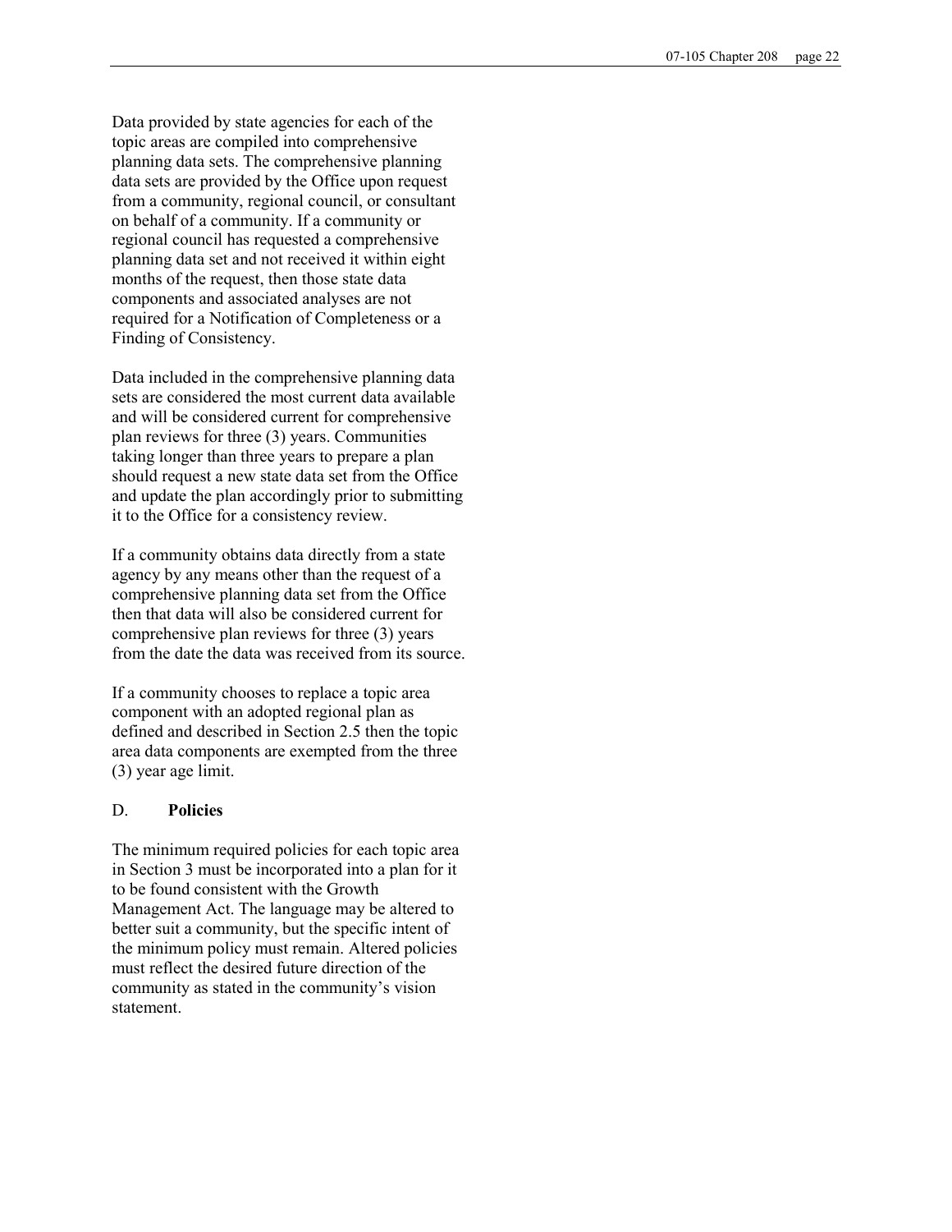Data provided by state agencies for each of the topic areas are compiled into comprehensive planning data sets. The comprehensive planning data sets are provided by the Office upon request from a community, regional council, or consultant on behalf of a community. If a community or regional council has requested a comprehensive planning data set and not received it within eight months of the request, then those state data components and associated analyses are not required for a Notification of Completeness or a Finding of Consistency.

Data included in the comprehensive planning data sets are considered the most current data available and will be considered current for comprehensive plan reviews for three (3) years. Communities taking longer than three years to prepare a plan should request a new state data set from the Office and update the plan accordingly prior to submitting it to the Office for a consistency review.

If a community obtains data directly from a state agency by any means other than the request of a comprehensive planning data set from the Office then that data will also be considered current for comprehensive plan reviews for three (3) years from the date the data was received from its source.

If a community chooses to replace a topic area component with an adopted regional plan as defined and described in Section 2.5 then the topic area data components are exempted from the three (3) year age limit.

D. **Policies**

The minimum required policies for each topic area in Section 3 must be incorporated into a plan for it to be found consistent with the Growth Management Act. The language may be altered to better suit a community, but the specific intent of the minimum policy must remain. Altered policies must reflect the desired future direction of the community as stated in the community's vision statement.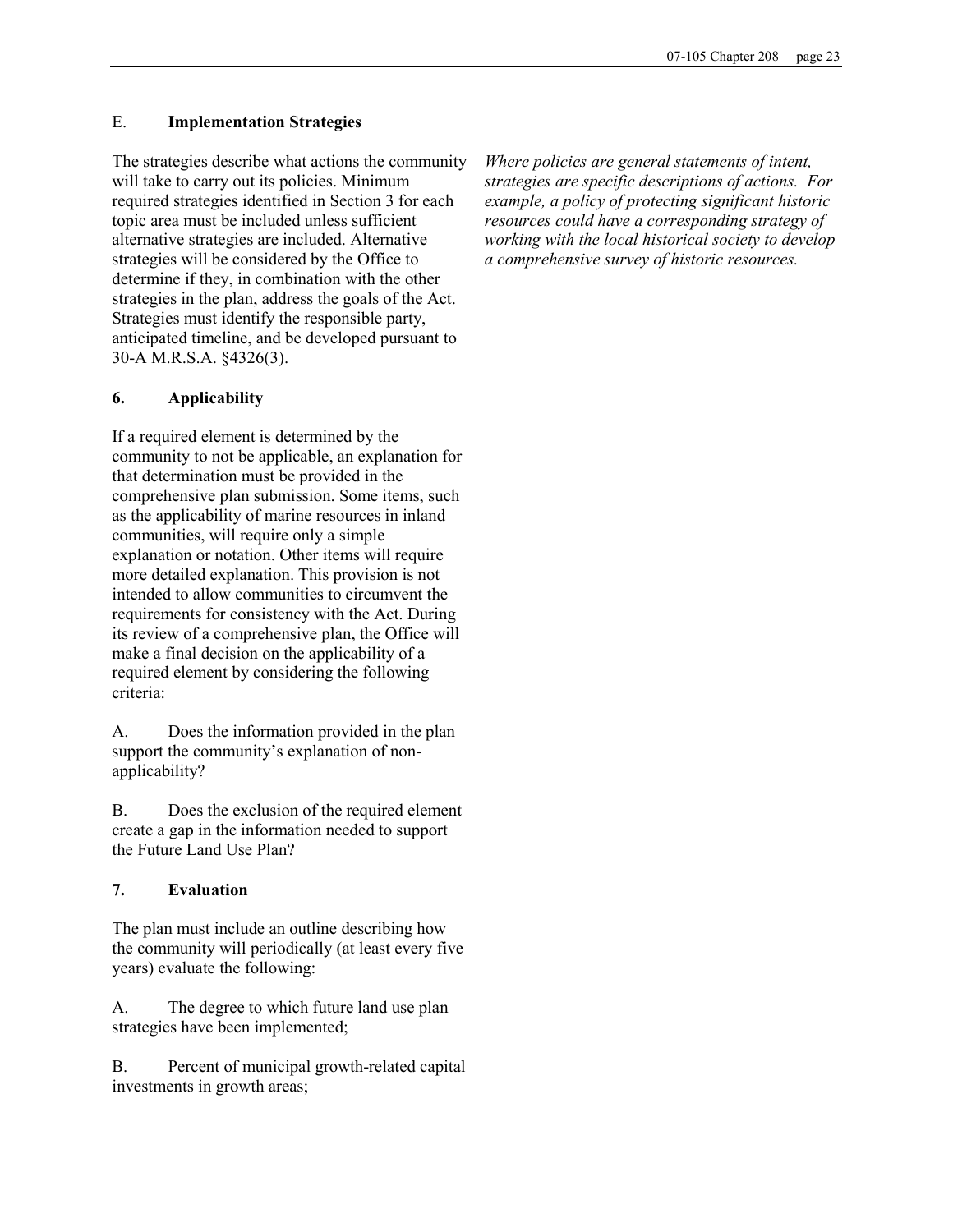E. **Implementation Strategies**

The strategies describe what actions the community will take to carry out its policies. Minimum required strategies identified in Section 3 for each topic area must be included unless sufficient alternative strategies are included. Alternative strategies will be considered by the Office to determine if they, in combination with the other strategies in the plan, address the goals of the Act. Strategies must identify the responsible party, anticipated timeline, and be developed pursuant to 30-A M.R.S.A. §4326(3).

*Where policies are general statements of intent, strategies are specific descriptions of actions. For example, a policy of protecting significant historic resources could have a corresponding strategy of working with the local historical society to develop a comprehensive survey of historic resources.*

**6. Applicability**

If a required element is determined by the community to not be applicable, an explanation for that determination must be provided in the comprehensive plan submission. Some items, such as the applicability of marine resources in inland communities, will require only a simple explanation or notation. Other items will require more detailed explanation. This provision is not intended to allow communities to circumvent the requirements for consistency with the Act. During its review of a comprehensive plan, the Office will make a final decision on the applicability of a required element by considering the following criteria:

A. Does the information provided in the plan support the community's explanation of non-applicability?

B. Does the exclusion of the required element create a gap in the information needed to support the Future Land Use Plan?

**7. Evaluation**

The plan must include an outline describing how the community will periodically (at least every five years) evaluate the following:

A. The degree to which future land use plan strategies have been implemented;

B. Percent of municipal growth-related capital investments in growth areas;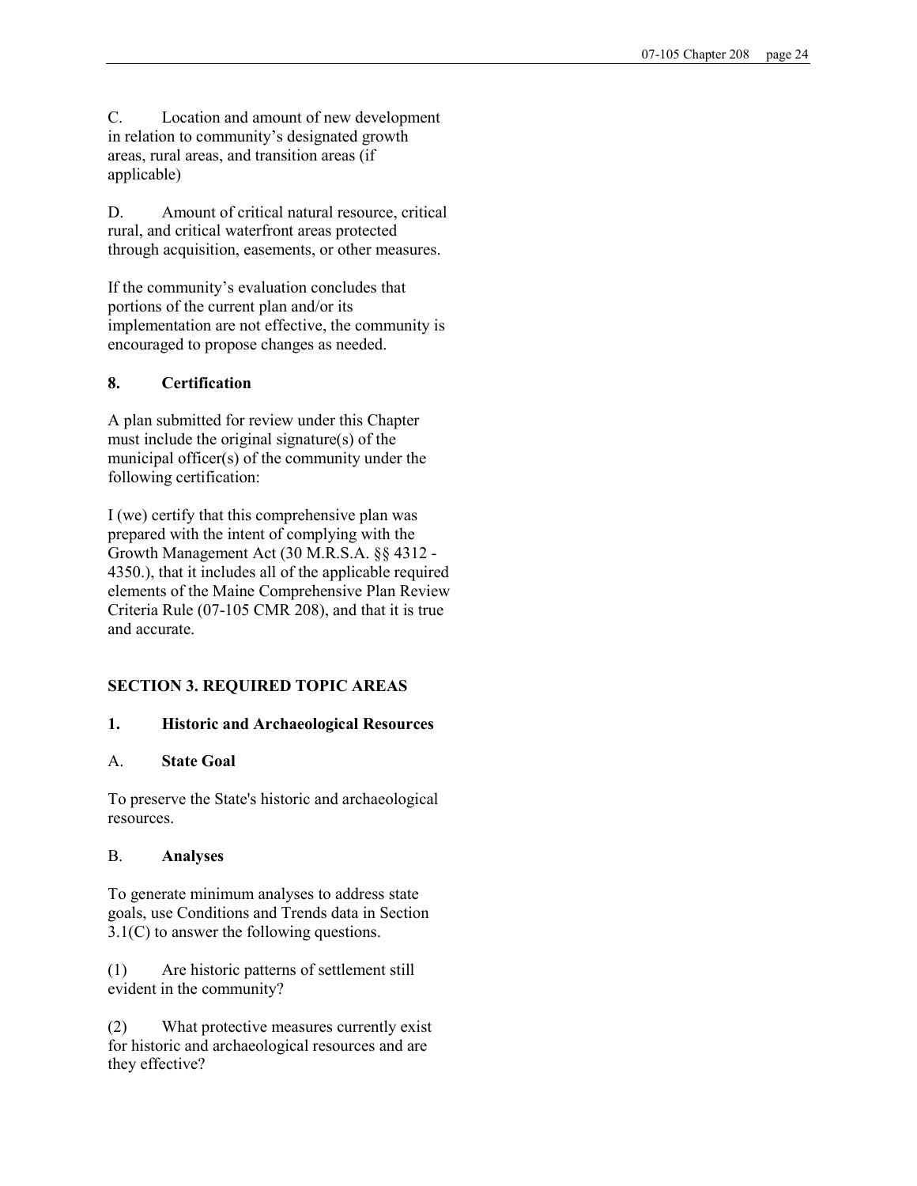C. Location and amount of new development in relation to community's designated growth areas, rural areas, and transition areas (if applicable)

D. Amount of critical natural resource, critical rural, and critical waterfront areas protected through acquisition, easements, or other measures.

If the community's evaluation concludes that portions of the current plan and/or its implementation are not effective, the community is encouraged to propose changes as needed.

### 8. Certification

A plan submitted for review under this Chapter must include the original signature(s) of the municipal officer(s) of the community under the following certification:

I (we) certify that this comprehensive plan was prepared with the intent of complying with the Growth Management Act (30 M.R.S.A. §§ 4312 - 4350.), that it includes all of the applicable required elements of the Maine Comprehensive Plan Review Criteria Rule (07-105 CMR 208), and that it is true and accurate.

## SECTION 3. REQUIRED TOPIC AREAS

### 1. Historic and Archaeological Resources

#### A. State Goal

To preserve the State's historic and archaeological resources.

#### B. Analyses

To generate minimum analyses to address state goals, use Conditions and Trends data in Section 3.1(C) to answer the following questions.

(1) Are historic patterns of settlement still evident in the community?

(2) What protective measures currently exist for historic and archaeological resources and are they effective?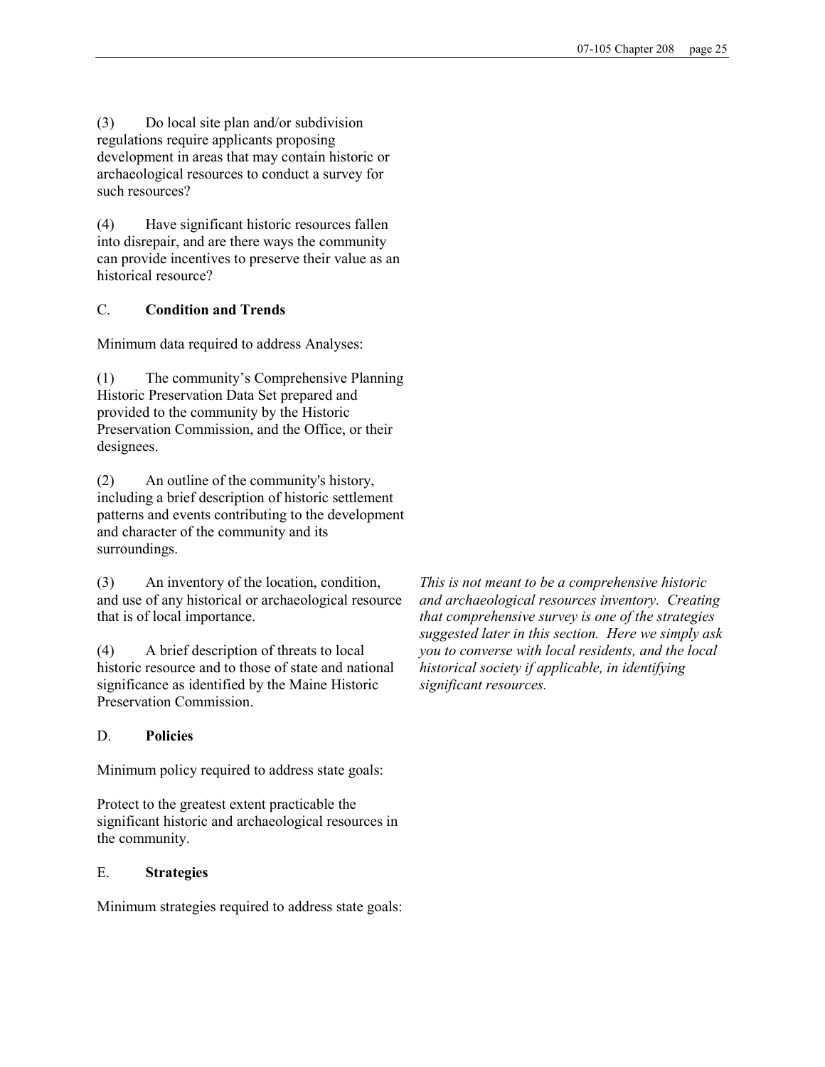(3) Do local site plan and/or subdivision regulations require applicants proposing development in areas that may contain historic or archaeological resources to conduct a survey for such resources?

(4) Have significant historic resources fallen into disrepair, and are there ways the community can provide incentives to preserve their value as an historical resource?

C. **Condition and Trends**

Minimum data required to address Analyses:

(1) The community's Comprehensive Planning Historic Preservation Data Set prepared and provided to the community by the Historic Preservation Commission, and the Office, or their designees.

(2) An outline of the community's history, including a brief description of historic settlement patterns and events contributing to the development and character of the community and its surroundings.

(3) An inventory of the location, condition, and use of any historical or archaeological resource that is of local importance.

*This is not meant to be a comprehensive historic and archaeological resources inventory. Creating that comprehensive survey is one of the strategies suggested later in this section. Here we simply ask you to converse with local residents, and the local historical society if applicable, in identifying significant resources.*

(4) A brief description of threats to local historic resource and to those of state and national significance as identified by the Maine Historic Preservation Commission.

D. **Policies**

Minimum policy required to address state goals:

Protect to the greatest extent practicable the significant historic and archaeological resources in the community.

E. **Strategies**

Minimum strategies required to address state goals: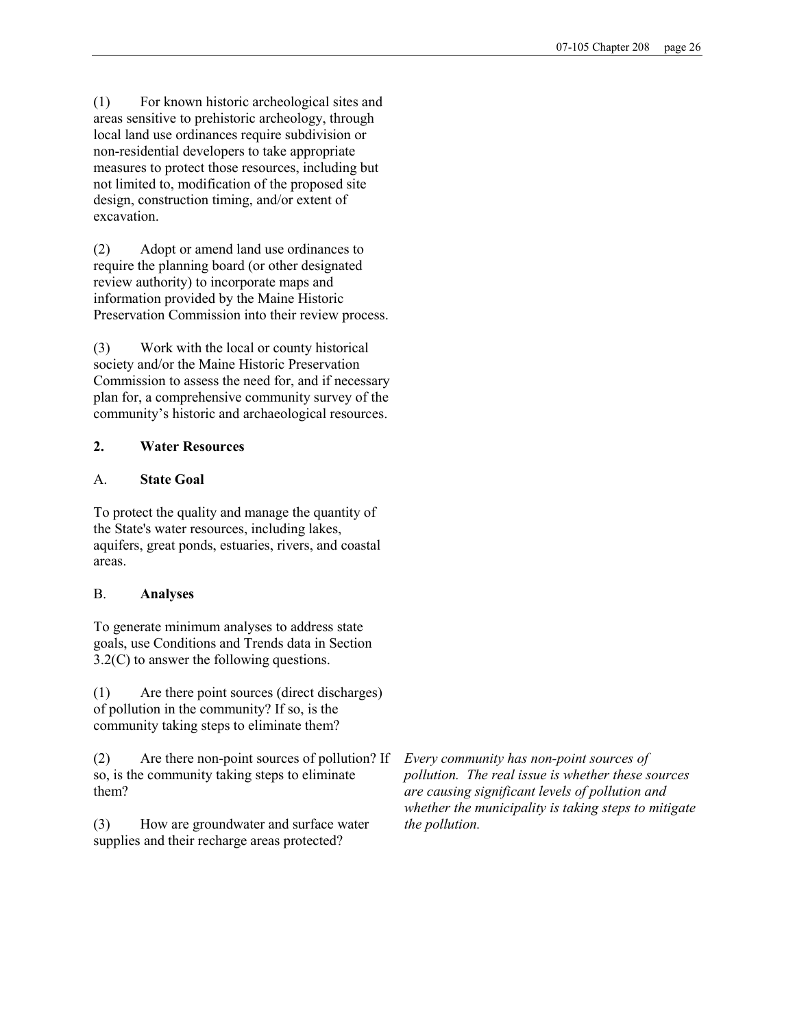(1) For known historic archeological sites and areas sensitive to prehistoric archeology, through local land use ordinances require subdivision or non-residential developers to take appropriate measures to protect those resources, including but not limited to, modification of the proposed site design, construction timing, and/or extent of excavation.

(2) Adopt or amend land use ordinances to require the planning board (or other designated review authority) to incorporate maps and information provided by the Maine Historic Preservation Commission into their review process.

(3) Work with the local or county historical society and/or the Maine Historic Preservation Commission to assess the need for, and if necessary plan for, a comprehensive community survey of the community's historic and archaeological resources.

## 2. Water Resources

### A. State Goal

To protect the quality and manage the quantity of the State's water resources, including lakes, aquifers, great ponds, estuaries, rivers, and coastal areas.

### B. Analyses

To generate minimum analyses to address state goals, use Conditions and Trends data in Section 3.2(C) to answer the following questions.

(1) Are there point sources (direct discharges) of pollution in the community? If so, is the community taking steps to eliminate them?

(2) Are there non-point sources of pollution? If so, is the community taking steps to eliminate them?

*Every community has non-point sources of pollution. The real issue is whether these sources are causing significant levels of pollution and whether the municipality is taking steps to mitigate the pollution.*

(3) How are groundwater and surface water supplies and their recharge areas protected?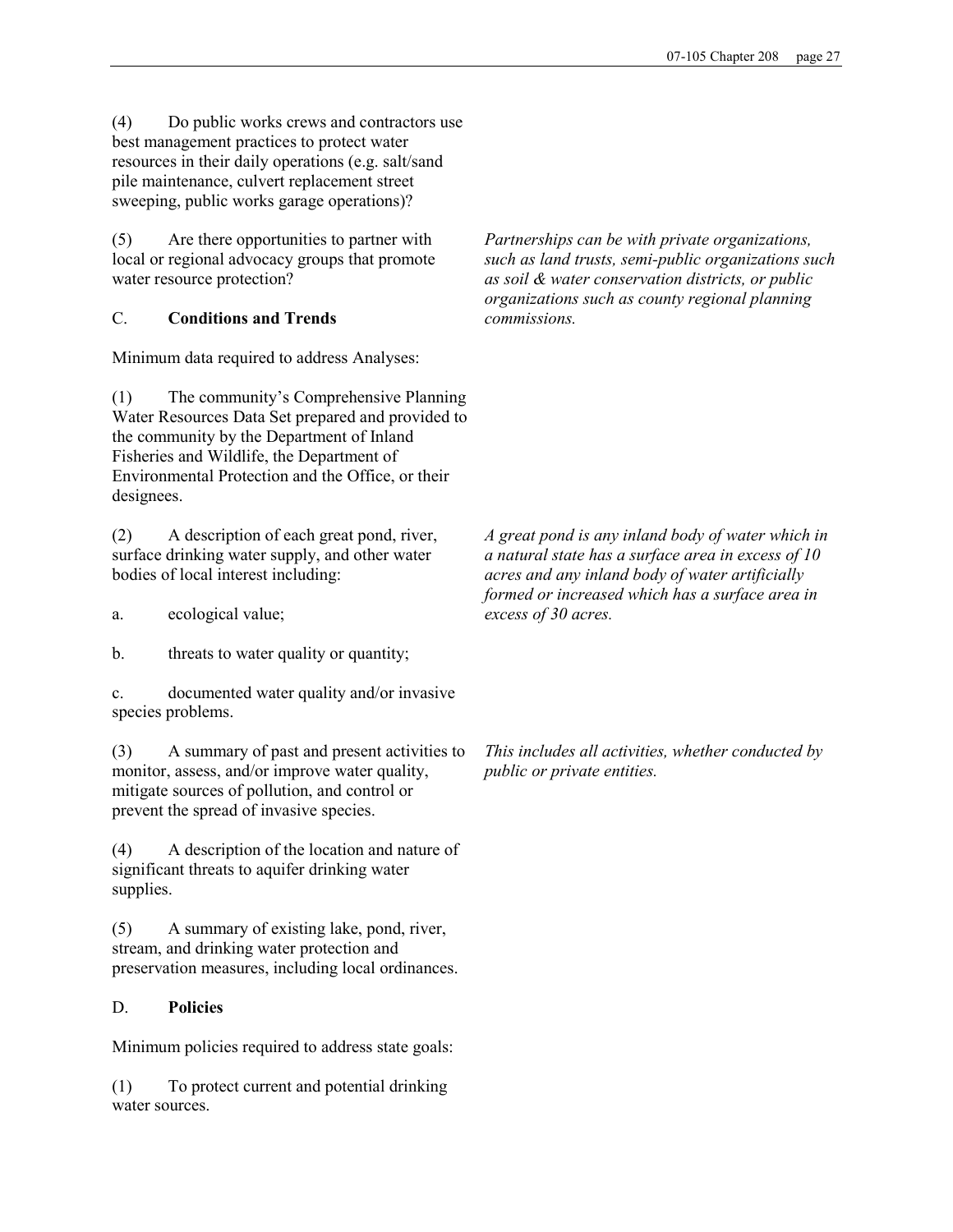(4) Do public works crews and contractors use best management practices to protect water resources in their daily operations (e.g. salt/sand pile maintenance, culvert replacement street sweeping, public works garage operations)?

(5) Are there opportunities to partner with local or regional advocacy groups that promote water resource protection?

*Partnerships can be with private organizations, such as land trusts, semi-public organizations such as soil & water conservation districts, or public organizations such as county regional planning commissions.*

C. **Conditions and Trends**

Minimum data required to address Analyses:

(1) The community's Comprehensive Planning Water Resources Data Set prepared and provided to the community by the Department of Inland Fisheries and Wildlife, the Department of Environmental Protection and the Office, or their designees.

(2) A description of each great pond, river, surface drinking water supply, and other water bodies of local interest including:

*A great pond is any inland body of water which in a natural state has a surface area in excess of 10 acres and any inland body of water artificially formed or increased which has a surface area in excess of 30 acres.*

a. ecological value;

b. threats to water quality or quantity;

c. documented water quality and/or invasive species problems.

(3) A summary of past and present activities to monitor, assess, and/or improve water quality, mitigate sources of pollution, and control or prevent the spread of invasive species.

*This includes all activities, whether conducted by public or private entities.*

(4) A description of the location and nature of significant threats to aquifer drinking water supplies.

(5) A summary of existing lake, pond, river, stream, and drinking water protection and preservation measures, including local ordinances.

D. **Policies**

Minimum policies required to address state goals:

(1) To protect current and potential drinking water sources.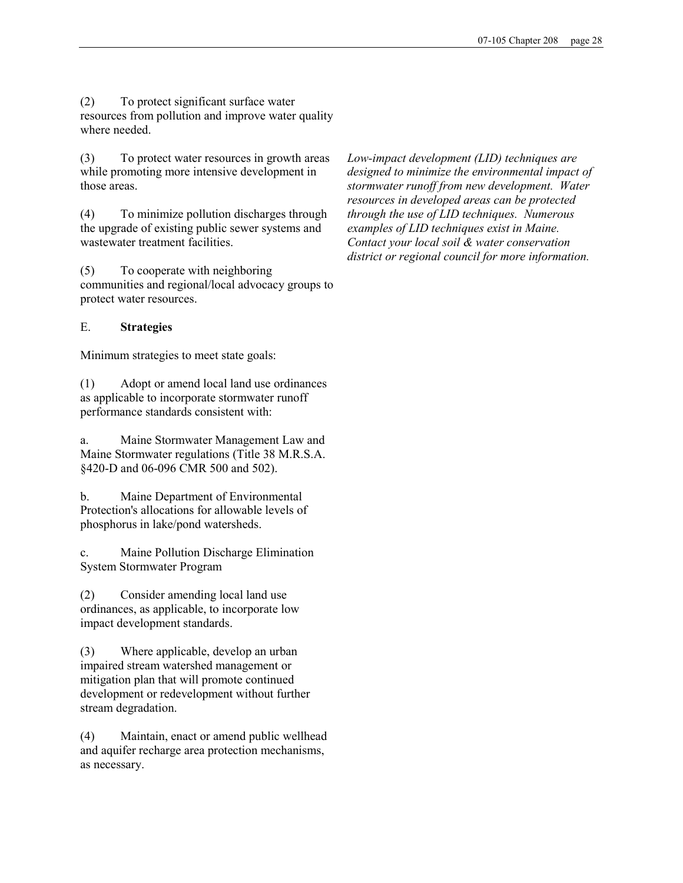(2) To protect significant surface water resources from pollution and improve water quality where needed.

(3) To protect water resources in growth areas while promoting more intensive development in those areas.

*Low-impact development (LID) techniques are designed to minimize the environmental impact of stormwater runoff from new development. Water resources in developed areas can be protected through the use of LID techniques. Numerous examples of LID techniques exist in Maine. Contact your local soil & water conservation district or regional council for more information.*

(4) To minimize pollution discharges through the upgrade of existing public sewer systems and wastewater treatment facilities.

(5) To cooperate with neighboring communities and regional/local advocacy groups to protect water resources.

E. **Strategies**

Minimum strategies to meet state goals:

(1) Adopt or amend local land use ordinances as applicable to incorporate stormwater runoff performance standards consistent with:

a. Maine Stormwater Management Law and Maine Stormwater regulations (Title 38 M.R.S.A. §420-D and 06-096 CMR 500 and 502).

b. Maine Department of Environmental Protection's allocations for allowable levels of phosphorus in lake/pond watersheds.

c. Maine Pollution Discharge Elimination System Stormwater Program

(2) Consider amending local land use ordinances, as applicable, to incorporate low impact development standards.

(3) Where applicable, develop an urban impaired stream watershed management or mitigation plan that will promote continued development or redevelopment without further stream degradation.

(4) Maintain, enact or amend public wellhead and aquifer recharge area protection mechanisms, as necessary.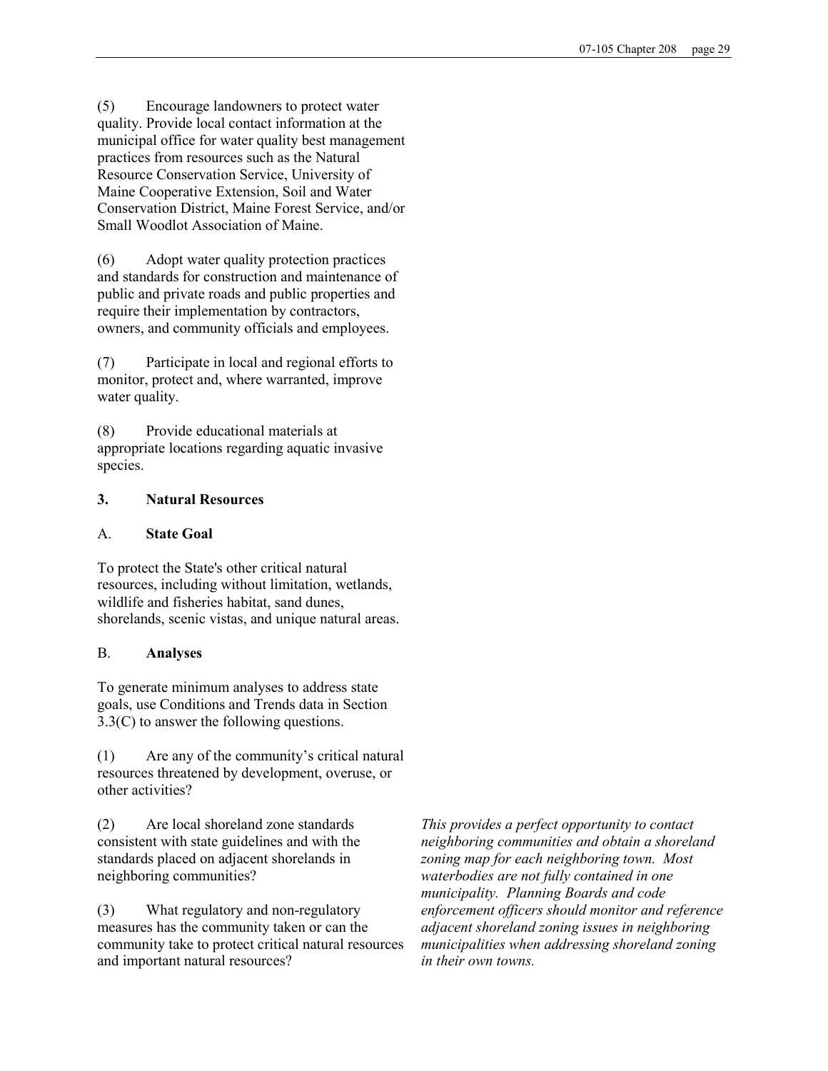(5) Encourage landowners to protect water quality. Provide local contact information at the municipal office for water quality best management practices from resources such as the Natural Resource Conservation Service, University of Maine Cooperative Extension, Soil and Water Conservation District, Maine Forest Service, and/or Small Woodlot Association of Maine.

(6) Adopt water quality protection practices and standards for construction and maintenance of public and private roads and public properties and require their implementation by contractors, owners, and community officials and employees.

(7) Participate in local and regional efforts to monitor, protect and, where warranted, improve water quality.

(8) Provide educational materials at appropriate locations regarding aquatic invasive species.

### 3. Natural Resources

#### A. State Goal

To protect the State's other critical natural resources, including without limitation, wetlands, wildlife and fisheries habitat, sand dunes, shorelands, scenic vistas, and unique natural areas.

#### B. Analyses

To generate minimum analyses to address state goals, use Conditions and Trends data in Section 3.3(C) to answer the following questions.

(1) Are any of the community's critical natural resources threatened by development, overuse, or other activities?

(2) Are local shoreland zone standards consistent with state guidelines and with the standards placed on adjacent shorelands in neighboring communities?

*This provides a perfect opportunity to contact neighboring communities and obtain a shoreland zoning map for each neighboring town. Most waterbodies are not fully contained in one municipality. Planning Boards and code enforcement officers should monitor and reference adjacent shoreland zoning issues in neighboring municipalities when addressing shoreland zoning in their own towns.*

(3) What regulatory and non-regulatory measures has the community taken or can the community take to protect critical natural resources and important natural resources?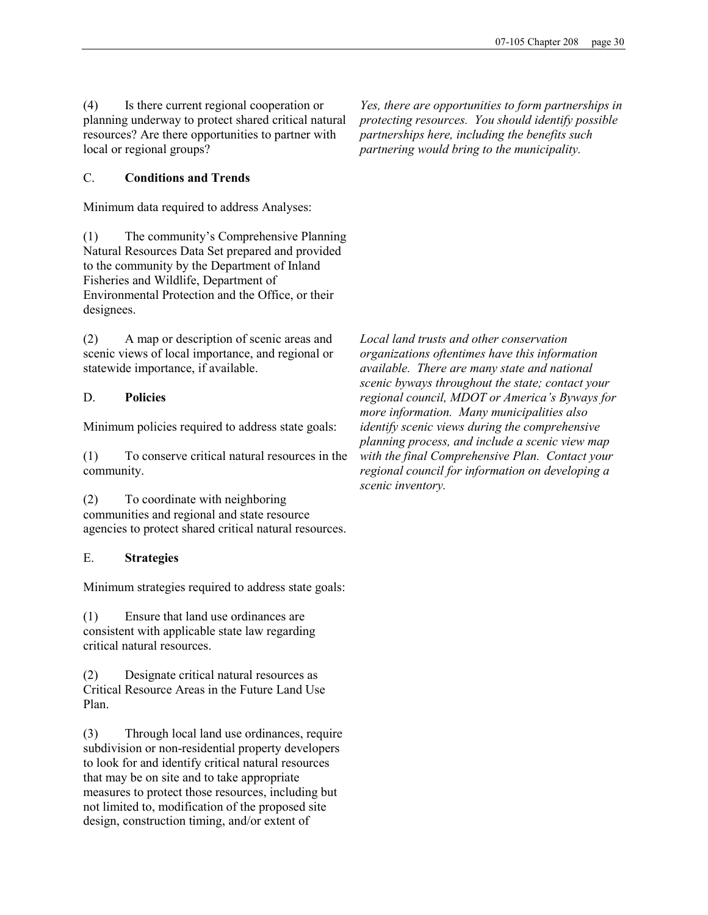(4) Is there current regional cooperation or planning underway to protect shared critical natural resources? Are there opportunities to partner with local or regional groups?

*Yes, there are opportunities to form partnerships in protecting resources. You should identify possible partnerships here, including the benefits such partnering would bring to the municipality.*

C. **Conditions and Trends**

Minimum data required to address Analyses:

(1) The community's Comprehensive Planning Natural Resources Data Set prepared and provided to the community by the Department of Inland Fisheries and Wildlife, Department of Environmental Protection and the Office, or their designees.

(2) A map or description of scenic areas and scenic views of local importance, and regional or statewide importance, if available.

*Local land trusts and other conservation organizations oftentimes have this information available. There are many state and national scenic byways throughout the state; contact your regional council, MDOT or America's Byways for more information. Many municipalities also identify scenic views during the comprehensive planning process, and include a scenic view map with the final Comprehensive Plan. Contact your regional council for information on developing a scenic inventory.*

D. **Policies**

Minimum policies required to address state goals:

(1) To conserve critical natural resources in the community.

(2) To coordinate with neighboring communities and regional and state resource agencies to protect shared critical natural resources.

E. **Strategies**

Minimum strategies required to address state goals:

(1) Ensure that land use ordinances are consistent with applicable state law regarding critical natural resources.

(2) Designate critical natural resources as Critical Resource Areas in the Future Land Use Plan.

(3) Through local land use ordinances, require subdivision or non-residential property developers to look for and identify critical natural resources that may be on site and to take appropriate measures to protect those resources, including but not limited to, modification of the proposed site design, construction timing, and/or extent of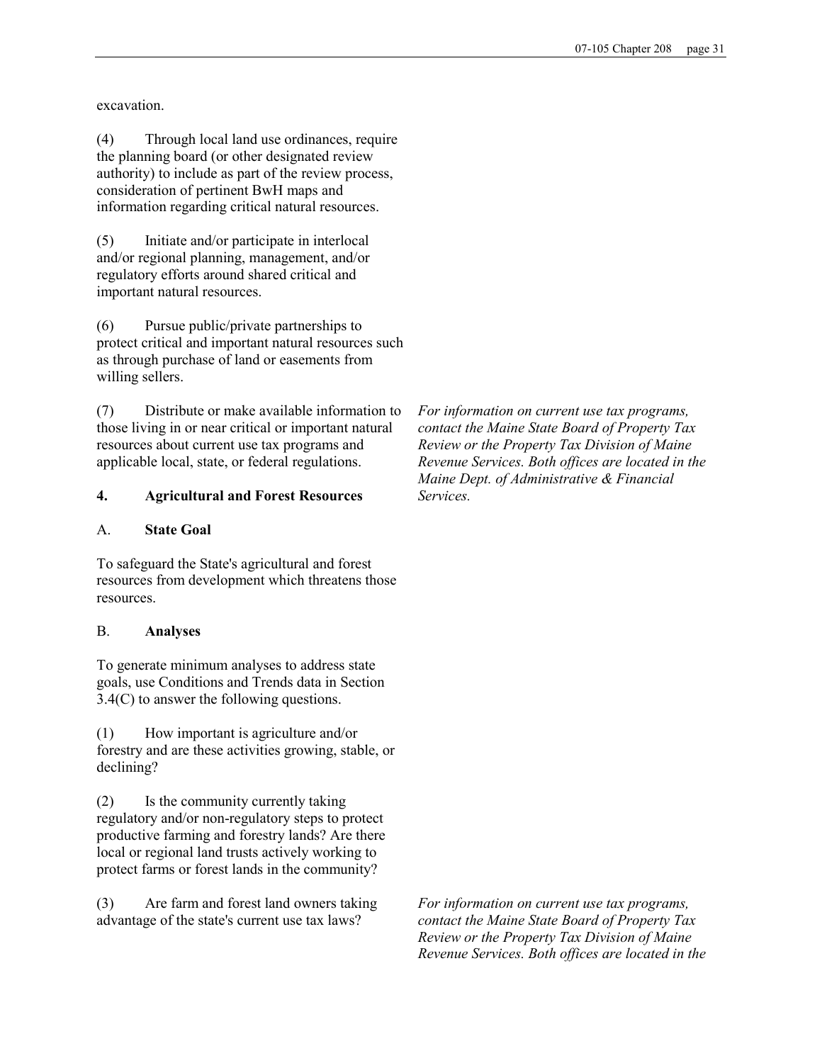excavation.

(4) Through local land use ordinances, require the planning board (or other designated review authority) to include as part of the review process, consideration of pertinent BwH maps and information regarding critical natural resources.

(5) Initiate and/or participate in interlocal and/or regional planning, management, and/or regulatory efforts around shared critical and important natural resources.

(6) Pursue public/private partnerships to protect critical and important natural resources such as through purchase of land or easements from willing sellers.

(7) Distribute or make available information to those living in or near critical or important natural resources about current use tax programs and applicable local, state, or federal regulations.

*For information on current use tax programs, contact the Maine State Board of Property Tax Review or the Property Tax Division of Maine Revenue Services. Both offices are located in the Maine Dept. of Administrative & Financial Services.*

## 4. Agricultural and Forest Resources

### A. State Goal

To safeguard the State's agricultural and forest resources from development which threatens those resources.

### B. Analyses

To generate minimum analyses to address state goals, use Conditions and Trends data in Section 3.4(C) to answer the following questions.

(1) How important is agriculture and/or forestry and are these activities growing, stable, or declining?

(2) Is the community currently taking regulatory and/or non-regulatory steps to protect productive farming and forestry lands? Are there local or regional land trusts actively working to protect farms or forest lands in the community?

(3) Are farm and forest land owners taking advantage of the state's current use tax laws?

*For information on current use tax programs, contact the Maine State Board of Property Tax Review or the Property Tax Division of Maine Revenue Services. Both offices are located in the*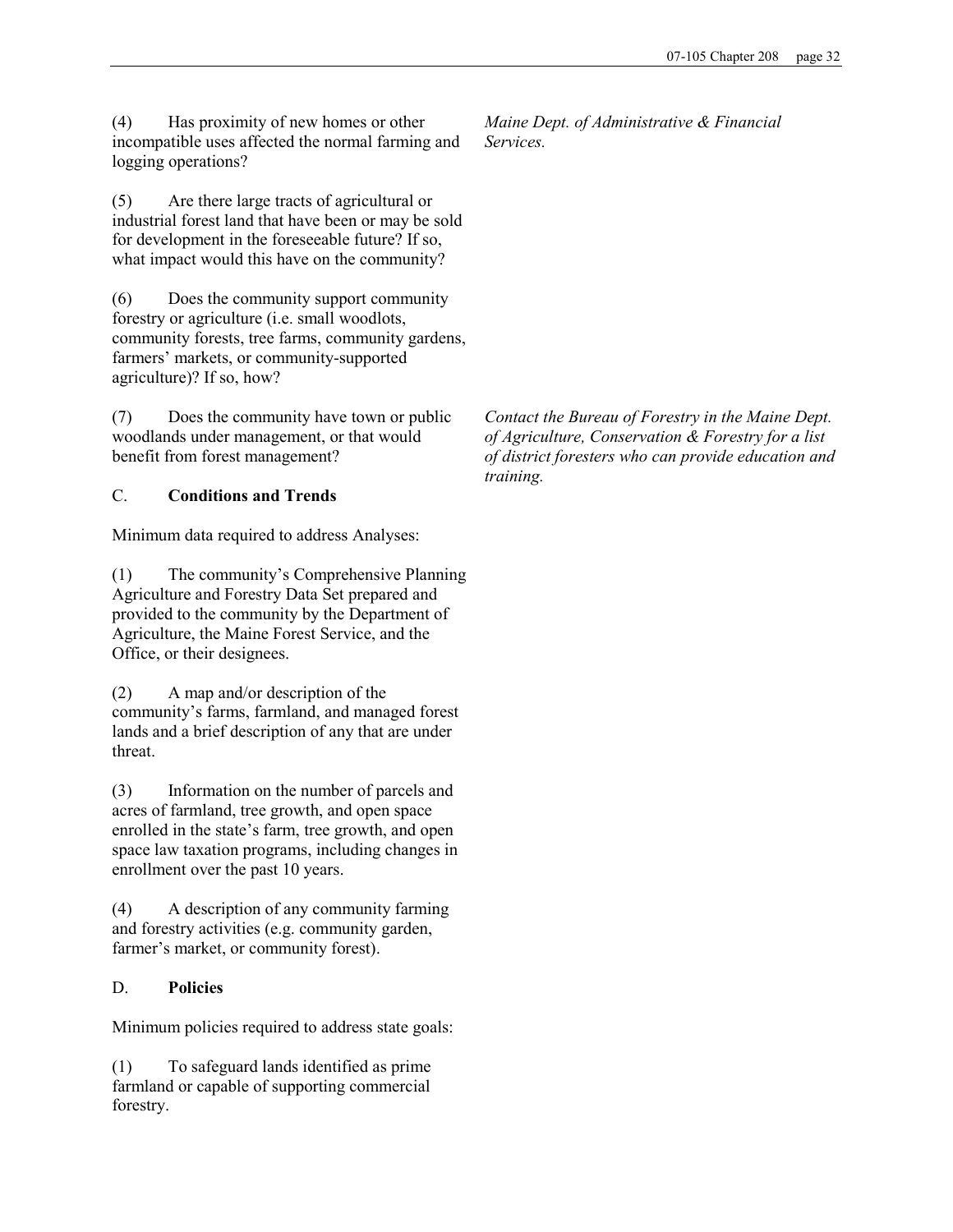(4) Has proximity of new homes or other incompatible uses affected the normal farming and logging operations?

*Maine Dept. of Administrative & Financial Services.*

(5) Are there large tracts of agricultural or industrial forest land that have been or may be sold for development in the foreseeable future? If so, what impact would this have on the community?

(6) Does the community support community forestry or agriculture (i.e. small woodlots, community forests, tree farms, community gardens, farmers' markets, or community-supported agriculture)? If so, how?

(7) Does the community have town or public woodlands under management, or that would benefit from forest management?

*Contact the Bureau of Forestry in the Maine Dept. of Agriculture, Conservation & Forestry for a list of district foresters who can provide education and training.*

C. **Conditions and Trends**

Minimum data required to address Analyses:

(1) The community's Comprehensive Planning Agriculture and Forestry Data Set prepared and provided to the community by the Department of Agriculture, the Maine Forest Service, and the Office, or their designees.

(2) A map and/or description of the community's farms, farmland, and managed forest lands and a brief description of any that are under threat.

(3) Information on the number of parcels and acres of farmland, tree growth, and open space enrolled in the state's farm, tree growth, and open space law taxation programs, including changes in enrollment over the past 10 years.

(4) A description of any community farming and forestry activities (e.g. community garden, farmer's market, or community forest).

D. **Policies**

Minimum policies required to address state goals:

(1) To safeguard lands identified as prime farmland or capable of supporting commercial forestry.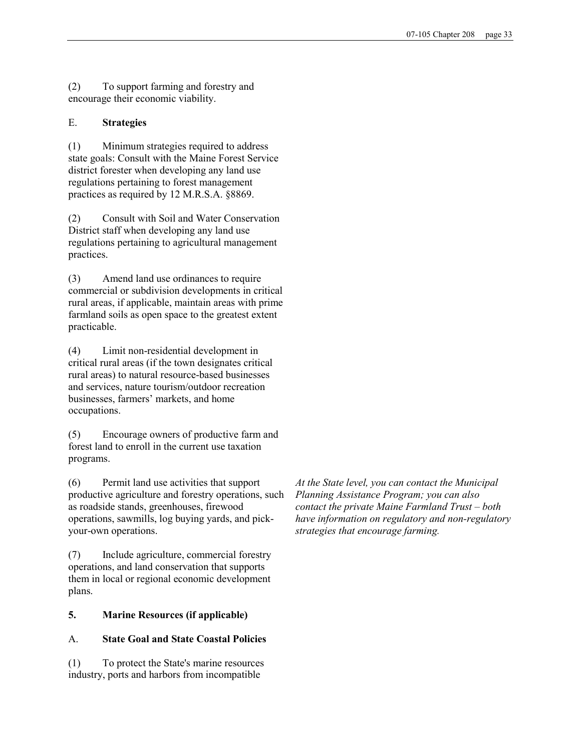(2) To support farming and forestry and encourage their economic viability.

E. **Strategies**

(1) Minimum strategies required to address state goals: Consult with the Maine Forest Service district forester when developing any land use regulations pertaining to forest management practices as required by 12 M.R.S.A. §8869.

(2) Consult with Soil and Water Conservation District staff when developing any land use regulations pertaining to agricultural management practices.

(3) Amend land use ordinances to require commercial or subdivision developments in critical rural areas, if applicable, maintain areas with prime farmland soils as open space to the greatest extent practicable.

(4) Limit non-residential development in critical rural areas (if the town designates critical rural areas) to natural resource-based businesses and services, nature tourism/outdoor recreation businesses, farmers' markets, and home occupations.

(5) Encourage owners of productive farm and forest land to enroll in the current use taxation programs.

(6) Permit land use activities that support productive agriculture and forestry operations, such as roadside stands, greenhouses, firewood operations, sawmills, log buying yards, and pick-your-own operations.

*At the State level, you can contact the Municipal Planning Assistance Program; you can also contact the private Maine Farmland Trust – both have information on regulatory and non-regulatory strategies that encourage farming.*

(7) Include agriculture, commercial forestry operations, and land conservation that supports them in local or regional economic development plans.

**5. Marine Resources (if applicable)**

A. **State Goal and State Coastal Policies**

(1) To protect the State's marine resources industry, ports and harbors from incompatible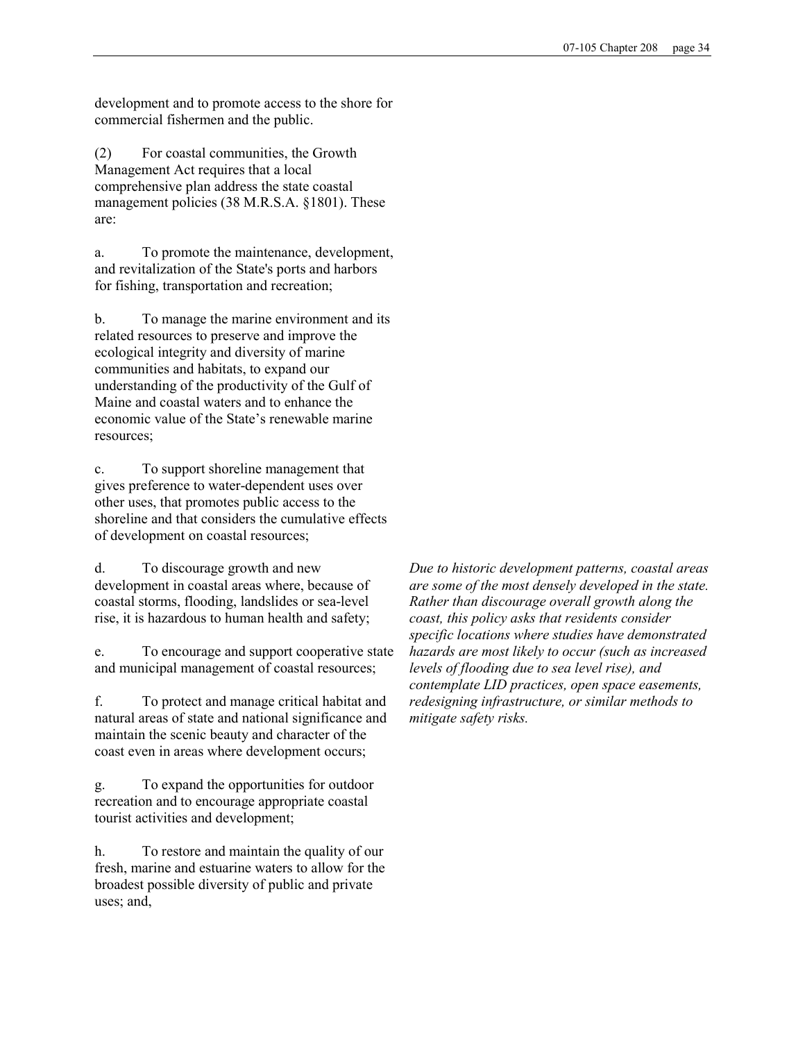development and to promote access to the shore for commercial fishermen and the public.

(2) For coastal communities, the Growth Management Act requires that a local comprehensive plan address the state coastal management policies (38 M.R.S.A. §1801). These are:

a. To promote the maintenance, development, and revitalization of the State's ports and harbors for fishing, transportation and recreation;

b. To manage the marine environment and its related resources to preserve and improve the ecological integrity and diversity of marine communities and habitats, to expand our understanding of the productivity of the Gulf of Maine and coastal waters and to enhance the economic value of the State's renewable marine resources;

c. To support shoreline management that gives preference to water-dependent uses over other uses, that promotes public access to the shoreline and that considers the cumulative effects of development on coastal resources;

d. To discourage growth and new development in coastal areas where, because of coastal storms, flooding, landslides or sea-level rise, it is hazardous to human health and safety;

*Due to historic development patterns, coastal areas are some of the most densely developed in the state. Rather than discourage overall growth along the coast, this policy asks that residents consider specific locations where studies have demonstrated hazards are most likely to occur (such as increased levels of flooding due to sea level rise), and contemplate LID practices, open space easements, redesigning infrastructure, or similar methods to mitigate safety risks.*

e. To encourage and support cooperative state and municipal management of coastal resources;

f. To protect and manage critical habitat and natural areas of state and national significance and maintain the scenic beauty and character of the coast even in areas where development occurs;

g. To expand the opportunities for outdoor recreation and to encourage appropriate coastal tourist activities and development;

h. To restore and maintain the quality of our fresh, marine and estuarine waters to allow for the broadest possible diversity of public and private uses; and,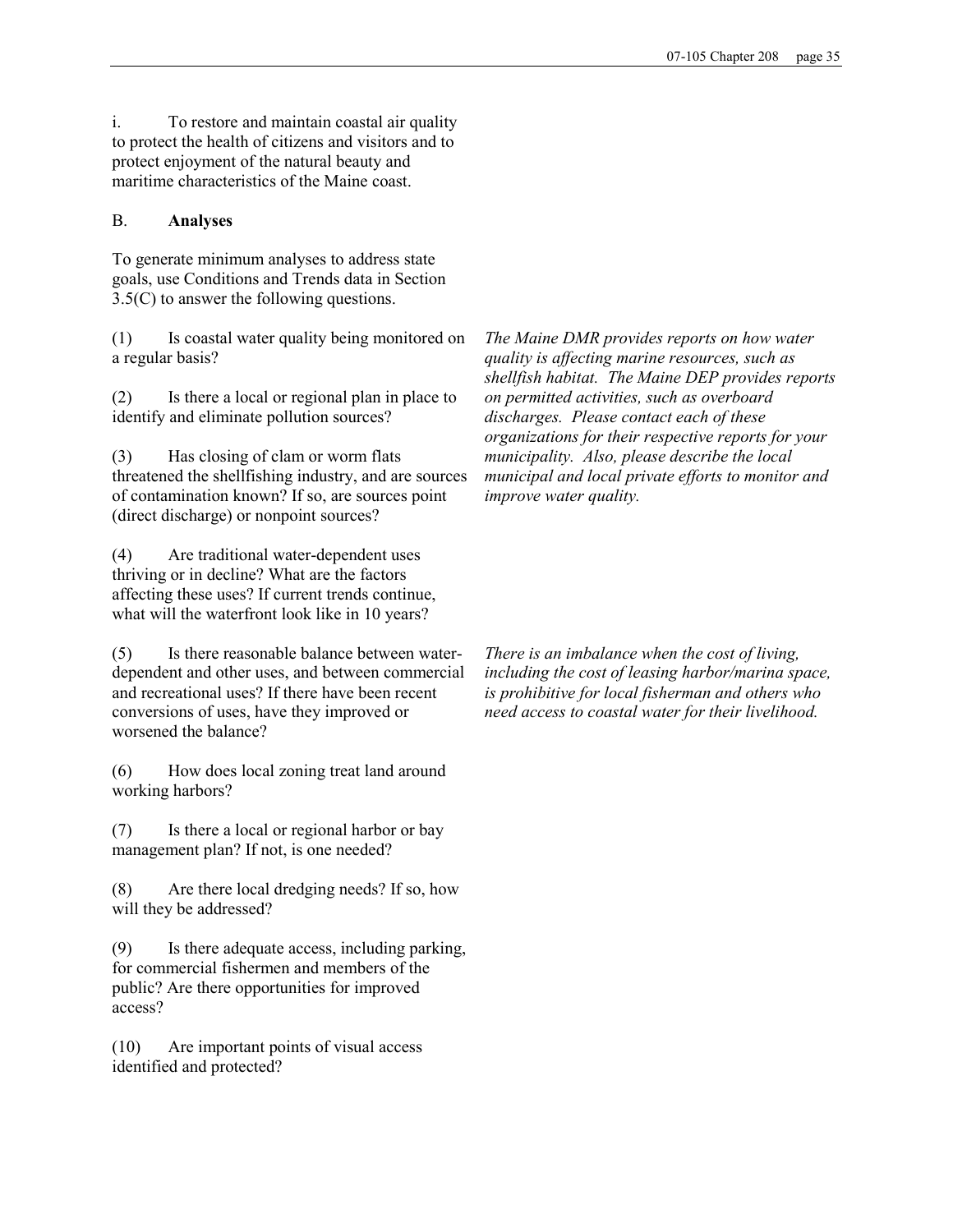i. To restore and maintain coastal air quality to protect the health of citizens and visitors and to protect enjoyment of the natural beauty and maritime characteristics of the Maine coast.

B. **Analyses**

To generate minimum analyses to address state goals, use Conditions and Trends data in Section 3.5(C) to answer the following questions.

(1) Is coastal water quality being monitored on a regular basis?

(2) Is there a local or regional plan in place to identify and eliminate pollution sources?

(3) Has closing of clam or worm flats threatened the shellfishing industry, and are sources of contamination known? If so, are sources point (direct discharge) or nonpoint sources?

*The Maine DMR provides reports on how water quality is affecting marine resources, such as shellfish habitat. The Maine DEP provides reports on permitted activities, such as overboard discharges. Please contact each of these organizations for their respective reports for your municipality. Also, please describe the local municipal and local private efforts to monitor and improve water quality.*

(4) Are traditional water-dependent uses thriving or in decline? What are the factors affecting these uses? If current trends continue, what will the waterfront look like in 10 years?

(5) Is there reasonable balance between water-dependent and other uses, and between commercial and recreational uses? If there have been recent conversions of uses, have they improved or worsened the balance?

*There is an imbalance when the cost of living, including the cost of leasing harbor/marina space, is prohibitive for local fisherman and others who need access to coastal water for their livelihood.*

(6) How does local zoning treat land around working harbors?

(7) Is there a local or regional harbor or bay management plan? If not, is one needed?

(8) Are there local dredging needs? If so, how will they be addressed?

(9) Is there adequate access, including parking, for commercial fishermen and members of the public? Are there opportunities for improved access?

(10) Are important points of visual access identified and protected?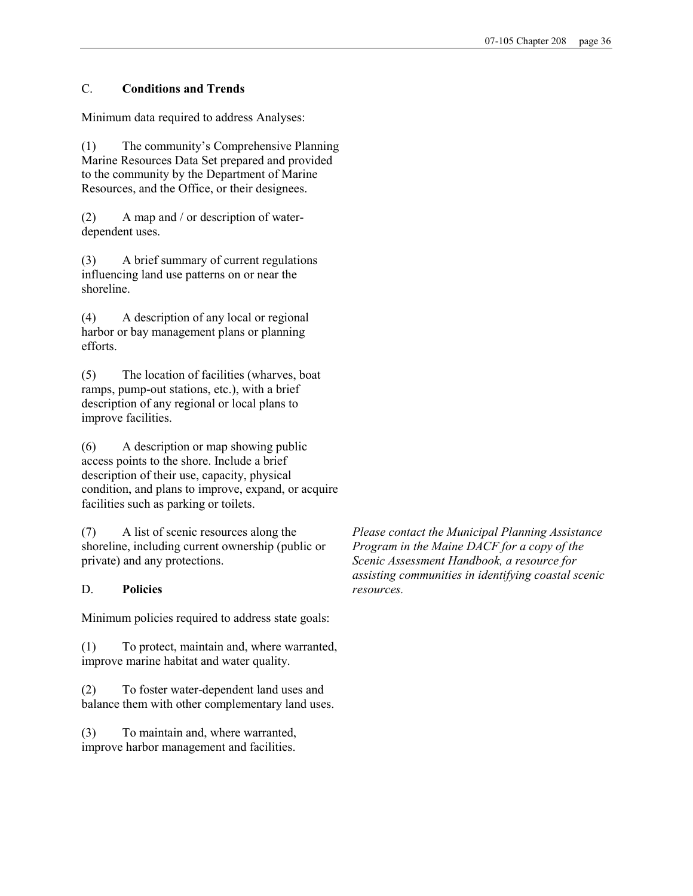### C. **Conditions and Trends**

Minimum data required to address Analyses:

(1) The community's Comprehensive Planning Marine Resources Data Set prepared and provided to the community by the Department of Marine Resources, and the Office, or their designees.

(2) A map and / or description of water-dependent uses.

(3) A brief summary of current regulations influencing land use patterns on or near the shoreline.

(4) A description of any local or regional harbor or bay management plans or planning efforts.

(5) The location of facilities (wharves, boat ramps, pump-out stations, etc.), with a brief description of any regional or local plans to improve facilities.

(6) A description or map showing public access points to the shore. Include a brief description of their use, capacity, physical condition, and plans to improve, expand, or acquire facilities such as parking or toilets.

(7) A list of scenic resources along the shoreline, including current ownership (public or private) and any protections.

*Please contact the Municipal Planning Assistance Program in the Maine DACF for a copy of the Scenic Assessment Handbook, a resource for assisting communities in identifying coastal scenic resources.*

### D. **Policies**

Minimum policies required to address state goals:

(1) To protect, maintain and, where warranted, improve marine habitat and water quality.

(2) To foster water-dependent land uses and balance them with other complementary land uses.

(3) To maintain and, where warranted, improve harbor management and facilities.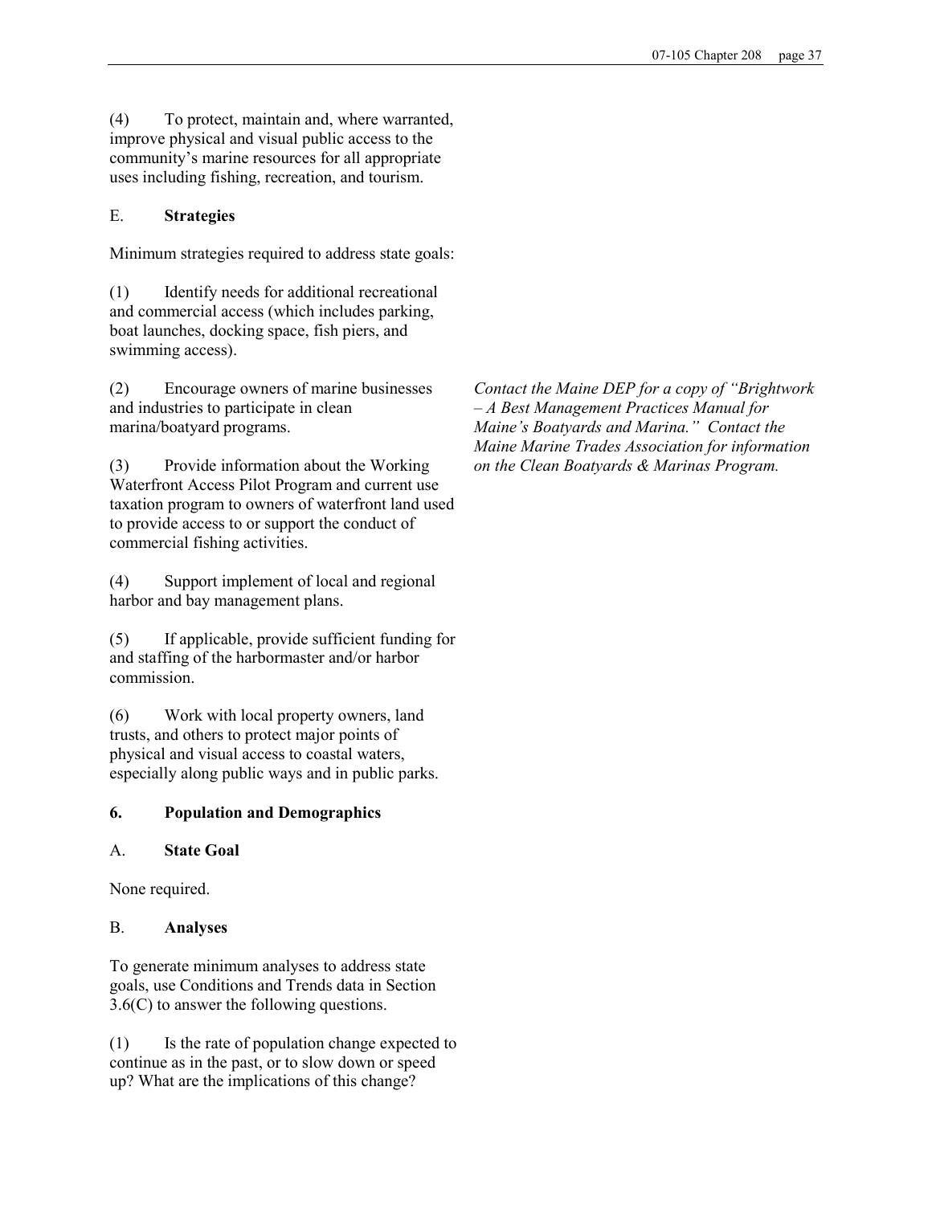(4) To protect, maintain and, where warranted, improve physical and visual public access to the community's marine resources for all appropriate uses including fishing, recreation, and tourism.

E. **Strategies**

Minimum strategies required to address state goals:

(1) Identify needs for additional recreational and commercial access (which includes parking, boat launches, docking space, fish piers, and swimming access).

(2) Encourage owners of marine businesses and industries to participate in clean marina/boatyard programs.

*Contact the Maine DEP for a copy of "Brightwork – A Best Management Practices Manual for Maine's Boatyards and Marina." Contact the Maine Marine Trades Association for information on the Clean Boatyards & Marinas Program.*

(3) Provide information about the Working Waterfront Access Pilot Program and current use taxation program to owners of waterfront land used to provide access to or support the conduct of commercial fishing activities.

(4) Support implement of local and regional harbor and bay management plans.

(5) If applicable, provide sufficient funding for and staffing of the harbormaster and/or harbor commission.

(6) Work with local property owners, land trusts, and others to protect major points of physical and visual access to coastal waters, especially along public ways and in public parks.

## 6. Population and Demographics

A. **State Goal**

None required.

B. **Analyses**

To generate minimum analyses to address state goals, use Conditions and Trends data in Section 3.6(C) to answer the following questions.

(1) Is the rate of population change expected to continue as in the past, or to slow down or speed up? What are the implications of this change?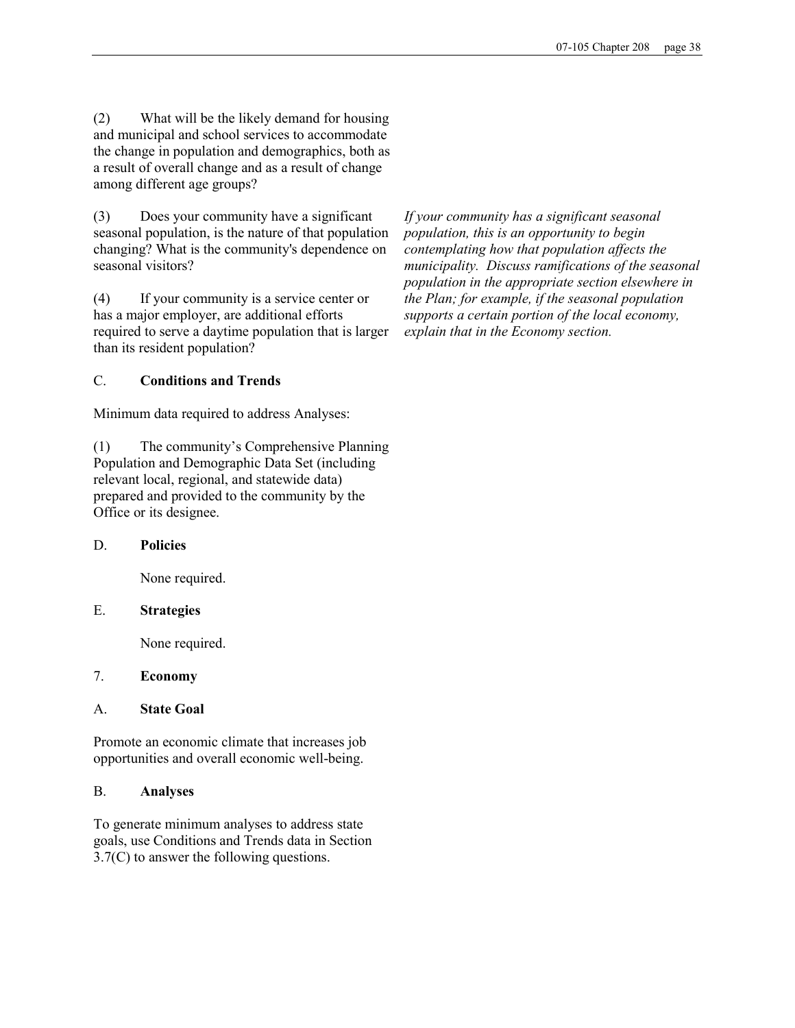(2) What will be the likely demand for housing and municipal and school services to accommodate the change in population and demographics, both as a result of overall change and as a result of change among different age groups?

(3) Does your community have a significant seasonal population, is the nature of that population changing? What is the community's dependence on seasonal visitors?

*If your community has a significant seasonal population, this is an opportunity to begin contemplating how that population affects the municipality. Discuss ramifications of the seasonal population in the appropriate section elsewhere in the Plan; for example, if the seasonal population supports a certain portion of the local economy, explain that in the Economy section.*

(4) If your community is a service center or has a major employer, are additional efforts required to serve a daytime population that is larger than its resident population?

C. **Conditions and Trends**

Minimum data required to address Analyses:

(1) The community's Comprehensive Planning Population and Demographic Data Set (including relevant local, regional, and statewide data) prepared and provided to the community by the Office or its designee.

D. **Policies**

None required.

E. **Strategies**

None required.

7. **Economy**

A. **State Goal**

Promote an economic climate that increases job opportunities and overall economic well-being.

B. **Analyses**

To generate minimum analyses to address state goals, use Conditions and Trends data in Section 3.7(C) to answer the following questions.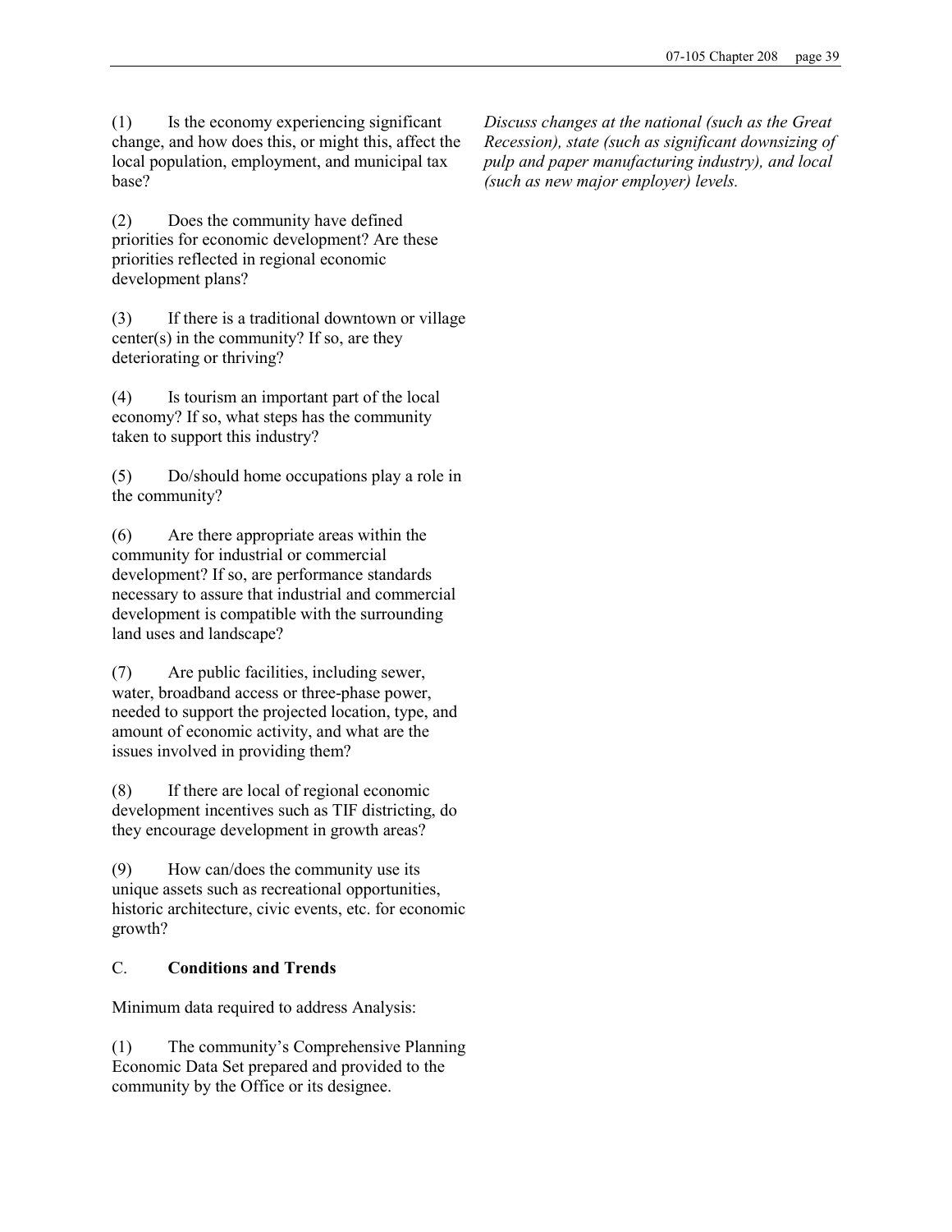(1) Is the economy experiencing significant change, and how does this, or might this, affect the local population, employment, and municipal tax base?

*Discuss changes at the national (such as the Great Recession), state (such as significant downsizing of pulp and paper manufacturing industry), and local (such as new major employer) levels.*

(2) Does the community have defined priorities for economic development? Are these priorities reflected in regional economic development plans?

(3) If there is a traditional downtown or village center(s) in the community? If so, are they deteriorating or thriving?

(4) Is tourism an important part of the local economy? If so, what steps has the community taken to support this industry?

(5) Do/should home occupations play a role in the community?

(6) Are there appropriate areas within the community for industrial or commercial development? If so, are performance standards necessary to assure that industrial and commercial development is compatible with the surrounding land uses and landscape?

(7) Are public facilities, including sewer, water, broadband access or three-phase power, needed to support the projected location, type, and amount of economic activity, and what are the issues involved in providing them?

(8) If there are local of regional economic development incentives such as TIF districting, do they encourage development in growth areas?

(9) How can/does the community use its unique assets such as recreational opportunities, historic architecture, civic events, etc. for economic growth?

C. **Conditions and Trends**

Minimum data required to address Analysis:

(1) The community's Comprehensive Planning Economic Data Set prepared and provided to the community by the Office or its designee.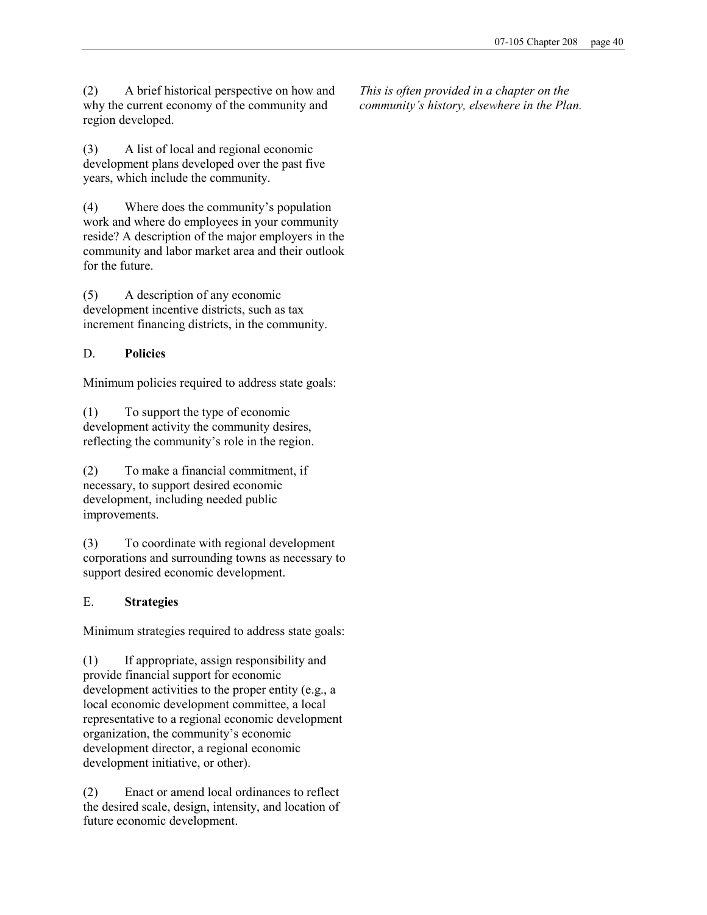(2) A brief historical perspective on how and why the current economy of the community and region developed.

*This is often provided in a chapter on the community's history, elsewhere in the Plan.*

(3) A list of local and regional economic development plans developed over the past five years, which include the community.

(4) Where does the community's population work and where do employees in your community reside? A description of the major employers in the community and labor market area and their outlook for the future.

(5) A description of any economic development incentive districts, such as tax increment financing districts, in the community.

D. **Policies**

Minimum policies required to address state goals:

(1) To support the type of economic development activity the community desires, reflecting the community's role in the region.

(2) To make a financial commitment, if necessary, to support desired economic development, including needed public improvements.

(3) To coordinate with regional development corporations and surrounding towns as necessary to support desired economic development.

E. **Strategies**

Minimum strategies required to address state goals:

(1) If appropriate, assign responsibility and provide financial support for economic development activities to the proper entity (e.g., a local economic development committee, a local representative to a regional economic development organization, the community's economic development director, a regional economic development initiative, or other).

(2) Enact or amend local ordinances to reflect the desired scale, design, intensity, and location of future economic development.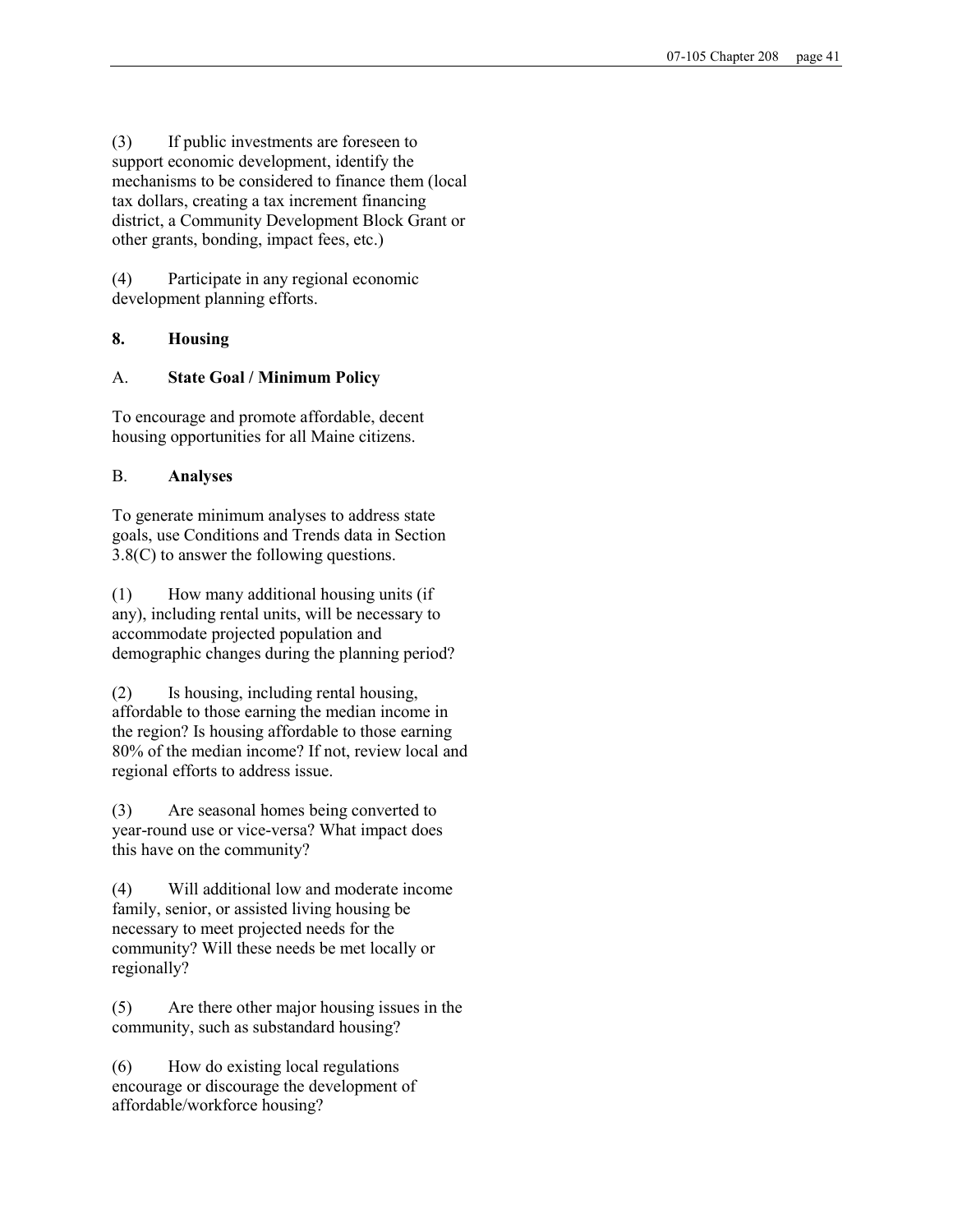(3) If public investments are foreseen to support economic development, identify the mechanisms to be considered to finance them (local tax dollars, creating a tax increment financing district, a Community Development Block Grant or other grants, bonding, impact fees, etc.)

(4) Participate in any regional economic development planning efforts.

## 8. Housing

### A. State Goal / Minimum Policy

To encourage and promote affordable, decent housing opportunities for all Maine citizens.

### B. Analyses

To generate minimum analyses to address state goals, use Conditions and Trends data in Section 3.8(C) to answer the following questions.

(1) How many additional housing units (if any), including rental units, will be necessary to accommodate projected population and demographic changes during the planning period?

(2) Is housing, including rental housing, affordable to those earning the median income in the region? Is housing affordable to those earning 80% of the median income? If not, review local and regional efforts to address issue.

(3) Are seasonal homes being converted to year-round use or vice-versa? What impact does this have on the community?

(4) Will additional low and moderate income family, senior, or assisted living housing be necessary to meet projected needs for the community? Will these needs be met locally or regionally?

(5) Are there other major housing issues in the community, such as substandard housing?

(6) How do existing local regulations encourage or discourage the development of affordable/workforce housing?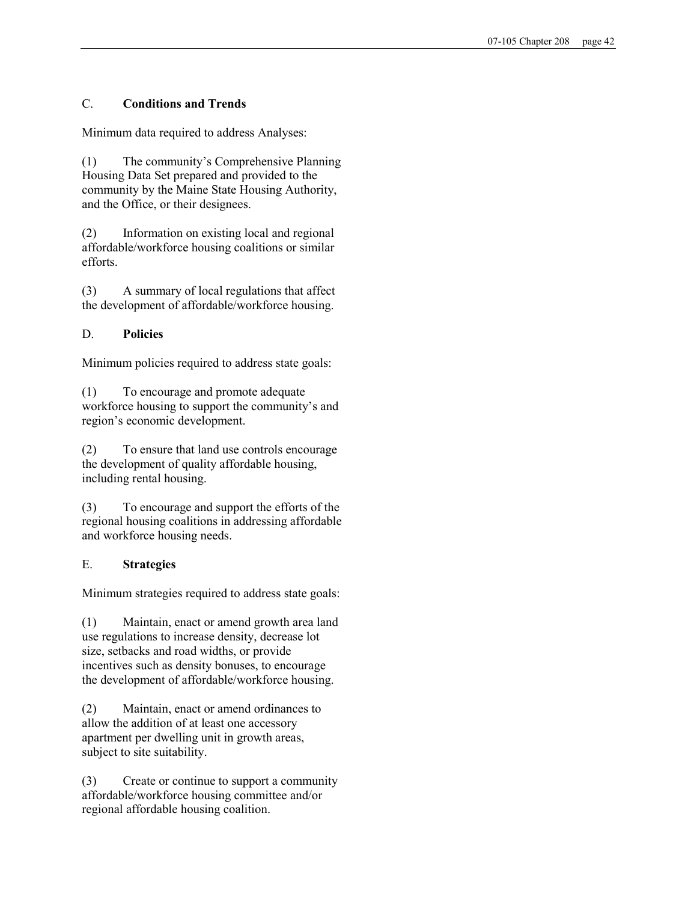### C. **Conditions and Trends**

Minimum data required to address Analyses:

(1) The community's Comprehensive Planning Housing Data Set prepared and provided to the community by the Maine State Housing Authority, and the Office, or their designees.

(2) Information on existing local and regional affordable/workforce housing coalitions or similar efforts.

(3) A summary of local regulations that affect the development of affordable/workforce housing.

### D. **Policies**

Minimum policies required to address state goals:

(1) To encourage and promote adequate workforce housing to support the community's and region's economic development.

(2) To ensure that land use controls encourage the development of quality affordable housing, including rental housing.

(3) To encourage and support the efforts of the regional housing coalitions in addressing affordable and workforce housing needs.

### E. **Strategies**

Minimum strategies required to address state goals:

(1) Maintain, enact or amend growth area land use regulations to increase density, decrease lot size, setbacks and road widths, or provide incentives such as density bonuses, to encourage the development of affordable/workforce housing.

(2) Maintain, enact or amend ordinances to allow the addition of at least one accessory apartment per dwelling unit in growth areas, subject to site suitability.

(3) Create or continue to support a community affordable/workforce housing committee and/or regional affordable housing coalition.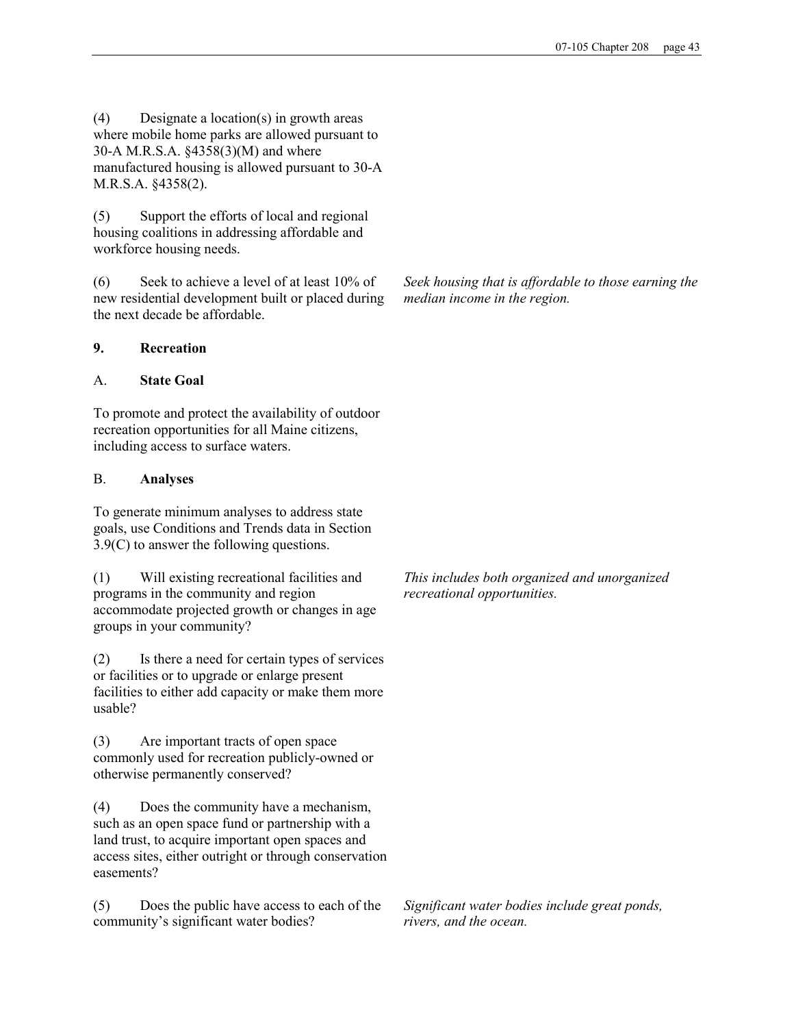(4) Designate a location(s) in growth areas where mobile home parks are allowed pursuant to 30-A M.R.S.A. §4358(3)(M) and where manufactured housing is allowed pursuant to 30-A M.R.S.A. §4358(2).

(5) Support the efforts of local and regional housing coalitions in addressing affordable and workforce housing needs.

(6) Seek to achieve a level of at least 10% of new residential development built or placed during the next decade be affordable.

*Seek housing that is affordable to those earning the median income in the region.*

**9. Recreation**

A. **State Goal**

To promote and protect the availability of outdoor recreation opportunities for all Maine citizens, including access to surface waters.

B. **Analyses**

To generate minimum analyses to address state goals, use Conditions and Trends data in Section 3.9(C) to answer the following questions.

(1) Will existing recreational facilities and programs in the community and region accommodate projected growth or changes in age groups in your community?

*This includes both organized and unorganized recreational opportunities.*

(2) Is there a need for certain types of services or facilities or to upgrade or enlarge present facilities to either add capacity or make them more usable?

(3) Are important tracts of open space commonly used for recreation publicly-owned or otherwise permanently conserved?

(4) Does the community have a mechanism, such as an open space fund or partnership with a land trust, to acquire important open spaces and access sites, either outright or through conservation easements?

(5) Does the public have access to each of the community's significant water bodies?

*Significant water bodies include great ponds, rivers, and the ocean.*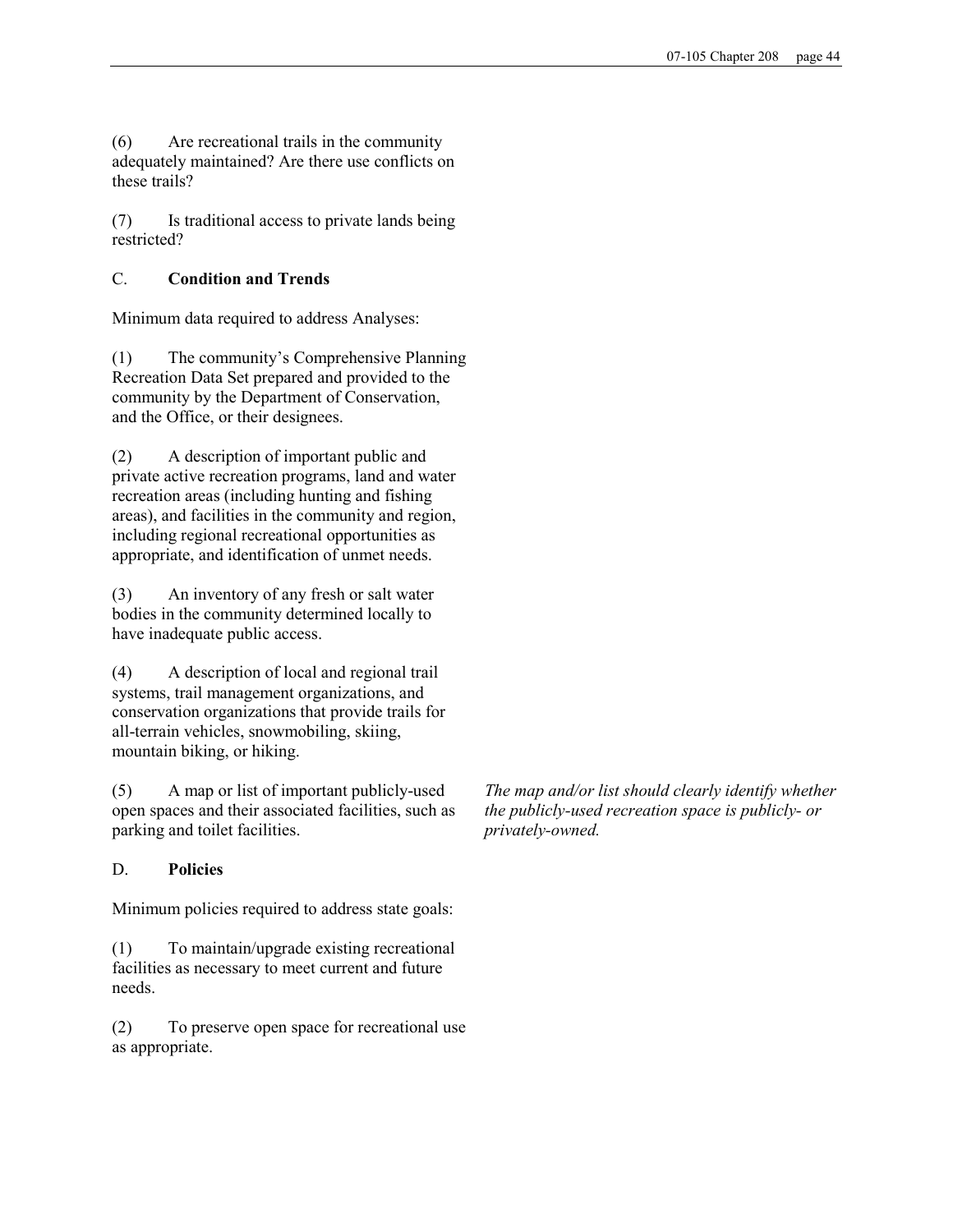(6) Are recreational trails in the community adequately maintained? Are there use conflicts on these trails?

(7) Is traditional access to private lands being restricted?

C. **Condition and Trends**

Minimum data required to address Analyses:

(1) The community's Comprehensive Planning Recreation Data Set prepared and provided to the community by the Department of Conservation, and the Office, or their designees.

(2) A description of important public and private active recreation programs, land and water recreation areas (including hunting and fishing areas), and facilities in the community and region, including regional recreational opportunities as appropriate, and identification of unmet needs.

(3) An inventory of any fresh or salt water bodies in the community determined locally to have inadequate public access.

(4) A description of local and regional trail systems, trail management organizations, and conservation organizations that provide trails for all-terrain vehicles, snowmobiling, skiing, mountain biking, or hiking.

(5) A map or list of important publicly-used open spaces and their associated facilities, such as parking and toilet facilities.

*The map and/or list should clearly identify whether the publicly-used recreation space is publicly- or privately-owned.*

D. **Policies**

Minimum policies required to address state goals:

(1) To maintain/upgrade existing recreational facilities as necessary to meet current and future needs.

(2) To preserve open space for recreational use as appropriate.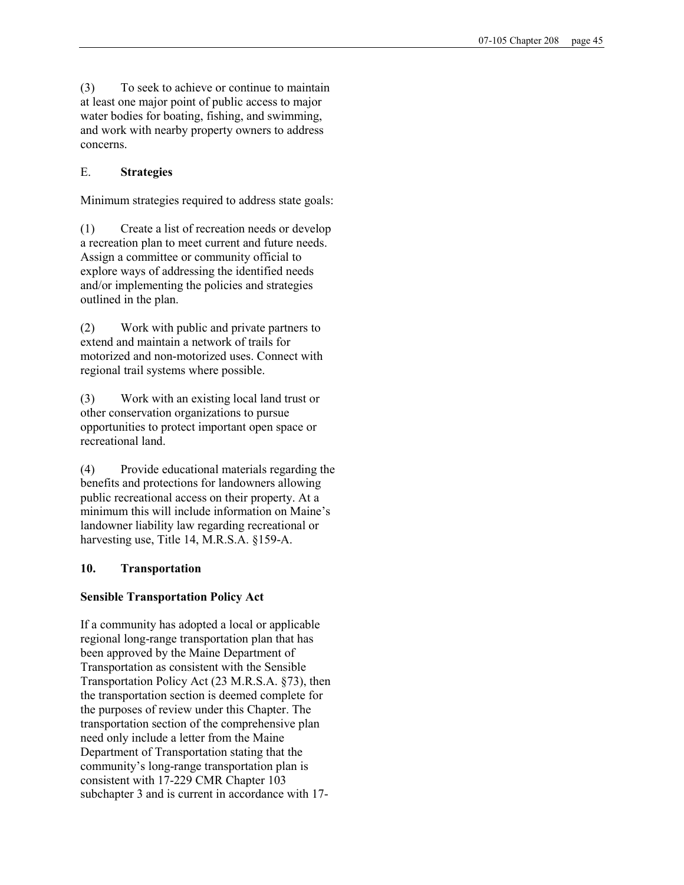(3) To seek to achieve or continue to maintain at least one major point of public access to major water bodies for boating, fishing, and swimming, and work with nearby property owners to address concerns.

E. **Strategies**

Minimum strategies required to address state goals:

(1) Create a list of recreation needs or develop a recreation plan to meet current and future needs. Assign a committee or community official to explore ways of addressing the identified needs and/or implementing the policies and strategies outlined in the plan.

(2) Work with public and private partners to extend and maintain a network of trails for motorized and non-motorized uses. Connect with regional trail systems where possible.

(3) Work with an existing local land trust or other conservation organizations to pursue opportunities to protect important open space or recreational land.

(4) Provide educational materials regarding the benefits and protections for landowners allowing public recreational access on their property. At a minimum this will include information on Maine's landowner liability law regarding recreational or harvesting use, Title 14, M.R.S.A. §159-A.

## 10. Transportation

**Sensible Transportation Policy Act**

If a community has adopted a local or applicable regional long-range transportation plan that has been approved by the Maine Department of Transportation as consistent with the Sensible Transportation Policy Act (23 M.R.S.A. §73), then the transportation section is deemed complete for the purposes of review under this Chapter. The transportation section of the comprehensive plan need only include a letter from the Maine Department of Transportation stating that the community's long-range transportation plan is consistent with 17-229 CMR Chapter 103 subchapter 3 and is current in accordance with 17-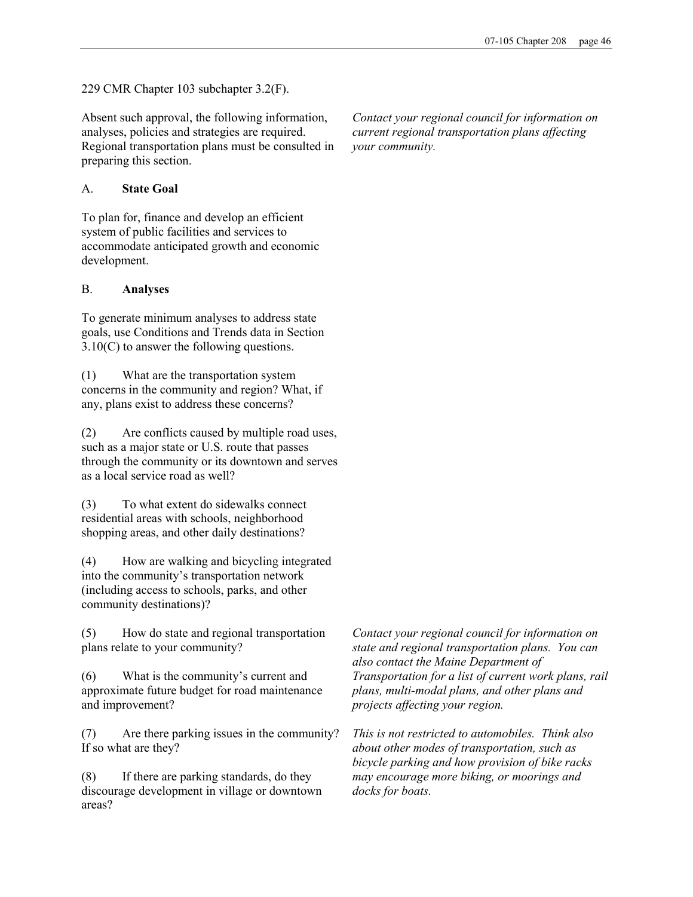229 CMR Chapter 103 subchapter 3.2(F).

Absent such approval, the following information, analyses, policies and strategies are required. Regional transportation plans must be consulted in preparing this section.

*Contact your regional council for information on current regional transportation plans affecting your community.*

A. **State Goal**

To plan for, finance and develop an efficient system of public facilities and services to accommodate anticipated growth and economic development.

B. **Analyses**

To generate minimum analyses to address state goals, use Conditions and Trends data in Section 3.10(C) to answer the following questions.

(1) What are the transportation system concerns in the community and region? What, if any, plans exist to address these concerns?

(2) Are conflicts caused by multiple road uses, such as a major state or U.S. route that passes through the community or its downtown and serves as a local service road as well?

(3) To what extent do sidewalks connect residential areas with schools, neighborhood shopping areas, and other daily destinations?

(4) How are walking and bicycling integrated into the community's transportation network (including access to schools, parks, and other community destinations)?

(5) How do state and regional transportation plans relate to your community?

(6) What is the community's current and approximate future budget for road maintenance and improvement?

*Contact your regional council for information on state and regional transportation plans. You can also contact the Maine Department of Transportation for a list of current work plans, rail plans, multi-modal plans, and other plans and projects affecting your region.*

(7) Are there parking issues in the community? If so what are they?

(8) If there are parking standards, do they discourage development in village or downtown areas?

*This is not restricted to automobiles. Think also about other modes of transportation, such as bicycle parking and how provision of bike racks may encourage more biking, or moorings and docks for boats.*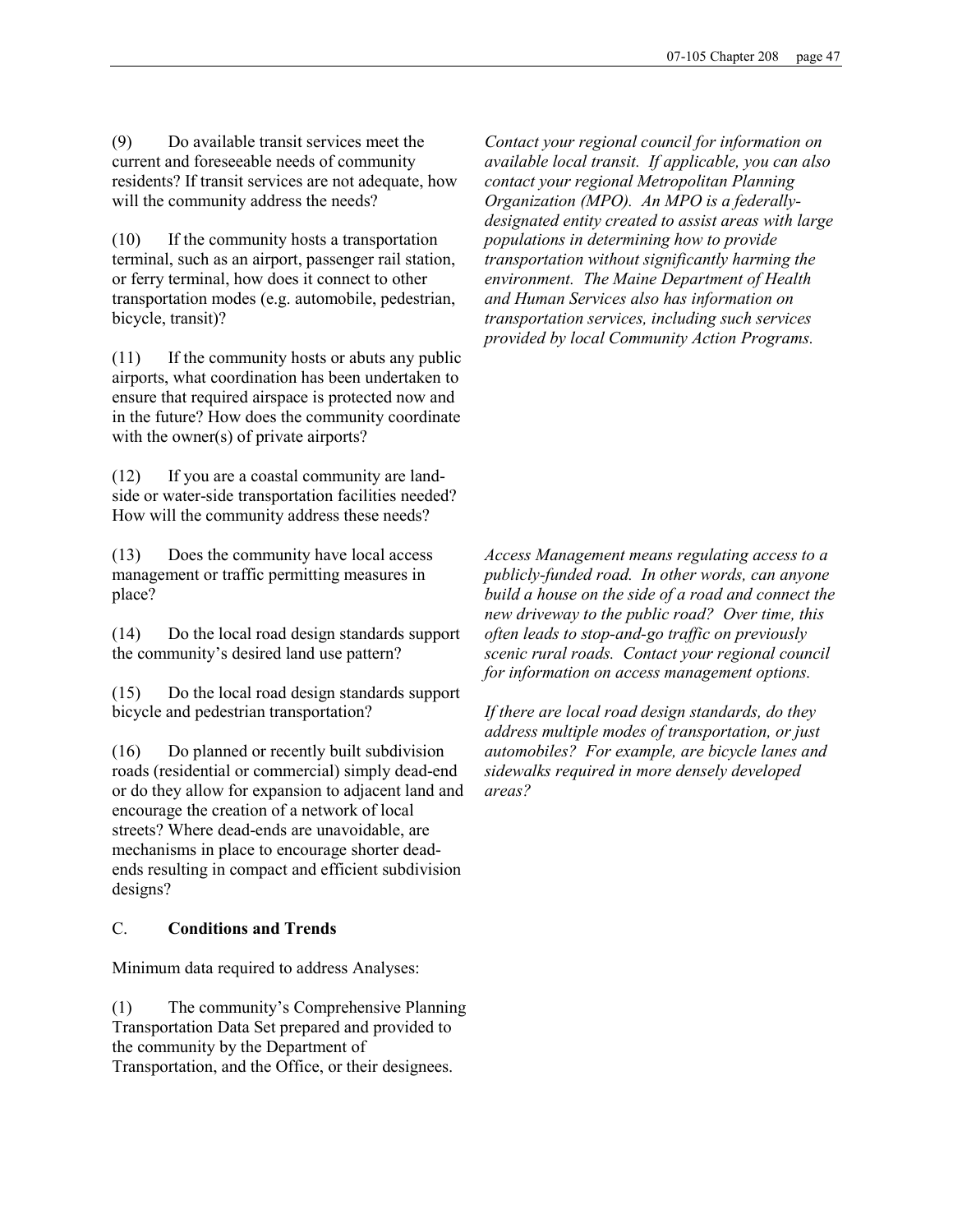(9) Do available transit services meet the current and foreseeable needs of community residents? If transit services are not adequate, how will the community address the needs?

(10) If the community hosts a transportation terminal, such as an airport, passenger rail station, or ferry terminal, how does it connect to other transportation modes (e.g. automobile, pedestrian, bicycle, transit)?

*Contact your regional council for information on available local transit. If applicable, you can also contact your regional Metropolitan Planning Organization (MPO). An MPO is a federally-designated entity created to assist areas with large populations in determining how to provide transportation without significantly harming the environment. The Maine Department of Health and Human Services also has information on transportation services, including such services provided by local Community Action Programs.*

(11) If the community hosts or abuts any public airports, what coordination has been undertaken to ensure that required airspace is protected now and in the future? How does the community coordinate with the owner(s) of private airports?

(12) If you are a coastal community are land-side or water-side transportation facilities needed? How will the community address these needs?

(13) Does the community have local access management or traffic permitting measures in place?

*Access Management means regulating access to a publicly-funded road. In other words, can anyone build a house on the side of a road and connect the new driveway to the public road? Over time, this often leads to stop-and-go traffic on previously scenic rural roads. Contact your regional council for information on access management options.*

(14) Do the local road design standards support the community's desired land use pattern?

(15) Do the local road design standards support bicycle and pedestrian transportation?

*If there are local road design standards, do they address multiple modes of transportation, or just automobiles? For example, are bicycle lanes and sidewalks required in more densely developed areas?*

(16) Do planned or recently built subdivision roads (residential or commercial) simply dead-end or do they allow for expansion to adjacent land and encourage the creation of a network of local streets? Where dead-ends are unavoidable, are mechanisms in place to encourage shorter dead-ends resulting in compact and efficient subdivision designs?

C. **Conditions and Trends**

Minimum data required to address Analyses:

(1) The community's Comprehensive Planning Transportation Data Set prepared and provided to the community by the Department of Transportation, and the Office, or their designees.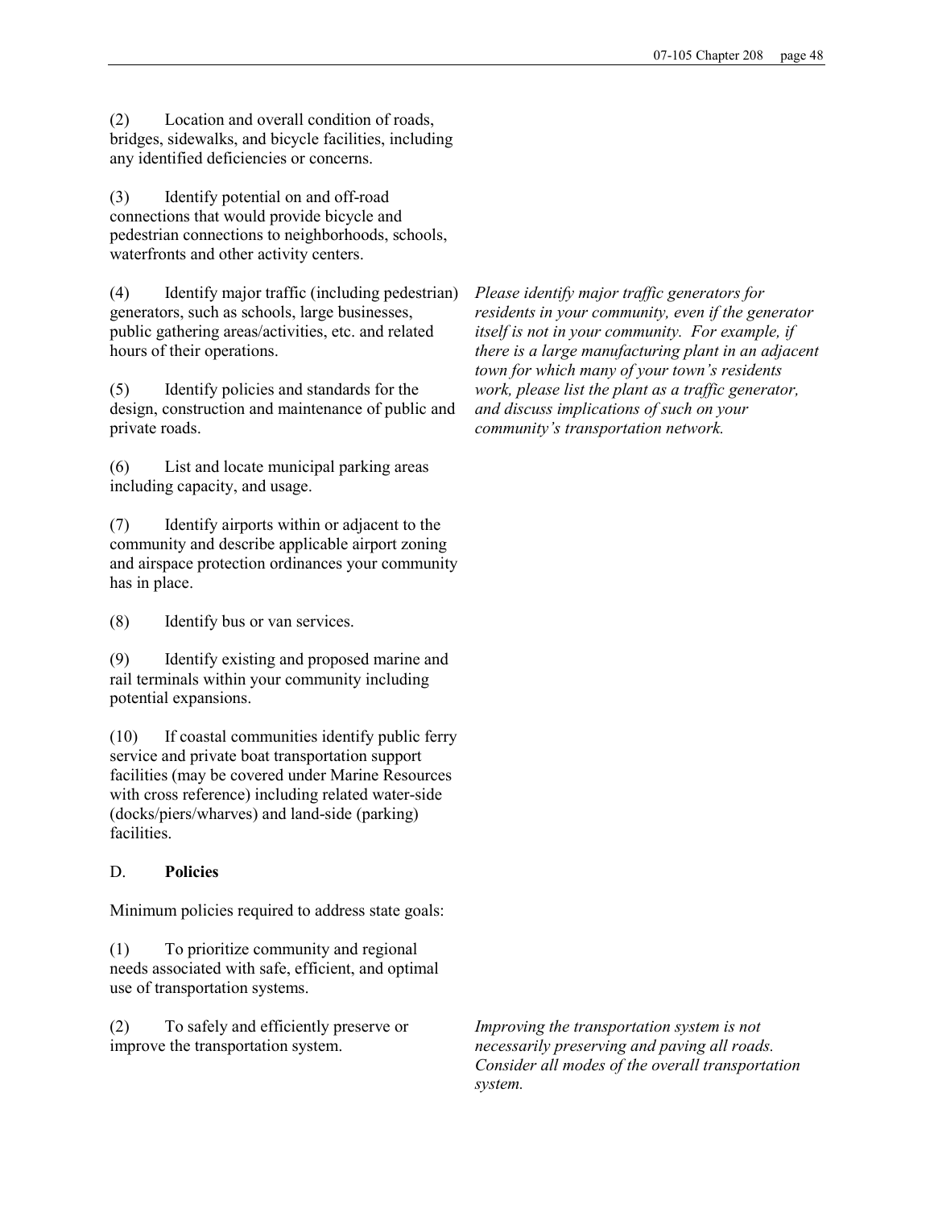(2) Location and overall condition of roads, bridges, sidewalks, and bicycle facilities, including any identified deficiencies or concerns.

(3) Identify potential on and off-road connections that would provide bicycle and pedestrian connections to neighborhoods, schools, waterfronts and other activity centers.

(4) Identify major traffic (including pedestrian) generators, such as schools, large businesses, public gathering areas/activities, etc. and related hours of their operations.

*Please identify major traffic generators for residents in your community, even if the generator itself is not in your community. For example, if there is a large manufacturing plant in an adjacent town for which many of your town's residents work, please list the plant as a traffic generator, and discuss implications of such on your community's transportation network.*

(5) Identify policies and standards for the design, construction and maintenance of public and private roads.

(6) List and locate municipal parking areas including capacity, and usage.

(7) Identify airports within or adjacent to the community and describe applicable airport zoning and airspace protection ordinances your community has in place.

(8) Identify bus or van services.

(9) Identify existing and proposed marine and rail terminals within your community including potential expansions.

(10) If coastal communities identify public ferry service and private boat transportation support facilities (may be covered under Marine Resources with cross reference) including related water-side (docks/piers/wharves) and land-side (parking) facilities.

D. **Policies**

Minimum policies required to address state goals:

(1) To prioritize community and regional needs associated with safe, efficient, and optimal use of transportation systems.

(2) To safely and efficiently preserve or improve the transportation system.

*Improving the transportation system is not necessarily preserving and paving all roads. Consider all modes of the overall transportation system.*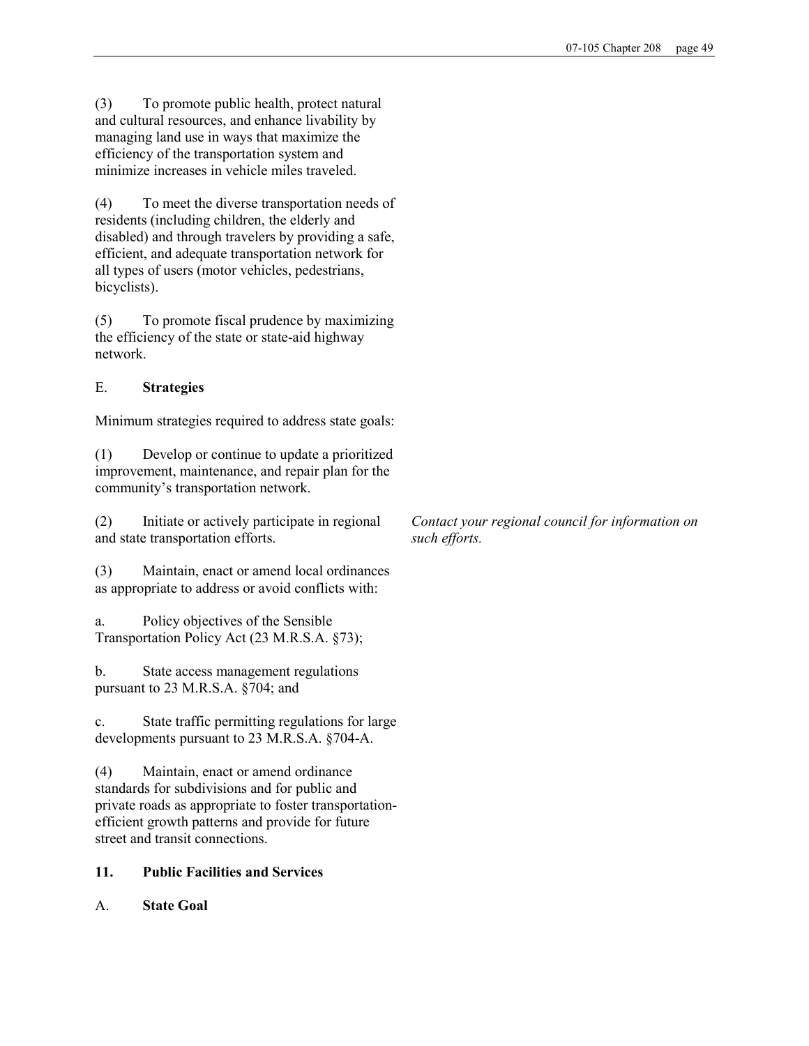(3) To promote public health, protect natural and cultural resources, and enhance livability by managing land use in ways that maximize the efficiency of the transportation system and minimize increases in vehicle miles traveled.

(4) To meet the diverse transportation needs of residents (including children, the elderly and disabled) and through travelers by providing a safe, efficient, and adequate transportation network for all types of users (motor vehicles, pedestrians, bicyclists).

(5) To promote fiscal prudence by maximizing the efficiency of the state or state-aid highway network.

E. **Strategies**

Minimum strategies required to address state goals:

(1) Develop or continue to update a prioritized improvement, maintenance, and repair plan for the community's transportation network.

(2) Initiate or actively participate in regional and state transportation efforts.

*Contact your regional council for information on such efforts.*

(3) Maintain, enact or amend local ordinances as appropriate to address or avoid conflicts with:

a. Policy objectives of the Sensible Transportation Policy Act (23 M.R.S.A. §73);

b. State access management regulations pursuant to 23 M.R.S.A. §704; and

c. State traffic permitting regulations for large developments pursuant to 23 M.R.S.A. §704-A.

(4) Maintain, enact or amend ordinance standards for subdivisions and for public and private roads as appropriate to foster transportation-efficient growth patterns and provide for future street and transit connections.

**11. Public Facilities and Services**

A. **State Goal**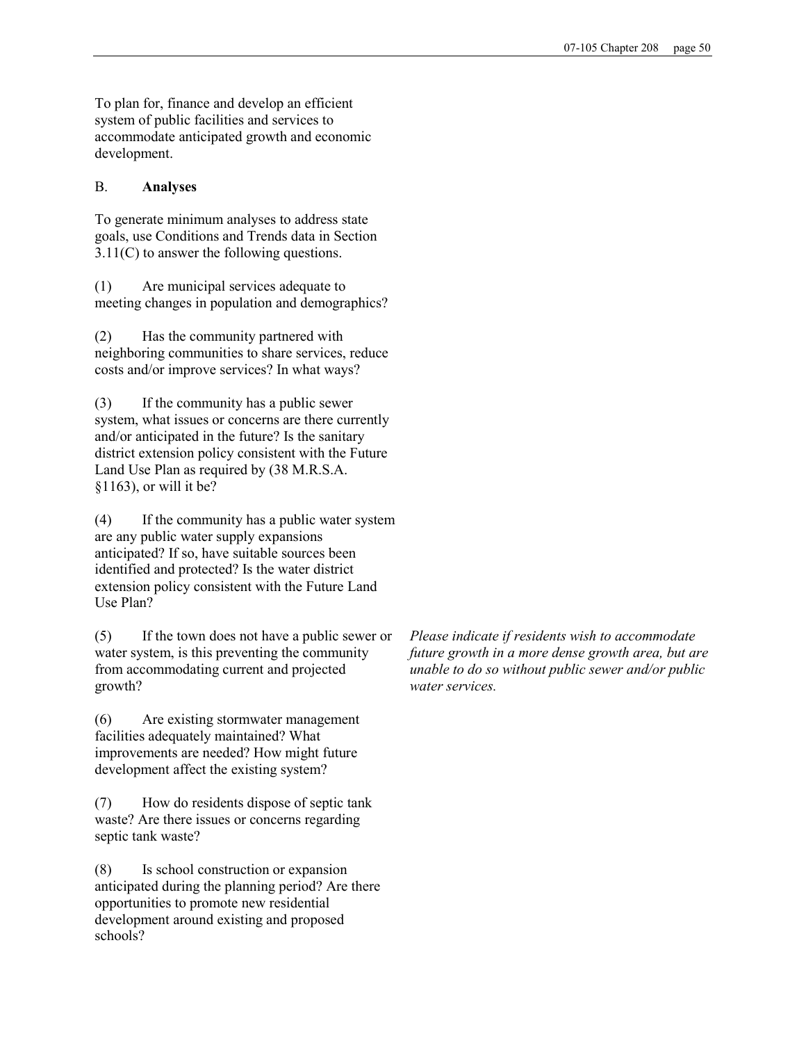To plan for, finance and develop an efficient system of public facilities and services to accommodate anticipated growth and economic development.

B. **Analyses**

To generate minimum analyses to address state goals, use Conditions and Trends data in Section 3.11(C) to answer the following questions.

(1) Are municipal services adequate to meeting changes in population and demographics?

(2) Has the community partnered with neighboring communities to share services, reduce costs and/or improve services? In what ways?

(3) If the community has a public sewer system, what issues or concerns are there currently and/or anticipated in the future? Is the sanitary district extension policy consistent with the Future Land Use Plan as required by (38 M.R.S.A. §1163), or will it be?

(4) If the community has a public water system are any public water supply expansions anticipated? If so, have suitable sources been identified and protected? Is the water district extension policy consistent with the Future Land Use Plan?

(5) If the town does not have a public sewer or water system, is this preventing the community from accommodating current and projected growth?

*Please indicate if residents wish to accommodate future growth in a more dense growth area, but are unable to do so without public sewer and/or public water services.*

(6) Are existing stormwater management facilities adequately maintained? What improvements are needed? How might future development affect the existing system?

(7) How do residents dispose of septic tank waste? Are there issues or concerns regarding septic tank waste?

(8) Is school construction or expansion anticipated during the planning period? Are there opportunities to promote new residential development around existing and proposed schools?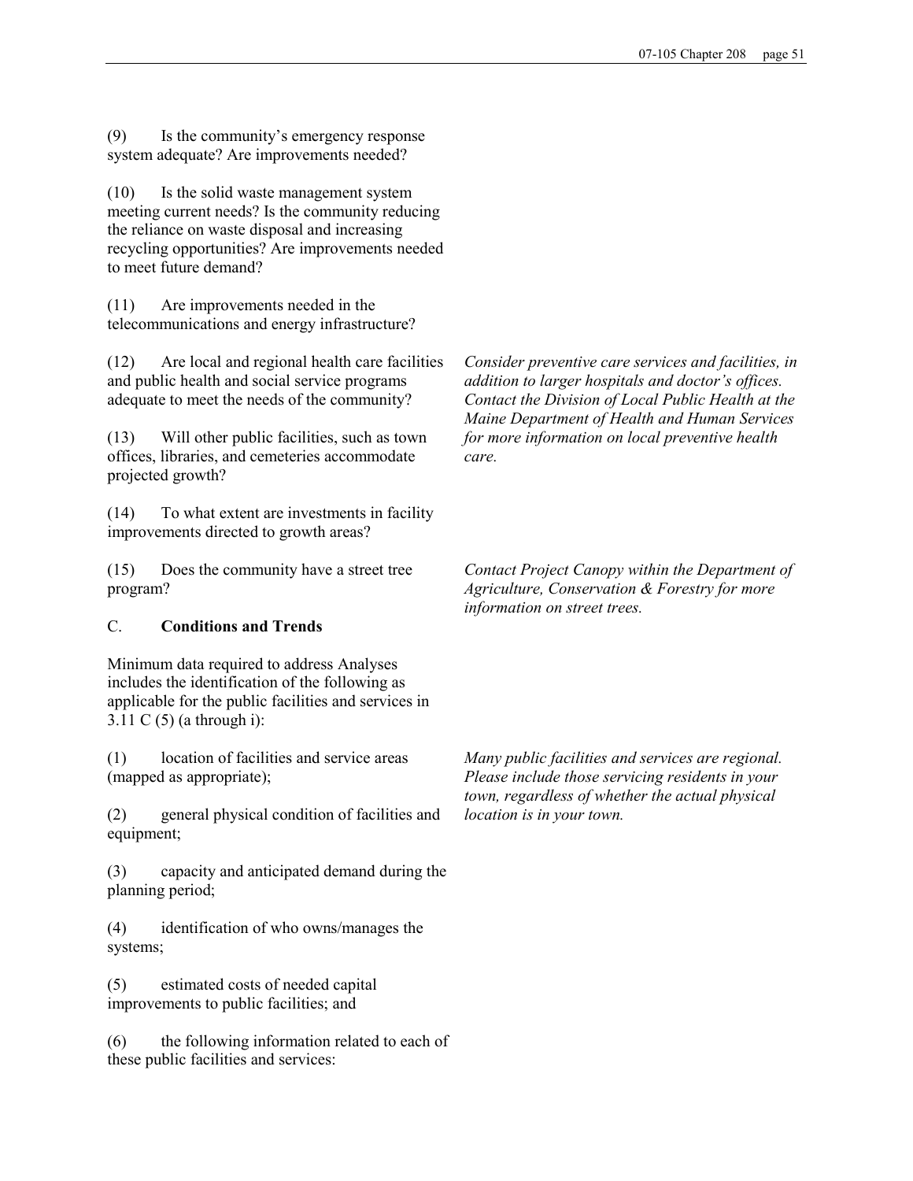(9) Is the community's emergency response system adequate? Are improvements needed?

(10) Is the solid waste management system meeting current needs? Is the community reducing the reliance on waste disposal and increasing recycling opportunities? Are improvements needed to meet future demand?

(11) Are improvements needed in the telecommunications and energy infrastructure?

(12) Are local and regional health care facilities and public health and social service programs adequate to meet the needs of the community?

*Consider preventive care services and facilities, in addition to larger hospitals and doctor's offices. Contact the Division of Local Public Health at the Maine Department of Health and Human Services for more information on local preventive health care.*

(13) Will other public facilities, such as town offices, libraries, and cemeteries accommodate projected growth?

(14) To what extent are investments in facility improvements directed to growth areas?

(15) Does the community have a street tree program?

*Contact Project Canopy within the Department of Agriculture, Conservation & Forestry for more information on street trees.*

C. **Conditions and Trends**

Minimum data required to address Analyses includes the identification of the following as applicable for the public facilities and services in 3.11 C (5) (a through i):

(1) location of facilities and service areas (mapped as appropriate);

*Many public facilities and services are regional. Please include those servicing residents in your town, regardless of whether the actual physical location is in your town.*

(2) general physical condition of facilities and equipment;

(3) capacity and anticipated demand during the planning period;

(4) identification of who owns/manages the systems;

(5) estimated costs of needed capital improvements to public facilities; and

(6) the following information related to each of these public facilities and services: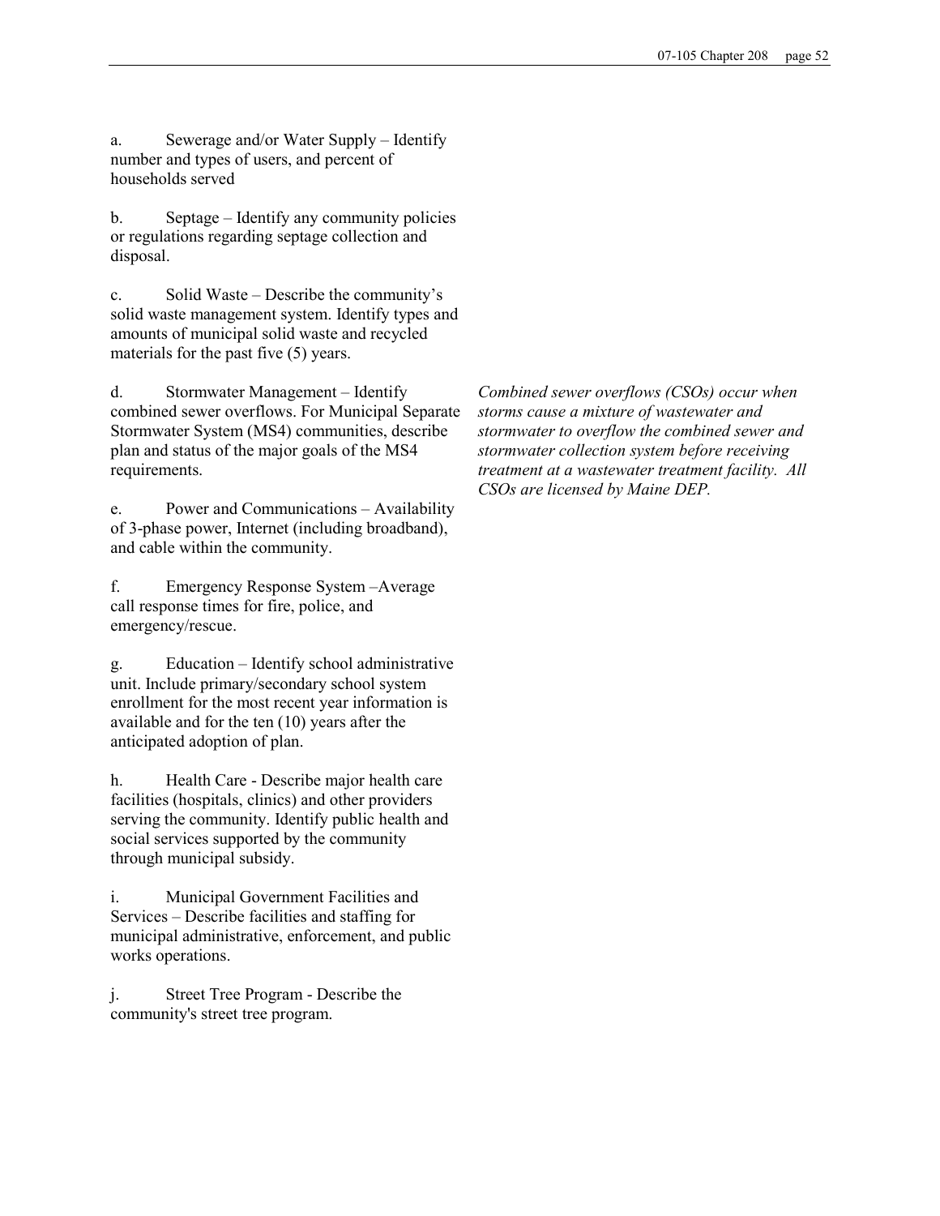a. Sewerage and/or Water Supply – Identify number and types of users, and percent of households served

b. Septage – Identify any community policies or regulations regarding septage collection and disposal.

c. Solid Waste – Describe the community's solid waste management system. Identify types and amounts of municipal solid waste and recycled materials for the past five (5) years.

d. Stormwater Management – Identify combined sewer overflows. For Municipal Separate Stormwater System (MS4) communities, describe plan and status of the major goals of the MS4 requirements.

*Combined sewer overflows (CSOs) occur when storms cause a mixture of wastewater and stormwater to overflow the combined sewer and stormwater collection system before receiving treatment at a wastewater treatment facility. All CSOs are licensed by Maine DEP.*

e. Power and Communications – Availability of 3-phase power, Internet (including broadband), and cable within the community.

f. Emergency Response System –Average call response times for fire, police, and emergency/rescue.

g. Education – Identify school administrative unit. Include primary/secondary school system enrollment for the most recent year information is available and for the ten (10) years after the anticipated adoption of plan.

h. Health Care - Describe major health care facilities (hospitals, clinics) and other providers serving the community. Identify public health and social services supported by the community through municipal subsidy.

i. Municipal Government Facilities and Services – Describe facilities and staffing for municipal administrative, enforcement, and public works operations.

j. Street Tree Program - Describe the community's street tree program.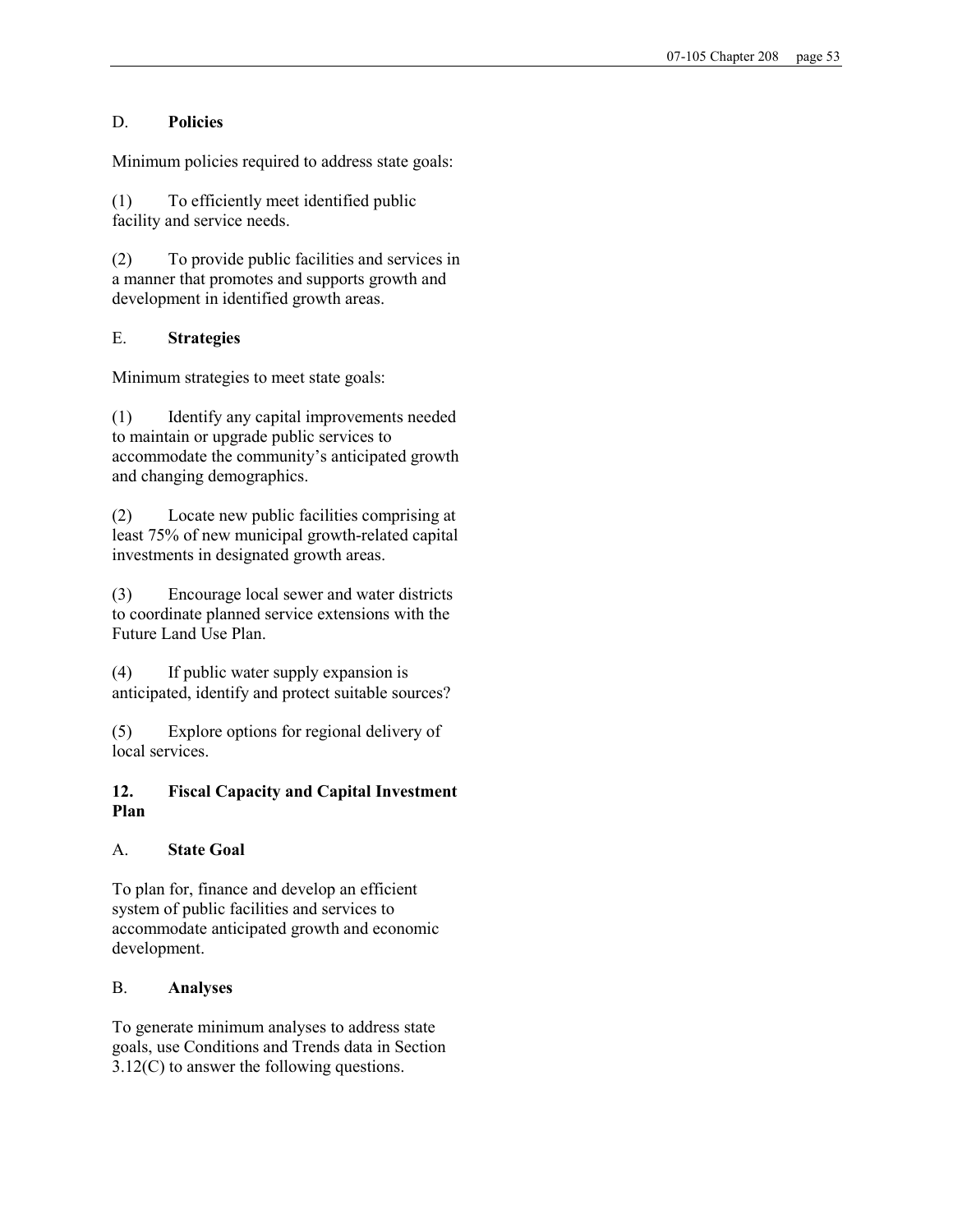D. **Policies**

Minimum policies required to address state goals:

(1) To efficiently meet identified public facility and service needs.

(2) To provide public facilities and services in a manner that promotes and supports growth and development in identified growth areas.

E. **Strategies**

Minimum strategies to meet state goals:

(1) Identify any capital improvements needed to maintain or upgrade public services to accommodate the community's anticipated growth and changing demographics.

(2) Locate new public facilities comprising at least 75% of new municipal growth-related capital investments in designated growth areas.

(3) Encourage local sewer and water districts to coordinate planned service extensions with the Future Land Use Plan.

(4) If public water supply expansion is anticipated, identify and protect suitable sources?

(5) Explore options for regional delivery of local services.

**12. Fiscal Capacity and Capital Investment Plan**

A. **State Goal**

To plan for, finance and develop an efficient system of public facilities and services to accommodate anticipated growth and economic development.

B. **Analyses**

To generate minimum analyses to address state goals, use Conditions and Trends data in Section 3.12(C) to answer the following questions.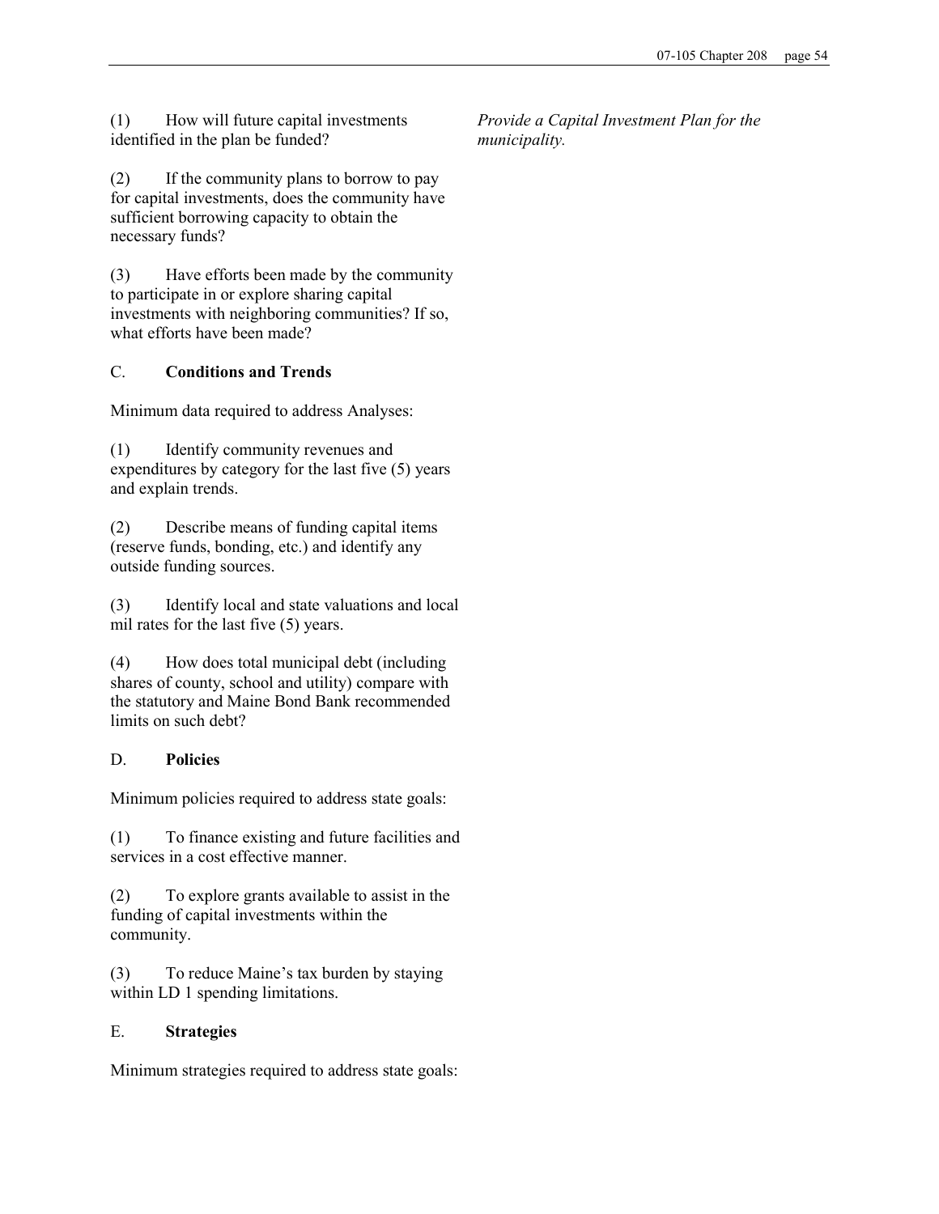(1) How will future capital investments identified in the plan be funded?

(2) If the community plans to borrow to pay for capital investments, does the community have sufficient borrowing capacity to obtain the necessary funds?

(3) Have efforts been made by the community to participate in or explore sharing capital investments with neighboring communities? If so, what efforts have been made?

*Provide a Capital Investment Plan for the municipality.*

C. **Conditions and Trends**

Minimum data required to address Analyses:

(1) Identify community revenues and expenditures by category for the last five (5) years and explain trends.

(2) Describe means of funding capital items (reserve funds, bonding, etc.) and identify any outside funding sources.

(3) Identify local and state valuations and local mil rates for the last five (5) years.

(4) How does total municipal debt (including shares of county, school and utility) compare with the statutory and Maine Bond Bank recommended limits on such debt?

D. **Policies**

Minimum policies required to address state goals:

(1) To finance existing and future facilities and services in a cost effective manner.

(2) To explore grants available to assist in the funding of capital investments within the community.

(3) To reduce Maine's tax burden by staying within LD 1 spending limitations.

E. **Strategies**

Minimum strategies required to address state goals: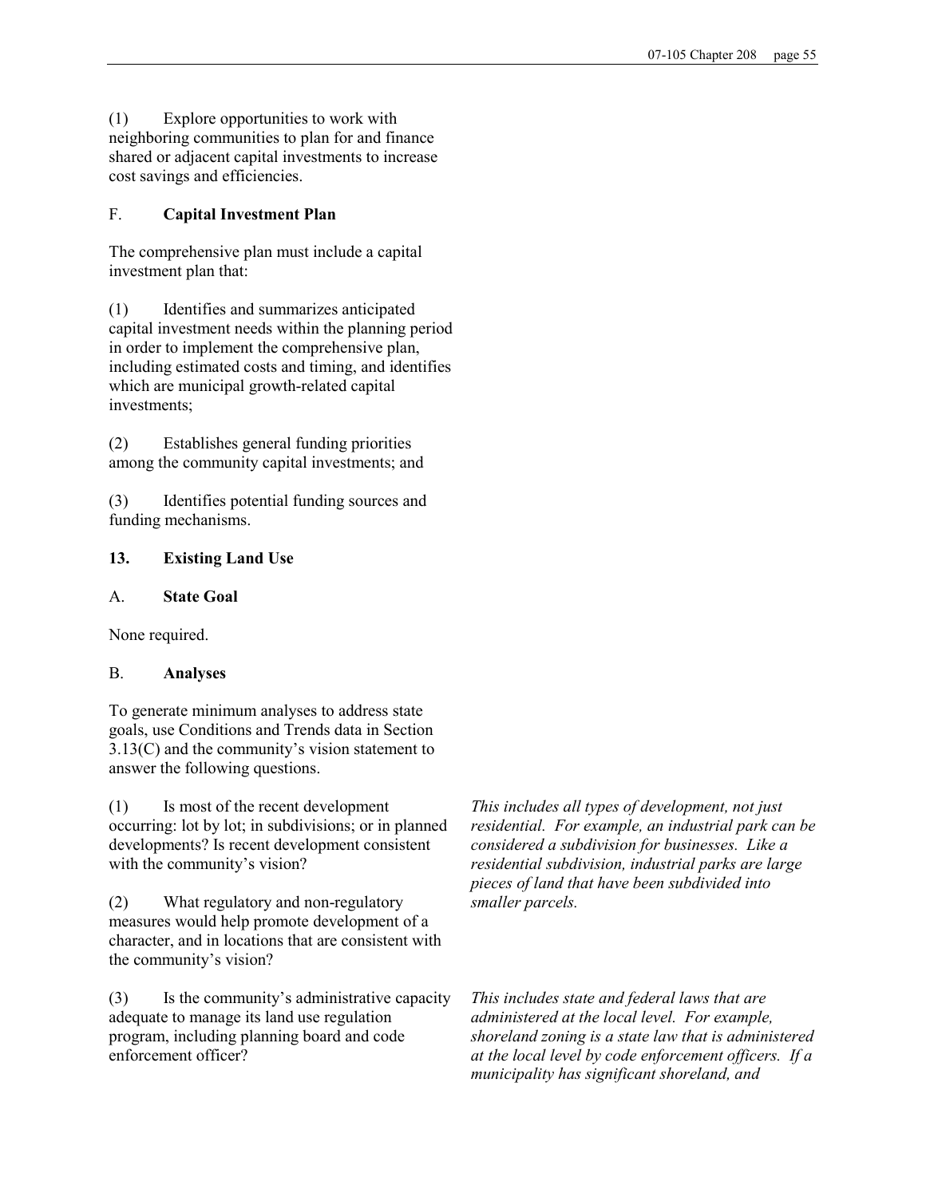(1) Explore opportunities to work with neighboring communities to plan for and finance shared or adjacent capital investments to increase cost savings and efficiencies.

F. **Capital Investment Plan**

The comprehensive plan must include a capital investment plan that:

(1) Identifies and summarizes anticipated capital investment needs within the planning period in order to implement the comprehensive plan, including estimated costs and timing, and identifies which are municipal growth-related capital investments;

(2) Establishes general funding priorities among the community capital investments; and

(3) Identifies potential funding sources and funding mechanisms.

## 13. Existing Land Use

A. **State Goal**

None required.

B. **Analyses**

To generate minimum analyses to address state goals, use Conditions and Trends data in Section 3.13(C) and the community's vision statement to answer the following questions.

(1) Is most of the recent development occurring: lot by lot; in subdivisions; or in planned developments? Is recent development consistent with the community's vision?

*This includes all types of development, not just residential. For example, an industrial park can be considered a subdivision for businesses. Like a residential subdivision, industrial parks are large pieces of land that have been subdivided into smaller parcels.*

(2) What regulatory and non-regulatory measures would help promote development of a character, and in locations that are consistent with the community's vision?

(3) Is the community's administrative capacity adequate to manage its land use regulation program, including planning board and code enforcement officer?

*This includes state and federal laws that are administered at the local level. For example, shoreland zoning is a state law that is administered at the local level by code enforcement officers. If a municipality has significant shoreland, and*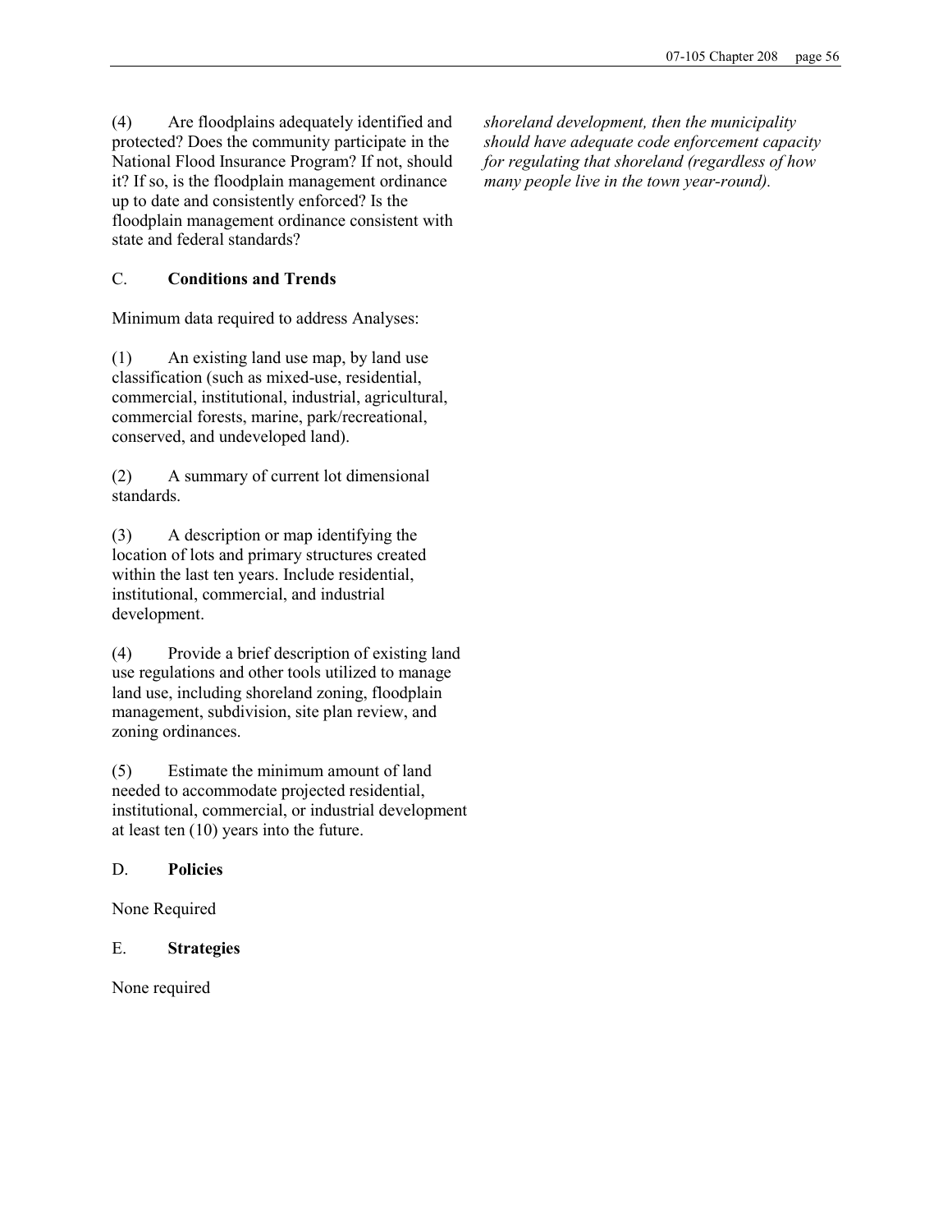(4) Are floodplains adequately identified and protected? Does the community participate in the National Flood Insurance Program? If not, should it? If so, is the floodplain management ordinance up to date and consistently enforced? Is the floodplain management ordinance consistent with state and federal standards?

C. **Conditions and Trends**

Minimum data required to address Analyses:

(1) An existing land use map, by land use classification (such as mixed-use, residential, commercial, institutional, industrial, agricultural, commercial forests, marine, park/recreational, conserved, and undeveloped land).

(2) A summary of current lot dimensional standards.

(3) A description or map identifying the location of lots and primary structures created within the last ten years. Include residential, institutional, commercial, and industrial development.

(4) Provide a brief description of existing land use regulations and other tools utilized to manage land use, including shoreland zoning, floodplain management, subdivision, site plan review, and zoning ordinances.

(5) Estimate the minimum amount of land needed to accommodate projected residential, institutional, commercial, or industrial development at least ten (10) years into the future.

D. **Policies**

None Required

E. **Strategies**

None required

*shoreland development, then the municipality should have adequate code enforcement capacity for regulating that shoreland (regardless of how many people live in the town year-round).*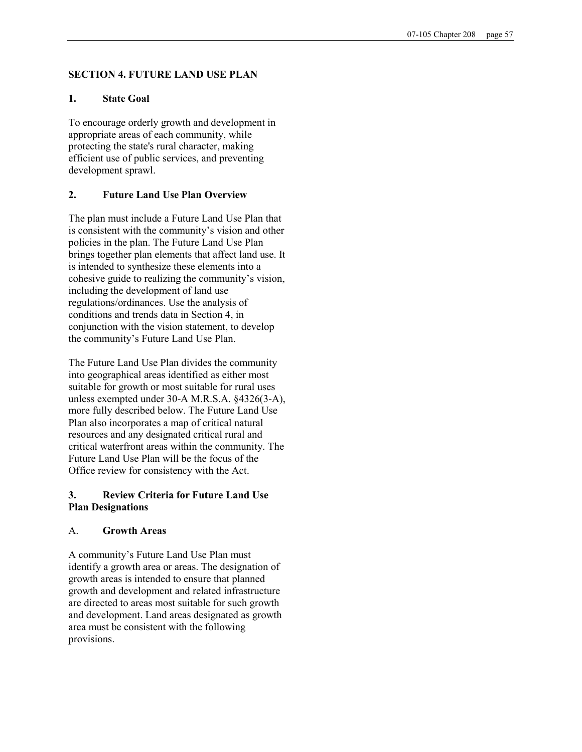## SECTION 4. FUTURE LAND USE PLAN

### 1. State Goal

To encourage orderly growth and development in appropriate areas of each community, while protecting the state's rural character, making efficient use of public services, and preventing development sprawl.

### 2. Future Land Use Plan Overview

The plan must include a Future Land Use Plan that is consistent with the community's vision and other policies in the plan. The Future Land Use Plan brings together plan elements that affect land use. It is intended to synthesize these elements into a cohesive guide to realizing the community's vision, including the development of land use regulations/ordinances. Use the analysis of conditions and trends data in Section 4, in conjunction with the vision statement, to develop the community's Future Land Use Plan.

The Future Land Use Plan divides the community into geographical areas identified as either most suitable for growth or most suitable for rural uses unless exempted under 30-A M.R.S.A. §4326(3-A), more fully described below. The Future Land Use Plan also incorporates a map of critical natural resources and any designated critical rural and critical waterfront areas within the community. The Future Land Use Plan will be the focus of the Office review for consistency with the Act.

### 3. Review Criteria for Future Land Use Plan Designations

#### A. Growth Areas

A community's Future Land Use Plan must identify a growth area or areas. The designation of growth areas is intended to ensure that planned growth and development and related infrastructure are directed to areas most suitable for such growth and development. Land areas designated as growth area must be consistent with the following provisions.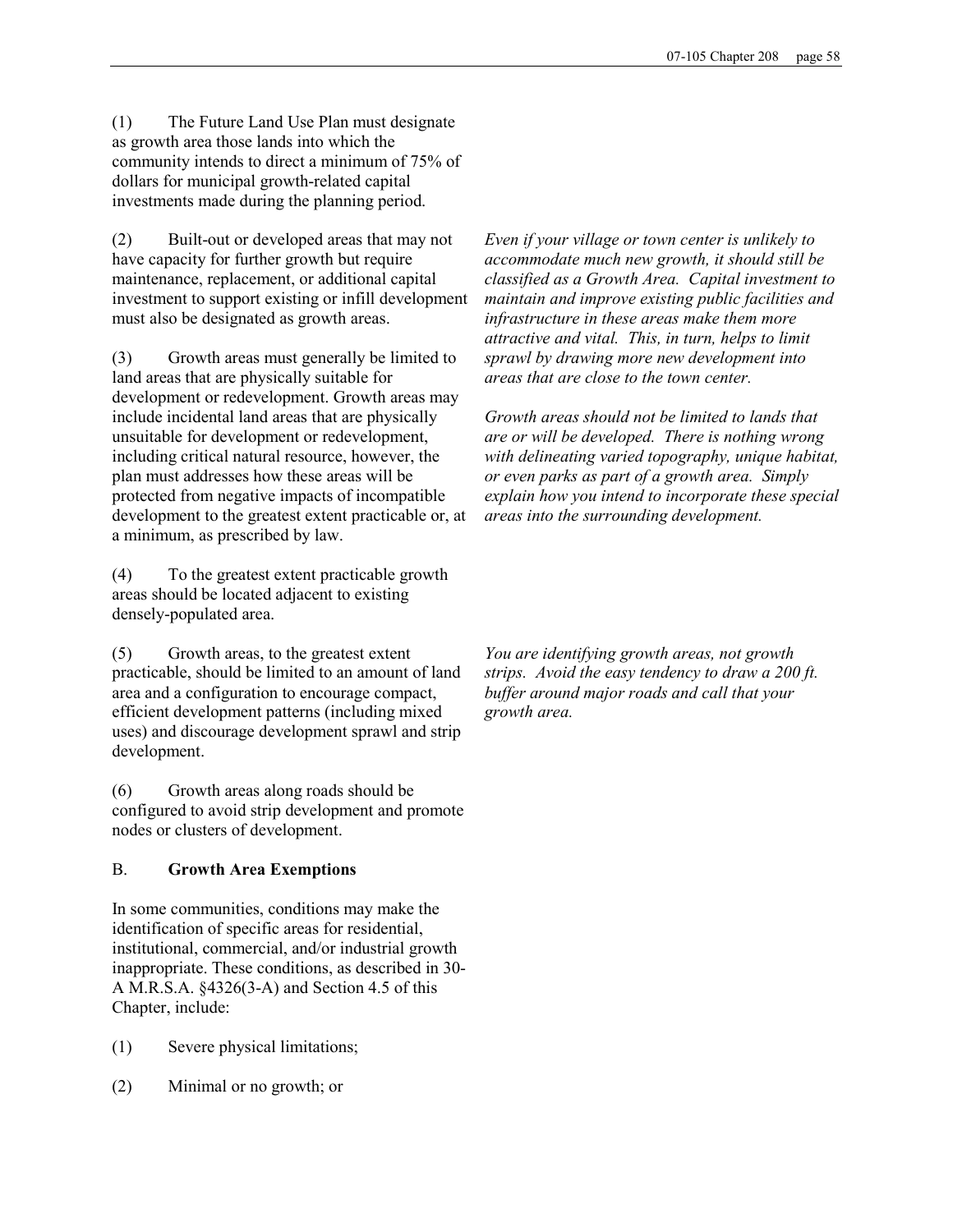(1) The Future Land Use Plan must designate as growth area those lands into which the community intends to direct a minimum of 75% of dollars for municipal growth-related capital investments made during the planning period.

(2) Built-out or developed areas that may not have capacity for further growth but require maintenance, replacement, or additional capital investment to support existing or infill development must also be designated as growth areas.

*Even if your village or town center is unlikely to accommodate much new growth, it should still be classified as a Growth Area. Capital investment to maintain and improve existing public facilities and infrastructure in these areas make them more attractive and vital. This, in turn, helps to limit sprawl by drawing more new development into areas that are close to the town center.*

(3) Growth areas must generally be limited to land areas that are physically suitable for development or redevelopment. Growth areas may include incidental land areas that are physically unsuitable for development or redevelopment, including critical natural resource, however, the plan must addresses how these areas will be protected from negative impacts of incompatible development to the greatest extent practicable or, at a minimum, as prescribed by law.

*Growth areas should not be limited to lands that are or will be developed. There is nothing wrong with delineating varied topography, unique habitat, or even parks as part of a growth area. Simply explain how you intend to incorporate these special areas into the surrounding development.*

(4) To the greatest extent practicable growth areas should be located adjacent to existing densely-populated area.

(5) Growth areas, to the greatest extent practicable, should be limited to an amount of land area and a configuration to encourage compact, efficient development patterns (including mixed uses) and discourage development sprawl and strip development.

*You are identifying growth areas, not growth strips. Avoid the easy tendency to draw a 200 ft. buffer around major roads and call that your growth area.*

(6) Growth areas along roads should be configured to avoid strip development and promote nodes or clusters of development.

B. **Growth Area Exemptions**

In some communities, conditions may make the identification of specific areas for residential, institutional, commercial, and/or industrial growth inappropriate. These conditions, as described in 30-A M.R.S.A. §4326(3-A) and Section 4.5 of this Chapter, include:

(1) Severe physical limitations;

(2) Minimal or no growth; or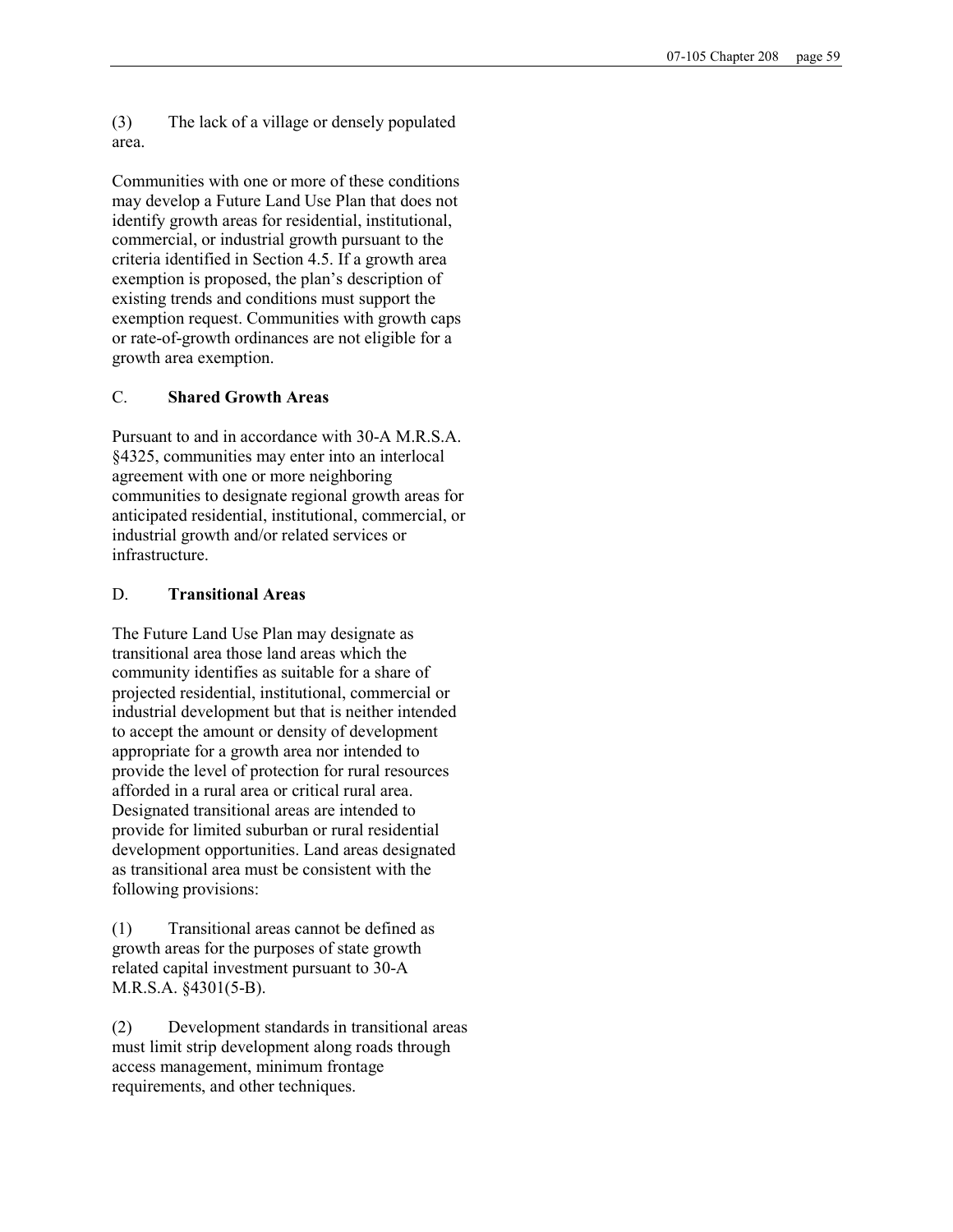(3) The lack of a village or densely populated area.

Communities with one or more of these conditions may develop a Future Land Use Plan that does not identify growth areas for residential, institutional, commercial, or industrial growth pursuant to the criteria identified in Section 4.5. If a growth area exemption is proposed, the plan's description of existing trends and conditions must support the exemption request. Communities with growth caps or rate-of-growth ordinances are not eligible for a growth area exemption.

C. **Shared Growth Areas**

Pursuant to and in accordance with 30-A M.R.S.A. §4325, communities may enter into an interlocal agreement with one or more neighboring communities to designate regional growth areas for anticipated residential, institutional, commercial, or industrial growth and/or related services or infrastructure.

D. **Transitional Areas**

The Future Land Use Plan may designate as transitional area those land areas which the community identifies as suitable for a share of projected residential, institutional, commercial or industrial development but that is neither intended to accept the amount or density of development appropriate for a growth area nor intended to provide the level of protection for rural resources afforded in a rural area or critical rural area. Designated transitional areas are intended to provide for limited suburban or rural residential development opportunities. Land areas designated as transitional area must be consistent with the following provisions:

(1) Transitional areas cannot be defined as growth areas for the purposes of state growth related capital investment pursuant to 30-A M.R.S.A. §4301(5-B).

(2) Development standards in transitional areas must limit strip development along roads through access management, minimum frontage requirements, and other techniques.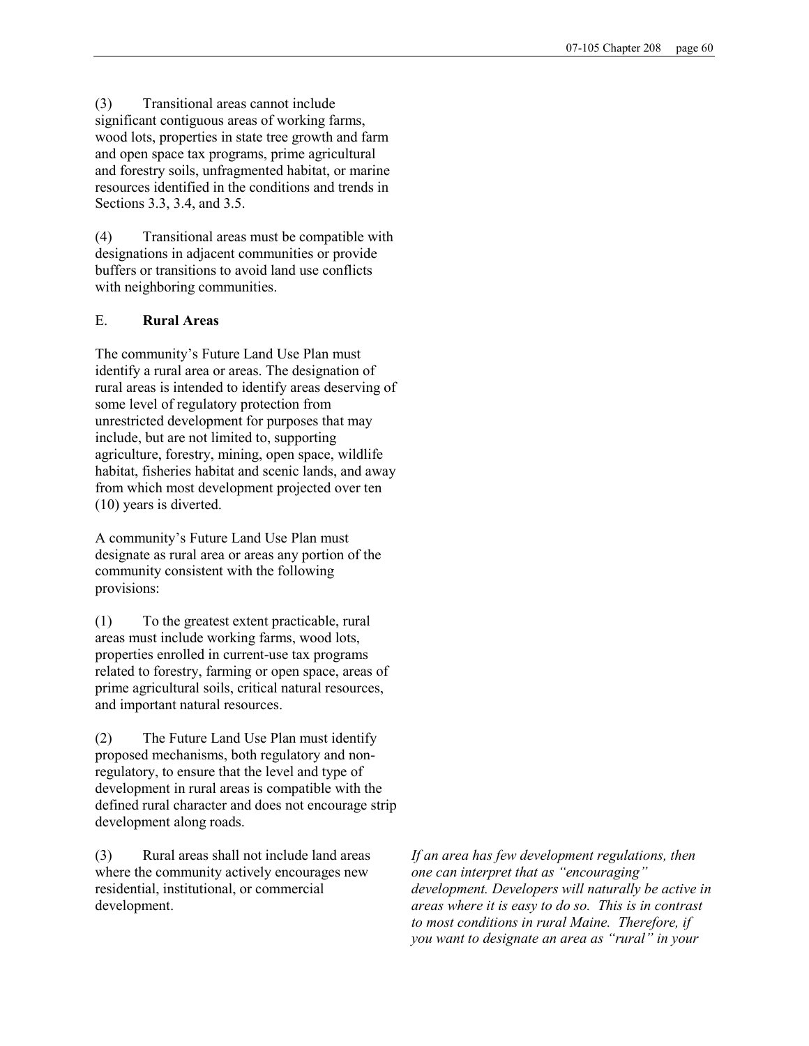(3) Transitional areas cannot include significant contiguous areas of working farms, wood lots, properties in state tree growth and farm and open space tax programs, prime agricultural and forestry soils, unfragmented habitat, or marine resources identified in the conditions and trends in Sections 3.3, 3.4, and 3.5.

(4) Transitional areas must be compatible with designations in adjacent communities or provide buffers or transitions to avoid land use conflicts with neighboring communities.

E. **Rural Areas**

The community's Future Land Use Plan must identify a rural area or areas. The designation of rural areas is intended to identify areas deserving of some level of regulatory protection from unrestricted development for purposes that may include, but are not limited to, supporting agriculture, forestry, mining, open space, wildlife habitat, fisheries habitat and scenic lands, and away from which most development projected over ten (10) years is diverted.

A community's Future Land Use Plan must designate as rural area or areas any portion of the community consistent with the following provisions:

(1) To the greatest extent practicable, rural areas must include working farms, wood lots, properties enrolled in current-use tax programs related to forestry, farming or open space, areas of prime agricultural soils, critical natural resources, and important natural resources.

(2) The Future Land Use Plan must identify proposed mechanisms, both regulatory and non-regulatory, to ensure that the level and type of development in rural areas is compatible with the defined rural character and does not encourage strip development along roads.

(3) Rural areas shall not include land areas where the community actively encourages new residential, institutional, or commercial development.

*If an area has few development regulations, then one can interpret that as "encouraging" development. Developers will naturally be active in areas where it is easy to do so. This is in contrast to most conditions in rural Maine. Therefore, if you want to designate an area as "rural" in your*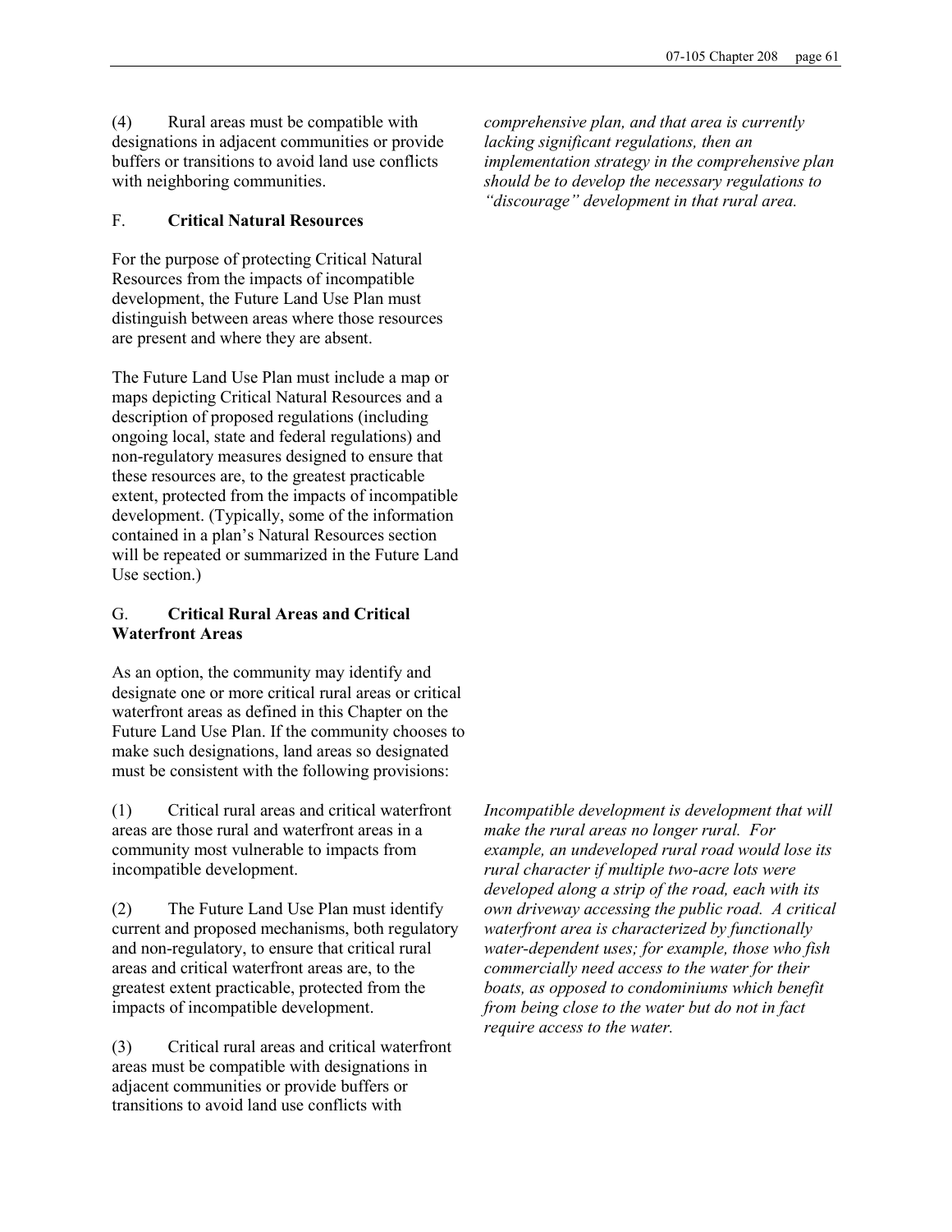(4) Rural areas must be compatible with designations in adjacent communities or provide buffers or transitions to avoid land use conflicts with neighboring communities.

*comprehensive plan, and that area is currently lacking significant regulations, then an implementation strategy in the comprehensive plan should be to develop the necessary regulations to "discourage" development in that rural area.*

F. **Critical Natural Resources**

For the purpose of protecting Critical Natural Resources from the impacts of incompatible development, the Future Land Use Plan must distinguish between areas where those resources are present and where they are absent.

The Future Land Use Plan must include a map or maps depicting Critical Natural Resources and a description of proposed regulations (including ongoing local, state and federal regulations) and non-regulatory measures designed to ensure that these resources are, to the greatest practicable extent, protected from the impacts of incompatible development. (Typically, some of the information contained in a plan's Natural Resources section will be repeated or summarized in the Future Land Use section.)

G. **Critical Rural Areas and Critical Waterfront Areas**

As an option, the community may identify and designate one or more critical rural areas or critical waterfront areas as defined in this Chapter on the Future Land Use Plan. If the community chooses to make such designations, land areas so designated must be consistent with the following provisions:

(1) Critical rural areas and critical waterfront areas are those rural and waterfront areas in a community most vulnerable to impacts from incompatible development.

(2) The Future Land Use Plan must identify current and proposed mechanisms, both regulatory and non-regulatory, to ensure that critical rural areas and critical waterfront areas are, to the greatest extent practicable, protected from the impacts of incompatible development.

*Incompatible development is development that will make the rural areas no longer rural. For example, an undeveloped rural road would lose its rural character if multiple two-acre lots were developed along a strip of the road, each with its own driveway accessing the public road. A critical waterfront area is characterized by functionally water-dependent uses; for example, those who fish commercially need access to the water for their boats, as opposed to condominiums which benefit from being close to the water but do not in fact require access to the water.*

(3) Critical rural areas and critical waterfront areas must be compatible with designations in adjacent communities or provide buffers or transitions to avoid land use conflicts with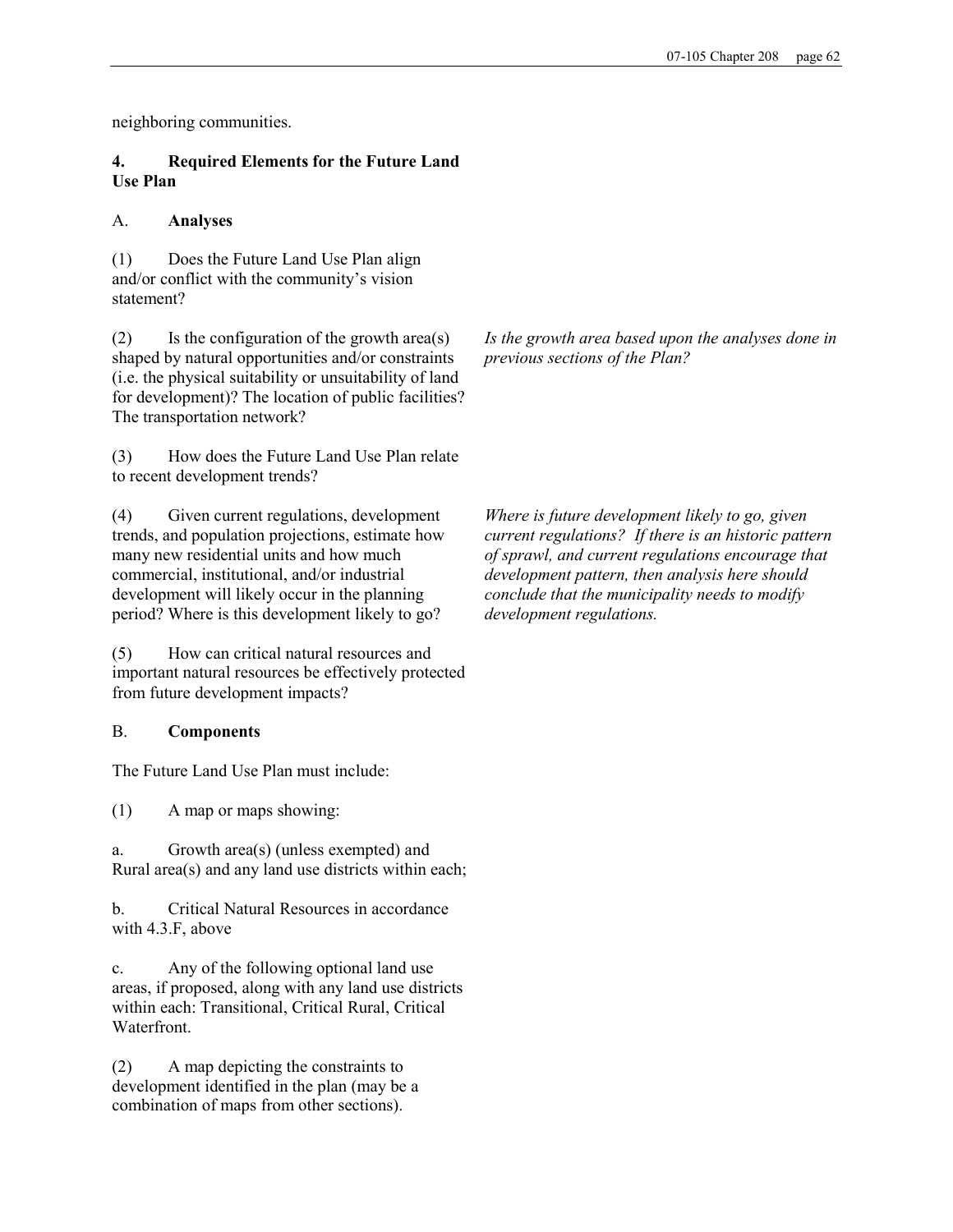neighboring communities.

## 4. Required Elements for the Future Land Use Plan

### A. Analyses

(1) Does the Future Land Use Plan align and/or conflict with the community's vision statement?

(2) Is the configuration of the growth area(s) shaped by natural opportunities and/or constraints (i.e. the physical suitability or unsuitability of land for development)? The location of public facilities? The transportation network?

*Is the growth area based upon the analyses done in previous sections of the Plan?*

(3) How does the Future Land Use Plan relate to recent development trends?

(4) Given current regulations, development trends, and population projections, estimate how many new residential units and how much commercial, institutional, and/or industrial development will likely occur in the planning period? Where is this development likely to go?

*Where is future development likely to go, given current regulations? If there is an historic pattern of sprawl, and current regulations encourage that development pattern, then analysis here should conclude that the municipality needs to modify development regulations.*

(5) How can critical natural resources and important natural resources be effectively protected from future development impacts?

### B. Components

The Future Land Use Plan must include:

(1) A map or maps showing:

a. Growth area(s) (unless exempted) and Rural area(s) and any land use districts within each;

b. Critical Natural Resources in accordance with 4.3.F, above

c. Any of the following optional land use areas, if proposed, along with any land use districts within each: Transitional, Critical Rural, Critical Waterfront.

(2) A map depicting the constraints to development identified in the plan (may be a combination of maps from other sections).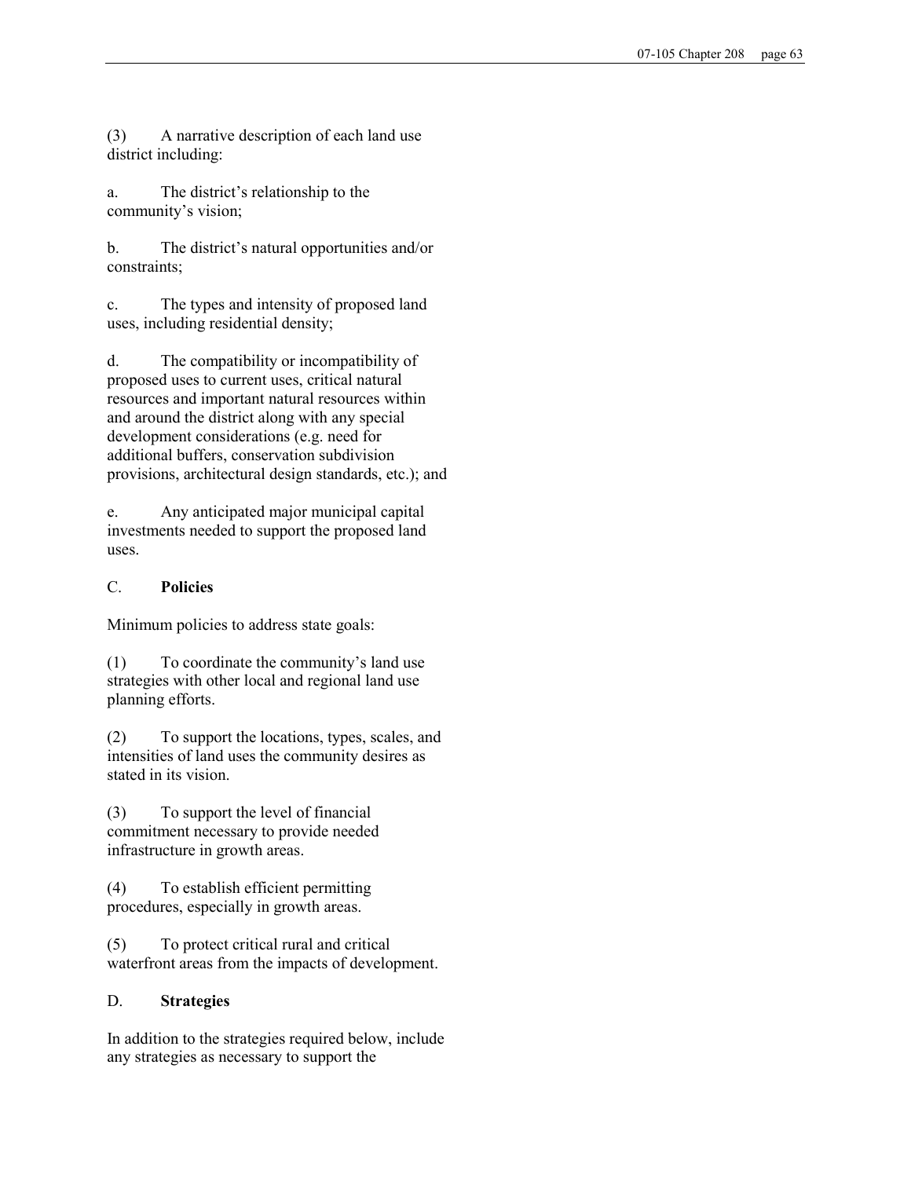(3) A narrative description of each land use district including:

a. The district's relationship to the community's vision;

b. The district's natural opportunities and/or constraints;

c. The types and intensity of proposed land uses, including residential density;

d. The compatibility or incompatibility of proposed uses to current uses, critical natural resources and important natural resources within and around the district along with any special development considerations (e.g. need for additional buffers, conservation subdivision provisions, architectural design standards, etc.); and

e. Any anticipated major municipal capital investments needed to support the proposed land uses.

C. **Policies**

Minimum policies to address state goals:

(1) To coordinate the community's land use strategies with other local and regional land use planning efforts.

(2) To support the locations, types, scales, and intensities of land uses the community desires as stated in its vision.

(3) To support the level of financial commitment necessary to provide needed infrastructure in growth areas.

(4) To establish efficient permitting procedures, especially in growth areas.

(5) To protect critical rural and critical waterfront areas from the impacts of development.

D. **Strategies**

In addition to the strategies required below, include any strategies as necessary to support the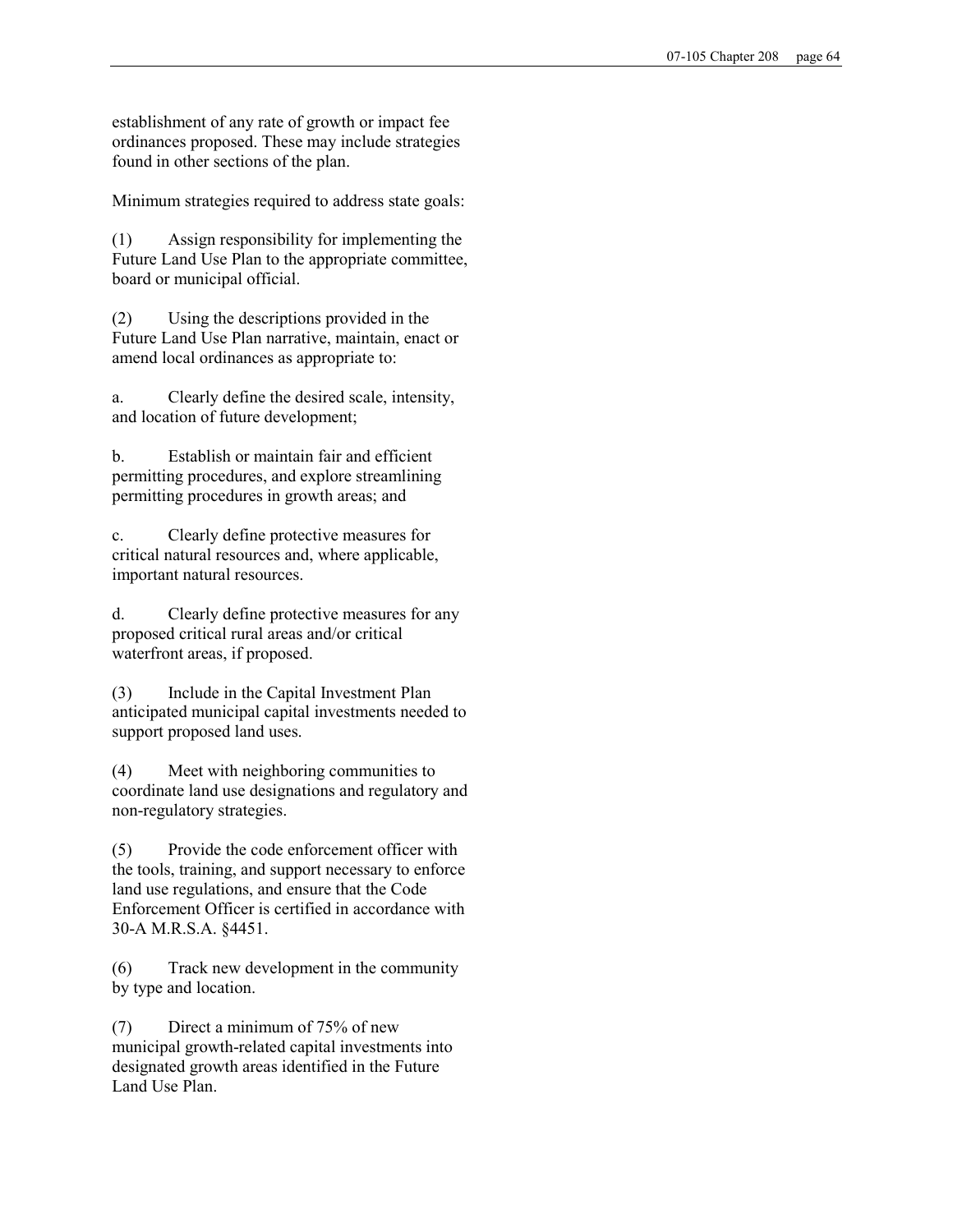establishment of any rate of growth or impact fee ordinances proposed. These may include strategies found in other sections of the plan.

Minimum strategies required to address state goals:

(1) Assign responsibility for implementing the Future Land Use Plan to the appropriate committee, board or municipal official.

(2) Using the descriptions provided in the Future Land Use Plan narrative, maintain, enact or amend local ordinances as appropriate to:

a. Clearly define the desired scale, intensity, and location of future development;

b. Establish or maintain fair and efficient permitting procedures, and explore streamlining permitting procedures in growth areas; and

c. Clearly define protective measures for critical natural resources and, where applicable, important natural resources.

d. Clearly define protective measures for any proposed critical rural areas and/or critical waterfront areas, if proposed.

(3) Include in the Capital Investment Plan anticipated municipal capital investments needed to support proposed land uses.

(4) Meet with neighboring communities to coordinate land use designations and regulatory and non-regulatory strategies.

(5) Provide the code enforcement officer with the tools, training, and support necessary to enforce land use regulations, and ensure that the Code Enforcement Officer is certified in accordance with 30-A M.R.S.A. §4451.

(6) Track new development in the community by type and location.

(7) Direct a minimum of 75% of new municipal growth-related capital investments into designated growth areas identified in the Future Land Use Plan.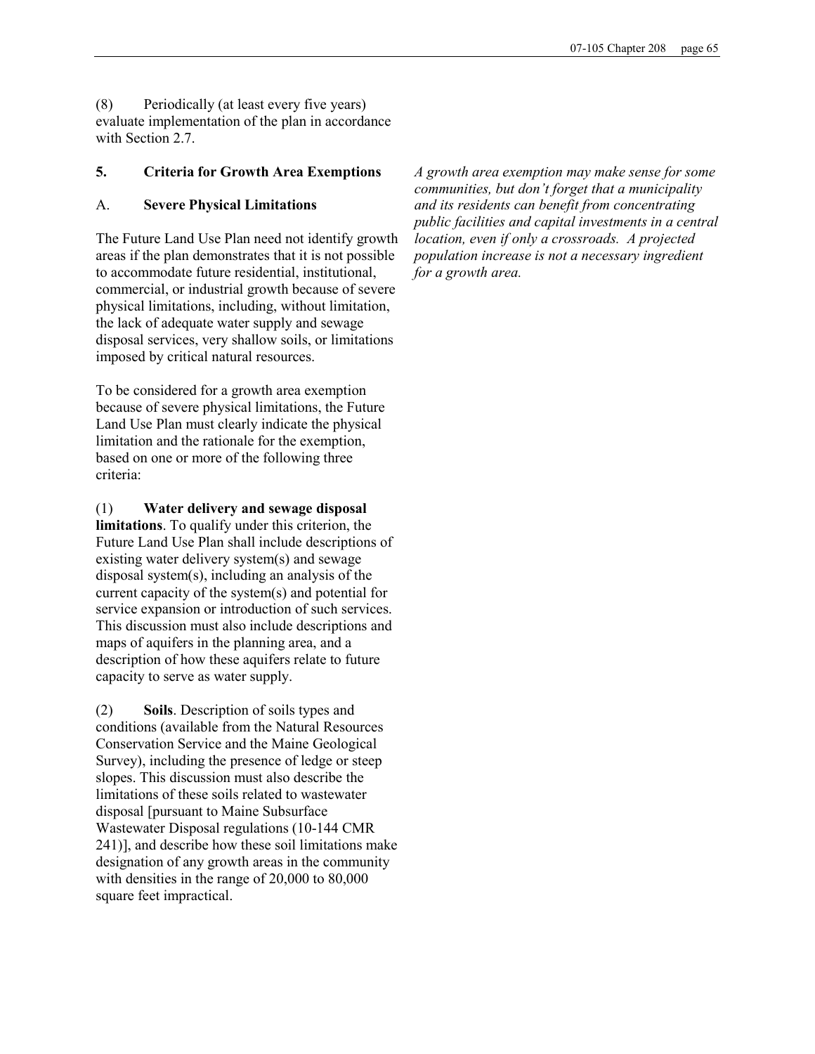(8) Periodically (at least every five years) evaluate implementation of the plan in accordance with Section 2.7.

## 5. Criteria for Growth Area Exemptions

*A growth area exemption may make sense for some communities, but don't forget that a municipality and its residents can benefit from concentrating public facilities and capital investments in a central location, even if only a crossroads. A projected population increase is not a necessary ingredient for a growth area.*

### A. Severe Physical Limitations

The Future Land Use Plan need not identify growth areas if the plan demonstrates that it is not possible to accommodate future residential, institutional, commercial, or industrial growth because of severe physical limitations, including, without limitation, the lack of adequate water supply and sewage disposal services, very shallow soils, or limitations imposed by critical natural resources.

To be considered for a growth area exemption because of severe physical limitations, the Future Land Use Plan must clearly indicate the physical limitation and the rationale for the exemption, based on one or more of the following three criteria:

(1) **Water delivery and sewage disposal limitations**. To qualify under this criterion, the Future Land Use Plan shall include descriptions of existing water delivery system(s) and sewage disposal system(s), including an analysis of the current capacity of the system(s) and potential for service expansion or introduction of such services. This discussion must also include descriptions and maps of aquifers in the planning area, and a description of how these aquifers relate to future capacity to serve as water supply.

(2) **Soils**. Description of soils types and conditions (available from the Natural Resources Conservation Service and the Maine Geological Survey), including the presence of ledge or steep slopes. This discussion must also describe the limitations of these soils related to wastewater disposal [pursuant to Maine Subsurface Wastewater Disposal regulations (10-144 CMR 241)], and describe how these soil limitations make designation of any growth areas in the community with densities in the range of 20,000 to 80,000 square feet impractical.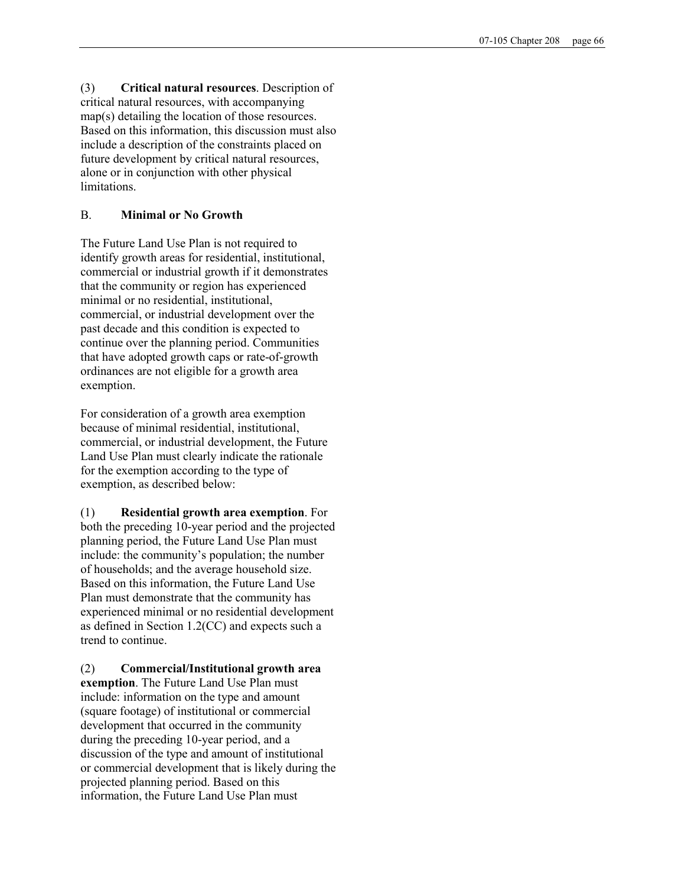(3) **Critical natural resources**. Description of critical natural resources, with accompanying map(s) detailing the location of those resources. Based on this information, this discussion must also include a description of the constraints placed on future development by critical natural resources, alone or in conjunction with other physical limitations.

B. **Minimal or No Growth**

The Future Land Use Plan is not required to identify growth areas for residential, institutional, commercial or industrial growth if it demonstrates that the community or region has experienced minimal or no residential, institutional, commercial, or industrial development over the past decade and this condition is expected to continue over the planning period. Communities that have adopted growth caps or rate-of-growth ordinances are not eligible for a growth area exemption.

For consideration of a growth area exemption because of minimal residential, institutional, commercial, or industrial development, the Future Land Use Plan must clearly indicate the rationale for the exemption according to the type of exemption, as described below:

(1) **Residential growth area exemption**. For both the preceding 10-year period and the projected planning period, the Future Land Use Plan must include: the community's population; the number of households; and the average household size. Based on this information, the Future Land Use Plan must demonstrate that the community has experienced minimal or no residential development as defined in Section 1.2(CC) and expects such a trend to continue.

(2) **Commercial/Institutional growth area exemption**. The Future Land Use Plan must include: information on the type and amount (square footage) of institutional or commercial development that occurred in the community during the preceding 10-year period, and a discussion of the type and amount of institutional or commercial development that is likely during the projected planning period. Based on this information, the Future Land Use Plan must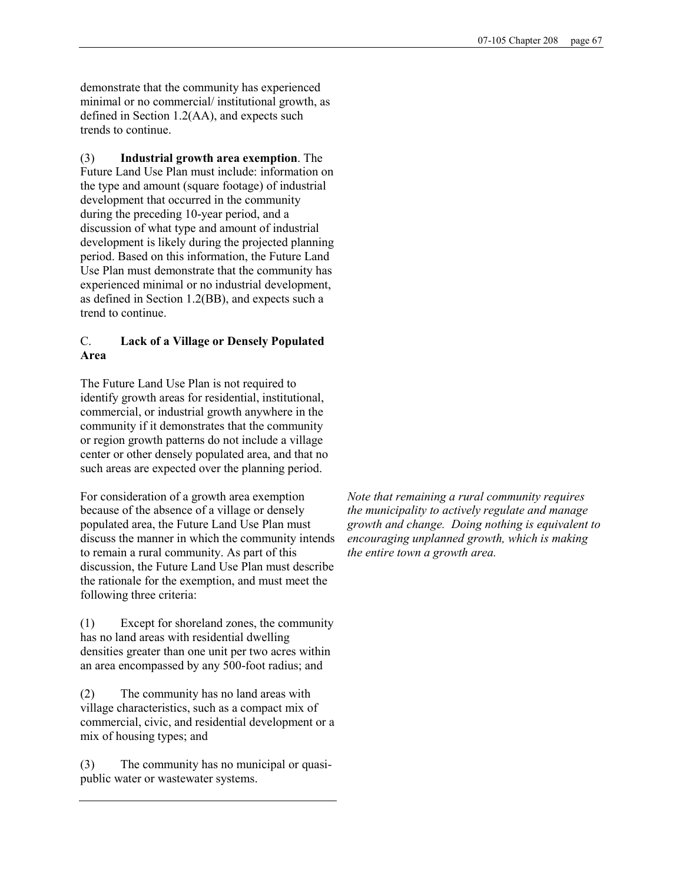demonstrate that the community has experienced minimal or no commercial/ institutional growth, as defined in Section 1.2(AA), and expects such trends to continue.

(3) **Industrial growth area exemption**. The Future Land Use Plan must include: information on the type and amount (square footage) of industrial development that occurred in the community during the preceding 10-year period, and a discussion of what type and amount of industrial development is likely during the projected planning period. Based on this information, the Future Land Use Plan must demonstrate that the community has experienced minimal or no industrial development, as defined in Section 1.2(BB), and expects such a trend to continue.

C. **Lack of a Village or Densely Populated Area**

The Future Land Use Plan is not required to identify growth areas for residential, institutional, commercial, or industrial growth anywhere in the community if it demonstrates that the community or region growth patterns do not include a village center or other densely populated area, and that no such areas are expected over the planning period.

For consideration of a growth area exemption because of the absence of a village or densely populated area, the Future Land Use Plan must discuss the manner in which the community intends to remain a rural community. As part of this discussion, the Future Land Use Plan must describe the rationale for the exemption, and must meet the following three criteria:

*Note that remaining a rural community requires the municipality to actively regulate and manage growth and change. Doing nothing is equivalent to encouraging unplanned growth, which is making the entire town a growth area.*

(1) Except for shoreland zones, the community has no land areas with residential dwelling densities greater than one unit per two acres within an area encompassed by any 500-foot radius; and

(2) The community has no land areas with village characteristics, such as a compact mix of commercial, civic, and residential development or a mix of housing types; and

(3) The community has no municipal or quasi-public water or wastewater systems.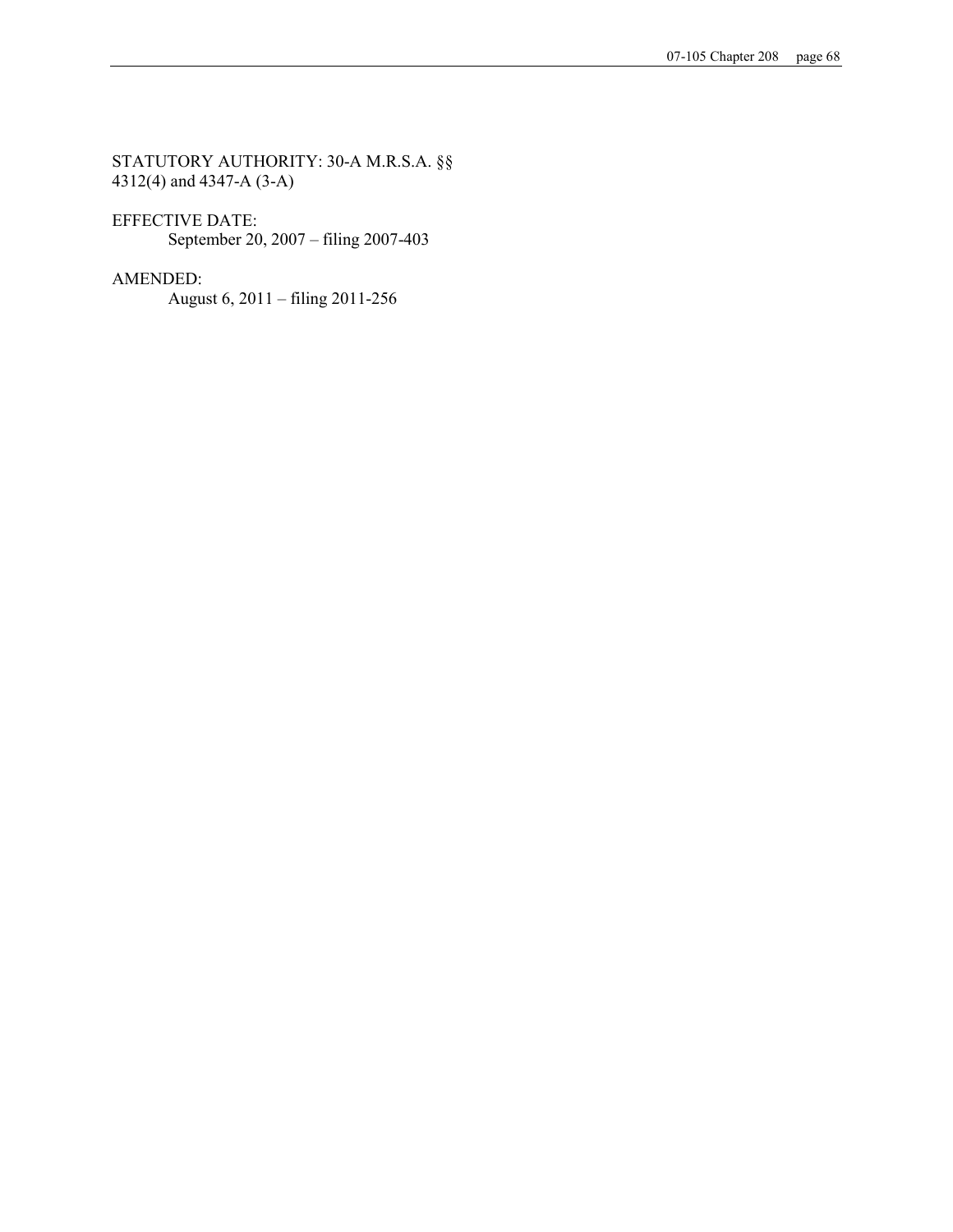STATUTORY AUTHORITY: 30-A M.R.S.A. §§ 4312(4) and 4347-A (3-A)

EFFECTIVE DATE:
September 20, 2007 – filing 2007-403

AMENDED:
August 6, 2011 – filing 2011-256